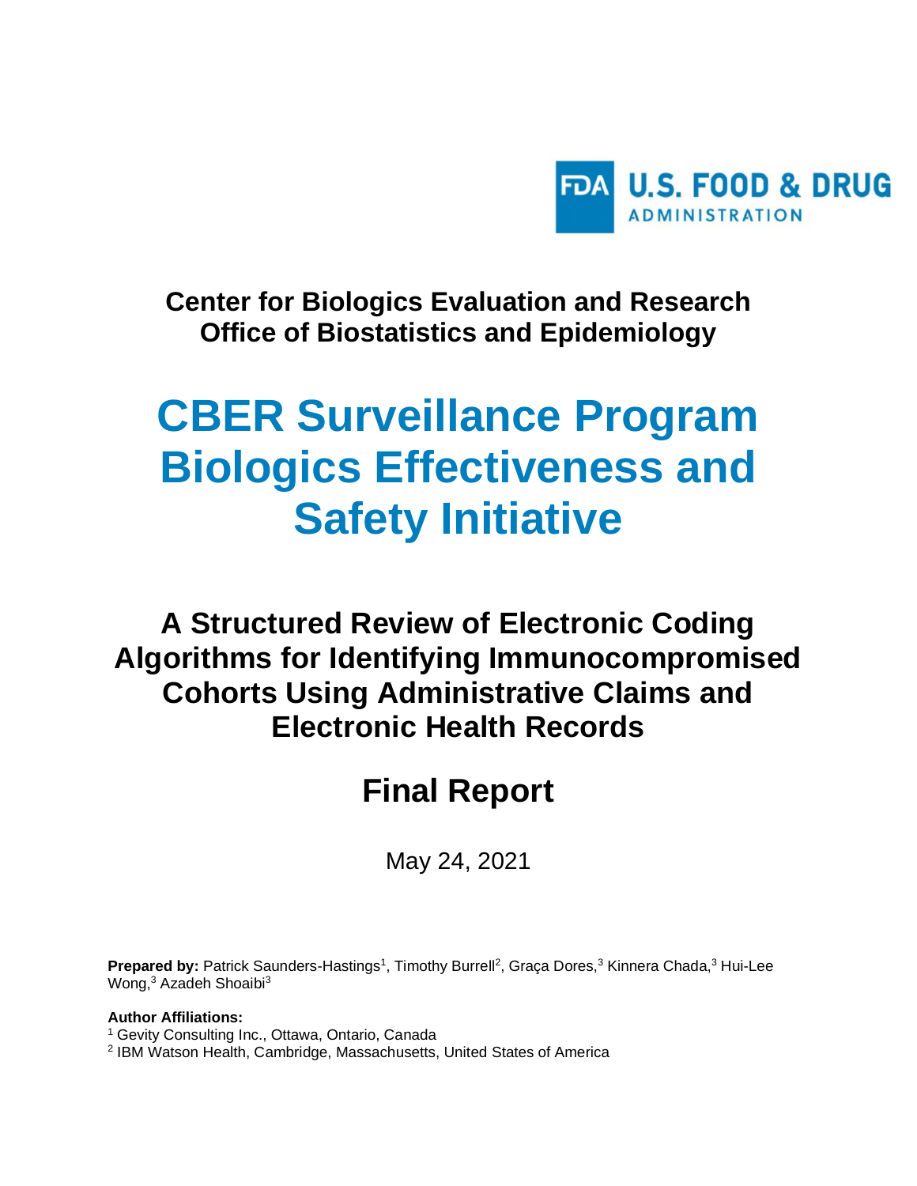FDA U.S. FOOD & DRUG ADMINISTRATION

**Center for Biologics Evaluation and Research**
**Office of Biostatistics and Epidemiology**

# CBER Surveillance Program Biologics Effectiveness and Safety Initiative

## A Structured Review of Electronic Coding Algorithms for Identifying Immunocompromised Cohorts Using Administrative Claims and Electronic Health Records

## Final Report

May 24, 2021

**Prepared by:** Patrick Saunders-Hastings[1], Timothy Burrell[2], Graça Dores,[3] Kinnera Chada,[3] Hui-Lee Wong,[3] Azadeh Shoaibi[3]

**Author Affiliations:**
[1] Gevity Consulting Inc., Ottawa, Ontario, Canada
[2] IBM Watson Health, Cambridge, Massachusetts, United States of America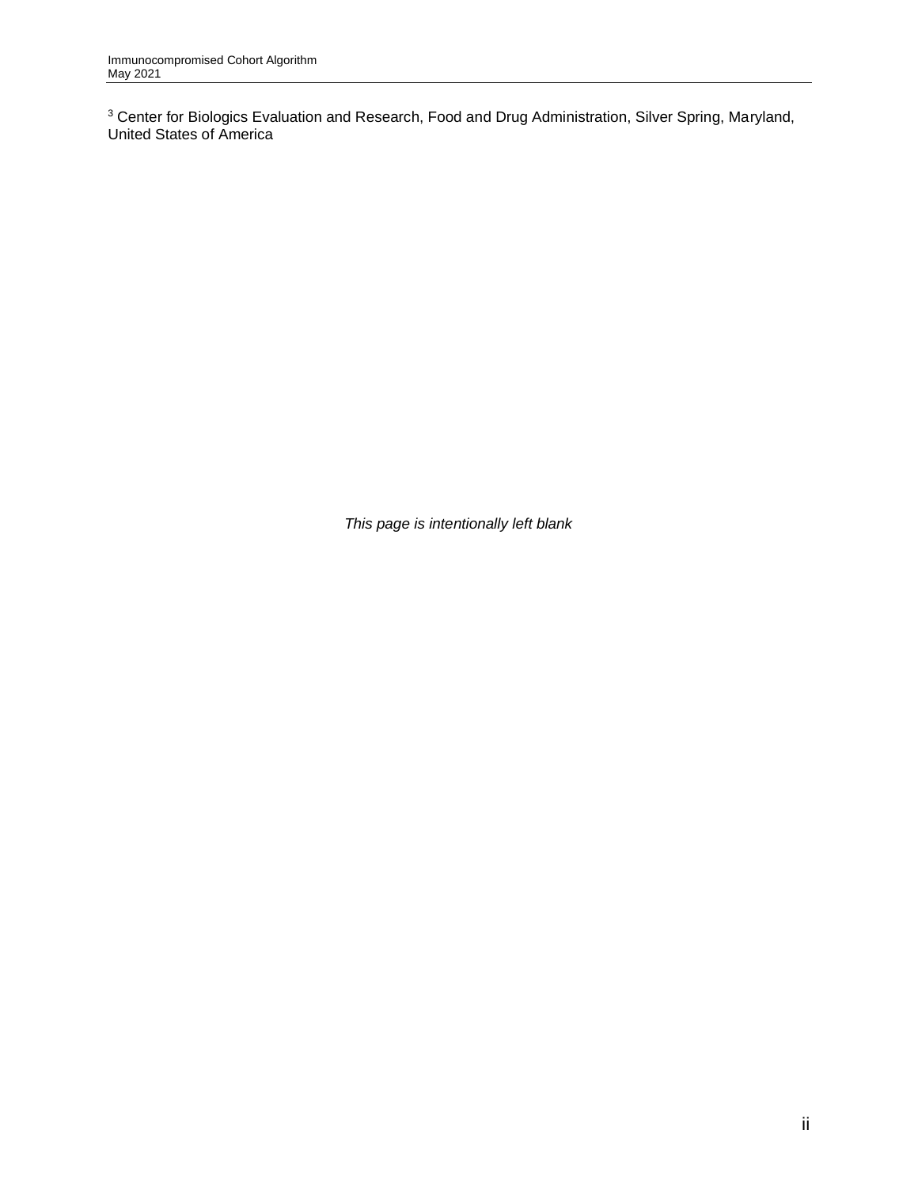[3] Center for Biologics Evaluation and Research, Food and Drug Administration, Silver Spring, Maryland, United States of America

*This page is intentionally left blank*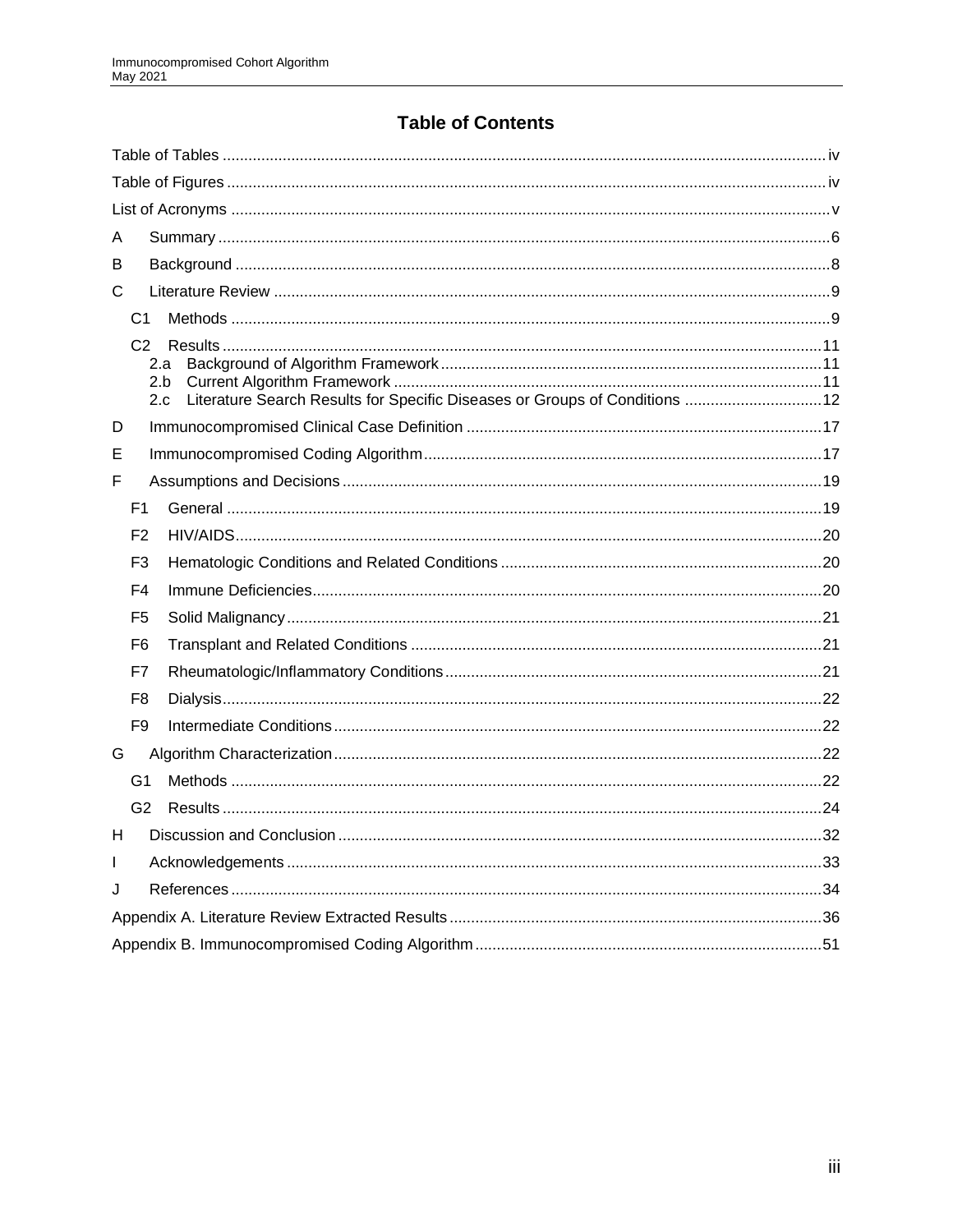# Table of Contents

Table of Tables ....... iv

Table of Figures ....... iv

List of Acronyms ....... v

A Summary ....... 6

B Background ....... 8

C Literature Review ....... 9

- C1 Methods ....... 9
- C2 Results ....... 11
  - 2.a Background of Algorithm Framework ....... 11
  - 2.b Current Algorithm Framework ....... 11
  - 2.c Literature Search Results for Specific Diseases or Groups of Conditions ....... 12

D Immunocompromised Clinical Case Definition ....... 17

E Immunocompromised Coding Algorithm ....... 17

F Assumptions and Decisions ....... 19

- F1 General ....... 19
- F2 HIV/AIDS ....... 20
- F3 Hematologic Conditions and Related Conditions ....... 20
- F4 Immune Deficiencies ....... 20
- F5 Solid Malignancy ....... 21
- F6 Transplant and Related Conditions ....... 21
- F7 Rheumatologic/Inflammatory Conditions ....... 21
- F8 Dialysis ....... 22
- F9 Intermediate Conditions ....... 22

G Algorithm Characterization ....... 22

- G1 Methods ....... 22
- G2 Results ....... 24

H Discussion and Conclusion ....... 32

I Acknowledgements ....... 33

J References ....... 34

Appendix A. Literature Review Extracted Results ....... 36

Appendix B. Immunocompromised Coding Algorithm ....... 51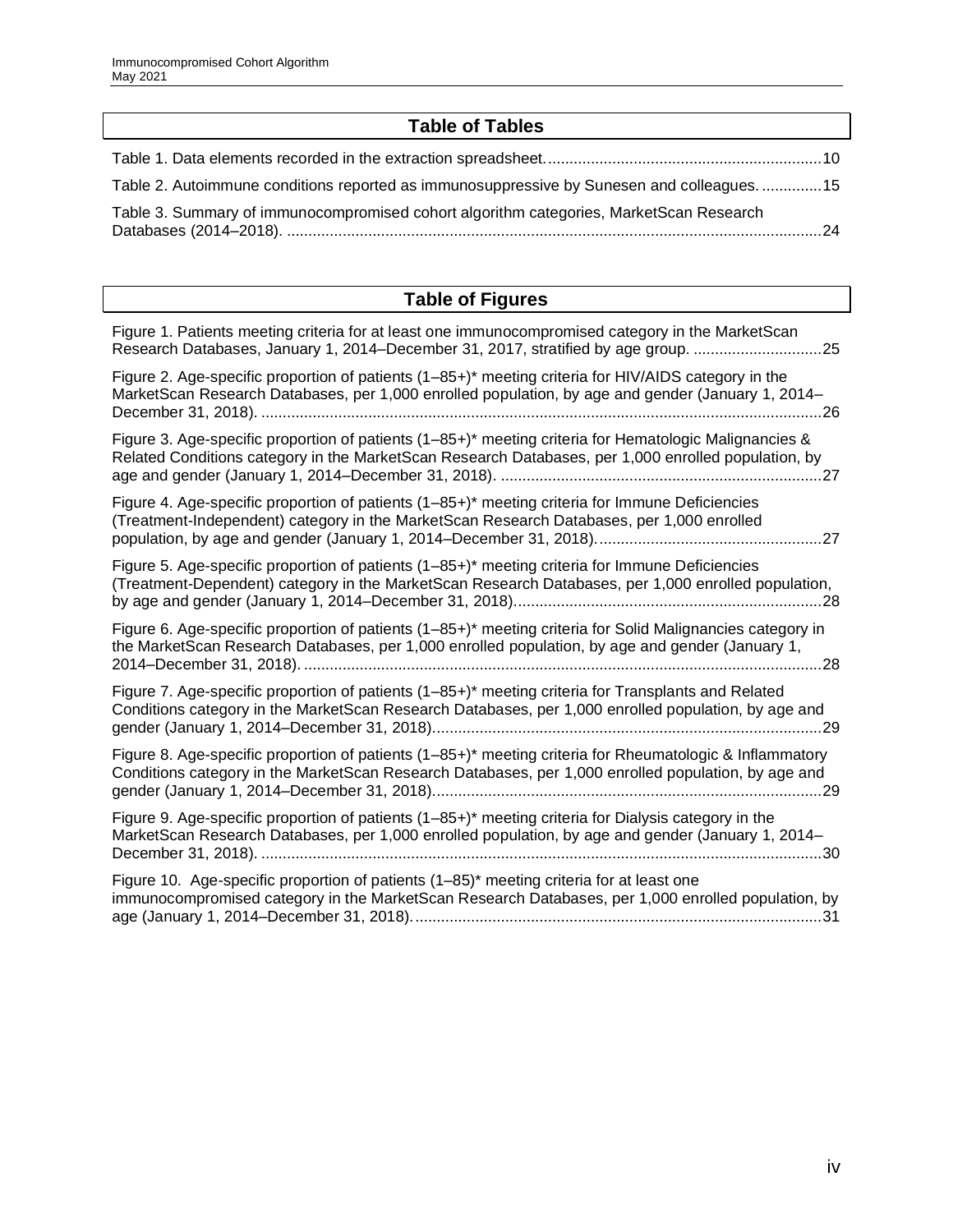## Table of Tables

Table 1. Data elements recorded in the extraction spreadsheet. ................................................................10

Table 2. Autoimmune conditions reported as immunosuppressive by Sunesen and colleagues. ..............15

Table 3. Summary of immunocompromised cohort algorithm categories, MarketScan Research Databases (2014–2018). ..........................................................................................................................24

## Table of Figures

Figure 1. Patients meeting criteria for at least one immunocompromised category in the MarketScan Research Databases, January 1, 2014–December 31, 2017, stratified by age group. ..............................25

Figure 2. Age-specific proportion of patients (1–85+)* meeting criteria for HIV/AIDS category in the MarketScan Research Databases, per 1,000 enrolled population, by age and gender (January 1, 2014–December 31, 2018). .................................................................................................................................26

Figure 3. Age-specific proportion of patients (1–85+)* meeting criteria for Hematologic Malignancies & Related Conditions category in the MarketScan Research Databases, per 1,000 enrolled population, by age and gender (January 1, 2014–December 31, 2018). ...........................................................................27

Figure 4. Age-specific proportion of patients (1–85+)* meeting criteria for Immune Deficiencies (Treatment-Independent) category in the MarketScan Research Databases, per 1,000 enrolled population, by age and gender (January 1, 2014–December 31, 2018). ....................................................27

Figure 5. Age-specific proportion of patients (1–85+)* meeting criteria for Immune Deficiencies (Treatment-Dependent) category in the MarketScan Research Databases, per 1,000 enrolled population, by age and gender (January 1, 2014–December 31, 2018). .......................................................................28

Figure 6. Age-specific proportion of patients (1–85+)* meeting criteria for Solid Malignancies category in the MarketScan Research Databases, per 1,000 enrolled population, by age and gender (January 1, 2014–December 31, 2018). ........................................................................................................................28

Figure 7. Age-specific proportion of patients (1–85+)* meeting criteria for Transplants and Related Conditions category in the MarketScan Research Databases, per 1,000 enrolled population, by age and gender (January 1, 2014–December 31, 2018). .........................................................................................29

Figure 8. Age-specific proportion of patients (1–85+)* meeting criteria for Rheumatologic & Inflammatory Conditions category in the MarketScan Research Databases, per 1,000 enrolled population, by age and gender (January 1, 2014–December 31, 2018). .........................................................................................29

Figure 9. Age-specific proportion of patients (1–85+)* meeting criteria for Dialysis category in the MarketScan Research Databases, per 1,000 enrolled population, by age and gender (January 1, 2014–December 31, 2018). .................................................................................................................................30

Figure 10. Age-specific proportion of patients (1–85)* meeting criteria for at least one immunocompromised category in the MarketScan Research Databases, per 1,000 enrolled population, by age (January 1, 2014–December 31, 2018). ...............................................................................................31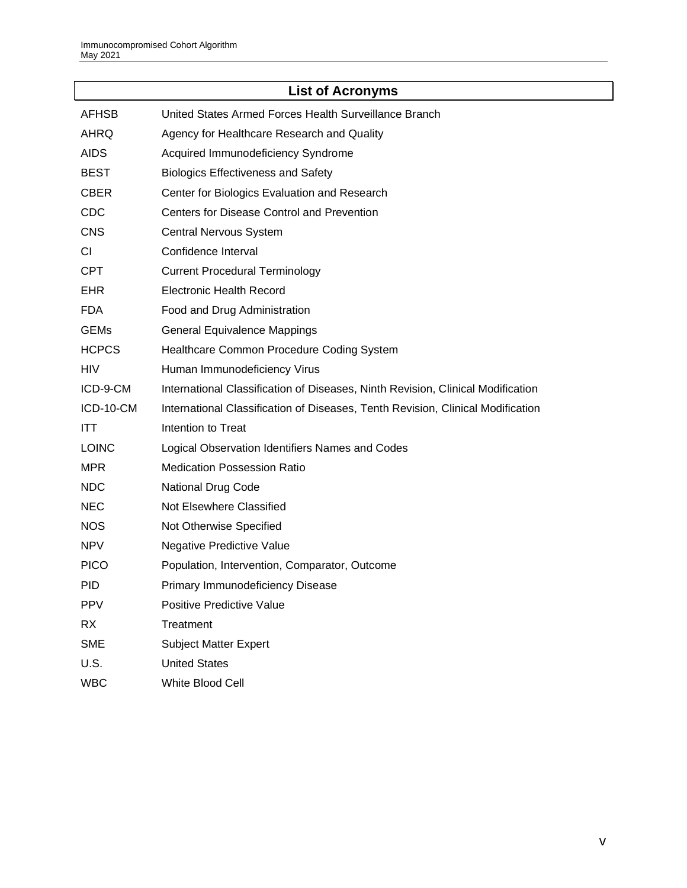## List of Acronyms

| | |
|---|---|
| AFHSB | United States Armed Forces Health Surveillance Branch |
| AHRQ | Agency for Healthcare Research and Quality |
| AIDS | Acquired Immunodeficiency Syndrome |
| BEST | Biologics Effectiveness and Safety |
| CBER | Center for Biologics Evaluation and Research |
| CDC | Centers for Disease Control and Prevention |
| CNS | Central Nervous System |
| CI | Confidence Interval |
| CPT | Current Procedural Terminology |
| EHR | Electronic Health Record |
| FDA | Food and Drug Administration |
| GEMs | General Equivalence Mappings |
| HCPCS | Healthcare Common Procedure Coding System |
| HIV | Human Immunodeficiency Virus |
| ICD-9-CM | International Classification of Diseases, Ninth Revision, Clinical Modification |
| ICD-10-CM | International Classification of Diseases, Tenth Revision, Clinical Modification |
| ITT | Intention to Treat |
| LOINC | Logical Observation Identifiers Names and Codes |
| MPR | Medication Possession Ratio |
| NDC | National Drug Code |
| NEC | Not Elsewhere Classified |
| NOS | Not Otherwise Specified |
| NPV | Negative Predictive Value |
| PICO | Population, Intervention, Comparator, Outcome |
| PID | Primary Immunodeficiency Disease |
| PPV | Positive Predictive Value |
| RX | Treatment |
| SME | Subject Matter Expert |
| U.S. | United States |
| WBC | White Blood Cell |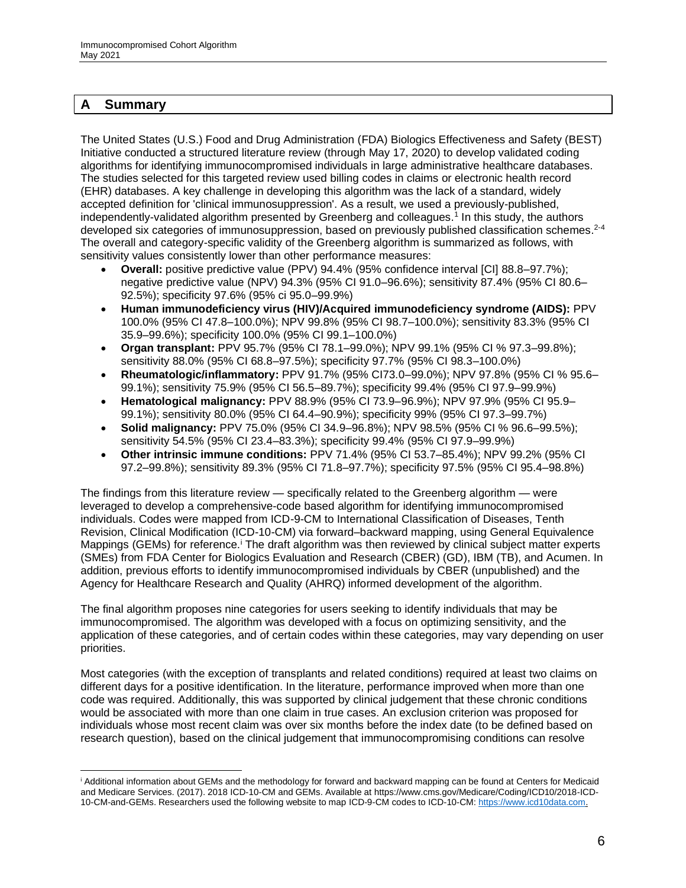## A Summary

The United States (U.S.) Food and Drug Administration (FDA) Biologics Effectiveness and Safety (BEST) Initiative conducted a structured literature review (through May 17, 2020) to develop validated coding algorithms for identifying immunocompromised individuals in large administrative healthcare databases. The studies selected for this targeted review used billing codes in claims or electronic health record (EHR) databases. A key challenge in developing this algorithm was the lack of a standard, widely accepted definition for 'clinical immunosuppression'. As a result, we used a previously-published, independently-validated algorithm presented by Greenberg and colleagues.[1] In this study, the authors developed six categories of immunosuppression, based on previously published classification schemes.[2-4] The overall and category-specific validity of the Greenberg algorithm is summarized as follows, with sensitivity values consistently lower than other performance measures:

- **Overall:** positive predictive value (PPV) 94.4% (95% confidence interval [CI] 88.8–97.7%); negative predictive value (NPV) 94.3% (95% CI 91.0–96.6%); sensitivity 87.4% (95% CI 80.6–92.5%); specificity 97.6% (95% ci 95.0–99.9%)
- **Human immunodeficiency virus (HIV)/Acquired immunodeficiency syndrome (AIDS):** PPV 100.0% (95% CI 47.8–100.0%); NPV 99.8% (95% CI 98.7–100.0%); sensitivity 83.3% (95% CI 35.9–99.6%); specificity 100.0% (95% CI 99.1–100.0%)
- **Organ transplant:** PPV 95.7% (95% CI 78.1–99.0%); NPV 99.1% (95% CI % 97.3–99.8%); sensitivity 88.0% (95% CI 68.8–97.5%); specificity 97.7% (95% CI 98.3–100.0%)
- **Rheumatologic/inflammatory:** PPV 91.7% (95% CI73.0–99.0%); NPV 97.8% (95% CI % 95.6–99.1%); sensitivity 75.9% (95% CI 56.5–89.7%); specificity 99.4% (95% CI 97.9–99.9%)
- **Hematological malignancy:** PPV 88.9% (95% CI 73.9–96.9%); NPV 97.9% (95% CI 95.9–99.1%); sensitivity 80.0% (95% CI 64.4–90.9%); specificity 99% (95% CI 97.3–99.7%)
- **Solid malignancy:** PPV 75.0% (95% CI 34.9–96.8%); NPV 98.5% (95% CI % 96.6–99.5%); sensitivity 54.5% (95% CI 23.4–83.3%); specificity 99.4% (95% CI 97.9–99.9%)
- **Other intrinsic immune conditions:** PPV 71.4% (95% CI 53.7–85.4%); NPV 99.2% (95% CI 97.2–99.8%); sensitivity 89.3% (95% CI 71.8–97.7%); specificity 97.5% (95% CI 95.4–98.8%)

The findings from this literature review — specifically related to the Greenberg algorithm — were leveraged to develop a comprehensive-code based algorithm for identifying immunocompromised individuals. Codes were mapped from ICD-9-CM to International Classification of Diseases, Tenth Revision, Clinical Modification (ICD-10-CM) via forward–backward mapping, using General Equivalence Mappings (GEMs) for reference.[i] The draft algorithm was then reviewed by clinical subject matter experts (SMEs) from FDA Center for Biologics Evaluation and Research (CBER) (GD), IBM (TB), and Acumen. In addition, previous efforts to identify immunocompromised individuals by CBER (unpublished) and the Agency for Healthcare Research and Quality (AHRQ) informed development of the algorithm.

The final algorithm proposes nine categories for users seeking to identify individuals that may be immunocompromised. The algorithm was developed with a focus on optimizing sensitivity, and the application of these categories, and of certain codes within these categories, may vary depending on user priorities.

Most categories (with the exception of transplants and related conditions) required at least two claims on different days for a positive identification. In the literature, performance improved when more than one code was required. Additionally, this was supported by clinical judgement that these chronic conditions would be associated with more than one claim in true cases. An exclusion criterion was proposed for individuals whose most recent claim was over six months before the index date (to be defined based on research question), based on the clinical judgement that immunocompromising conditions can resolve

---

[i] Additional information about GEMs and the methodology for forward and backward mapping can be found at Centers for Medicaid and Medicare Services. (2017). 2018 ICD-10-CM and GEMs. Available at https://www.cms.gov/Medicare/Coding/ICD10/2018-ICD-10-CM-and-GEMs. Researchers used the following website to map ICD-9-CM codes to ICD-10-CM: https://www.icd10data.com.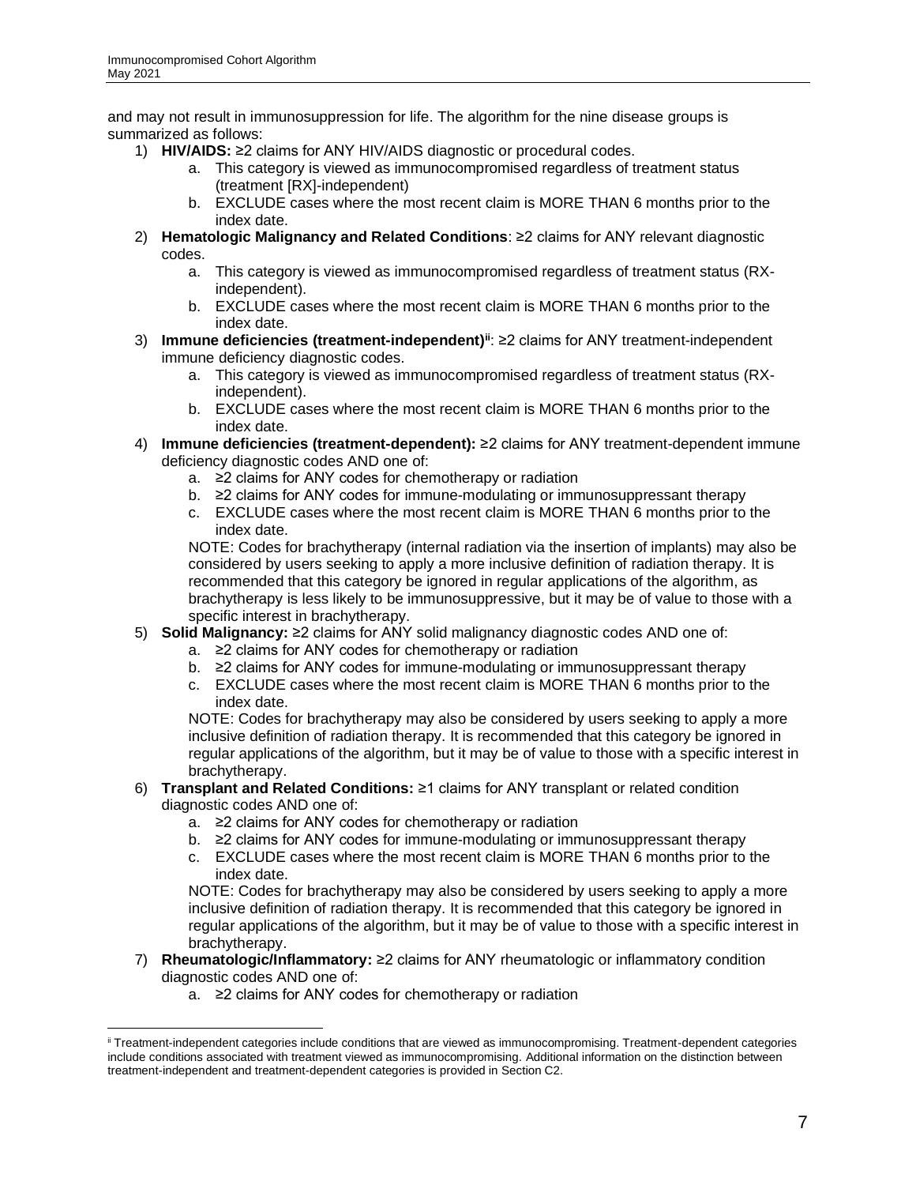and may not result in immunosuppression for life. The algorithm for the nine disease groups is summarized as follows:

1) **HIV/AIDS:** ≥2 claims for ANY HIV/AIDS diagnostic or procedural codes.
    a. This category is viewed as immunocompromised regardless of treatment status (treatment [RX]-independent)
    b. EXCLUDE cases where the most recent claim is MORE THAN 6 months prior to the index date.
2) **Hematologic Malignancy and Related Conditions**: ≥2 claims for ANY relevant diagnostic codes.
    a. This category is viewed as immunocompromised regardless of treatment status (RX-independent).
    b. EXCLUDE cases where the most recent claim is MORE THAN 6 months prior to the index date.
3) **Immune deficiencies (treatment-independent)**[ii]: ≥2 claims for ANY treatment-independent immune deficiency diagnostic codes.
    a. This category is viewed as immunocompromised regardless of treatment status (RX-independent).
    b. EXCLUDE cases where the most recent claim is MORE THAN 6 months prior to the index date.
4) **Immune deficiencies (treatment-dependent):** ≥2 claims for ANY treatment-dependent immune deficiency diagnostic codes AND one of:
    a. ≥2 claims for ANY codes for chemotherapy or radiation
    b. ≥2 claims for ANY codes for immune-modulating or immunosuppressant therapy
    c. EXCLUDE cases where the most recent claim is MORE THAN 6 months prior to the index date.

    NOTE: Codes for brachytherapy (internal radiation via the insertion of implants) may also be considered by users seeking to apply a more inclusive definition of radiation therapy. It is recommended that this category be ignored in regular applications of the algorithm, as brachytherapy is less likely to be immunosuppressive, but it may be of value to those with a specific interest in brachytherapy.
5) **Solid Malignancy:** ≥2 claims for ANY solid malignancy diagnostic codes AND one of:
    a. ≥2 claims for ANY codes for chemotherapy or radiation
    b. ≥2 claims for ANY codes for immune-modulating or immunosuppressant therapy
    c. EXCLUDE cases where the most recent claim is MORE THAN 6 months prior to the index date.

    NOTE: Codes for brachytherapy may also be considered by users seeking to apply a more inclusive definition of radiation therapy. It is recommended that this category be ignored in regular applications of the algorithm, but it may be of value to those with a specific interest in brachytherapy.
6) **Transplant and Related Conditions:** ≥1 claims for ANY transplant or related condition diagnostic codes AND one of:
    a. ≥2 claims for ANY codes for chemotherapy or radiation
    b. ≥2 claims for ANY codes for immune-modulating or immunosuppressant therapy
    c. EXCLUDE cases where the most recent claim is MORE THAN 6 months prior to the index date.

    NOTE: Codes for brachytherapy may also be considered by users seeking to apply a more inclusive definition of radiation therapy. It is recommended that this category be ignored in regular applications of the algorithm, but it may be of value to those with a specific interest in brachytherapy.
7) **Rheumatologic/Inflammatory:** ≥2 claims for ANY rheumatologic or inflammatory condition diagnostic codes AND one of:
    a. ≥2 claims for ANY codes for chemotherapy or radiation

---

[ii] Treatment-independent categories include conditions that are viewed as immunocompromising. Treatment-dependent categories include conditions associated with treatment viewed as immunocompromising. Additional information on the distinction between treatment-independent and treatment-dependent categories is provided in Section C2.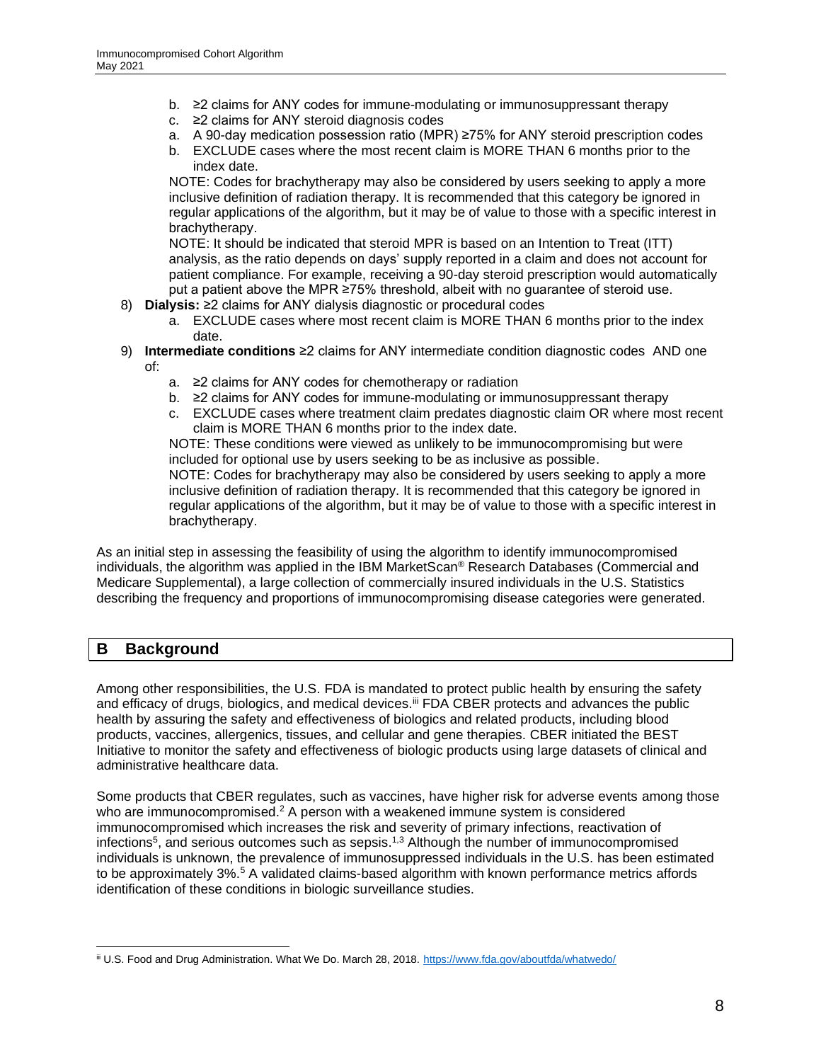b. ≥2 claims for ANY codes for immune-modulating or immunosuppressant therapy
c. ≥2 claims for ANY steroid diagnosis codes
a. A 90-day medication possession ratio (MPR) ≥75% for ANY steroid prescription codes
b. EXCLUDE cases where the most recent claim is MORE THAN 6 months prior to the index date.

NOTE: Codes for brachytherapy may also be considered by users seeking to apply a more inclusive definition of radiation therapy. It is recommended that this category be ignored in regular applications of the algorithm, but it may be of value to those with a specific interest in brachytherapy.

NOTE: It should be indicated that steroid MPR is based on an Intention to Treat (ITT) analysis, as the ratio depends on days' supply reported in a claim and does not account for patient compliance. For example, receiving a 90-day steroid prescription would automatically put a patient above the MPR ≥75% threshold, albeit with no guarantee of steroid use.

8) **Dialysis:** ≥2 claims for ANY dialysis diagnostic or procedural codes
   a. EXCLUDE cases where most recent claim is MORE THAN 6 months prior to the index date.
9) **Intermediate conditions** ≥2 claims for ANY intermediate condition diagnostic codes AND one of:
   a. ≥2 claims for ANY codes for chemotherapy or radiation
   b. ≥2 claims for ANY codes for immune-modulating or immunosuppressant therapy
   c. EXCLUDE cases where treatment claim predates diagnostic claim OR where most recent claim is MORE THAN 6 months prior to the index date.

   NOTE: These conditions were viewed as unlikely to be immunocompromising but were included for optional use by users seeking to be as inclusive as possible.

   NOTE: Codes for brachytherapy may also be considered by users seeking to apply a more inclusive definition of radiation therapy. It is recommended that this category be ignored in regular applications of the algorithm, but it may be of value to those with a specific interest in brachytherapy.

As an initial step in assessing the feasibility of using the algorithm to identify immunocompromised individuals, the algorithm was applied in the IBM MarketScan® Research Databases (Commercial and Medicare Supplemental), a large collection of commercially insured individuals in the U.S. Statistics describing the frequency and proportions of immunocompromising disease categories were generated.

## B Background

Among other responsibilities, the U.S. FDA is mandated to protect public health by ensuring the safety and efficacy of drugs, biologics, and medical devices.[iii] FDA CBER protects and advances the public health by assuring the safety and effectiveness of biologics and related products, including blood products, vaccines, allergenics, tissues, and cellular and gene therapies. CBER initiated the BEST Initiative to monitor the safety and effectiveness of biologic products using large datasets of clinical and administrative healthcare data.

Some products that CBER regulates, such as vaccines, have higher risk for adverse events among those who are immunocompromised.[2] A person with a weakened immune system is considered immunocompromised which increases the risk and severity of primary infections, reactivation of infections[5], and serious outcomes such as sepsis.[1,3] Although the number of immunocompromised individuals is unknown, the prevalence of immunosuppressed individuals in the U.S. has been estimated to be approximately 3%.[5] A validated claims-based algorithm with known performance metrics affords identification of these conditions in biologic surveillance studies.

---

[iii] U.S. Food and Drug Administration. What We Do. March 28, 2018. https://www.fda.gov/aboutfda/whatwedo/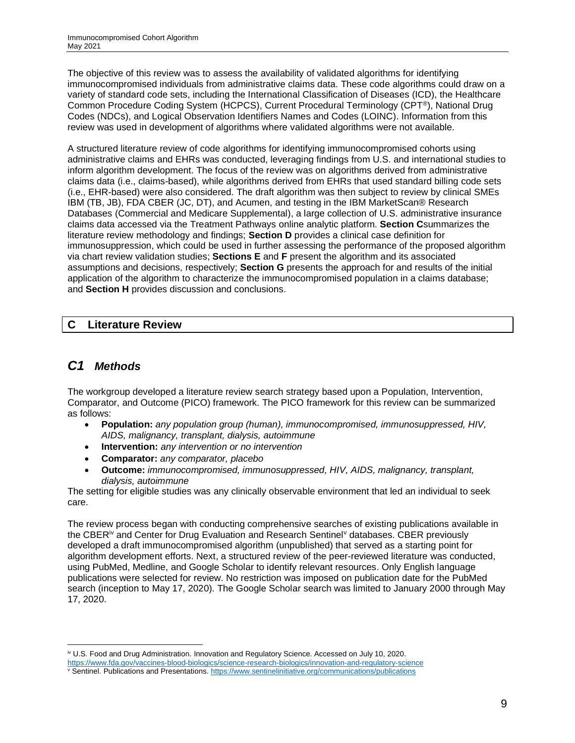The objective of this review was to assess the availability of validated algorithms for identifying immunocompromised individuals from administrative claims data. These code algorithms could draw on a variety of standard code sets, including the International Classification of Diseases (ICD), the Healthcare Common Procedure Coding System (HCPCS), Current Procedural Terminology (CPT®), National Drug Codes (NDCs), and Logical Observation Identifiers Names and Codes (LOINC). Information from this review was used in development of algorithms where validated algorithms were not available.

A structured literature review of code algorithms for identifying immunocompromised cohorts using administrative claims and EHRs was conducted, leveraging findings from U.S. and international studies to inform algorithm development. The focus of the review was on algorithms derived from administrative claims data (i.e., claims-based), while algorithms derived from EHRs that used standard billing code sets (i.e., EHR-based) were also considered. The draft algorithm was then subject to review by clinical SMEs IBM (TB, JB), FDA CBER (JC, DT), and Acumen, and testing in the IBM MarketScan® Research Databases (Commercial and Medicare Supplemental), a large collection of U.S. administrative insurance claims data accessed via the Treatment Pathways online analytic platform. **Section C**summarizes the literature review methodology and findings; **Section D** provides a clinical case definition for immunosuppression, which could be used in further assessing the performance of the proposed algorithm via chart review validation studies; **Sections E** and **F** present the algorithm and its associated assumptions and decisions, respectively; **Section G** presents the approach for and results of the initial application of the algorithm to characterize the immunocompromised population in a claims database; and **Section H** provides discussion and conclusions.

# C Literature Review

## *C1 Methods*

The workgroup developed a literature review search strategy based upon a Population, Intervention, Comparator, and Outcome (PICO) framework. The PICO framework for this review can be summarized as follows:

- **Population:** *any population group (human), immunocompromised, immunosuppressed, HIV, AIDS, malignancy, transplant, dialysis, autoimmune*
- **Intervention:** *any intervention or no intervention*
- **Comparator:** *any comparator, placebo*
- **Outcome:** *immunocompromised, immunosuppressed, HIV, AIDS, malignancy, transplant, dialysis, autoimmune*

The setting for eligible studies was any clinically observable environment that led an individual to seek care.

The review process began with conducting comprehensive searches of existing publications available in the CBER[iv] and Center for Drug Evaluation and Research Sentinel[v] databases. CBER previously developed a draft immunocompromised algorithm (unpublished) that served as a starting point for algorithm development efforts. Next, a structured review of the peer-reviewed literature was conducted, using PubMed, Medline, and Google Scholar to identify relevant resources. Only English language publications were selected for review. No restriction was imposed on publication date for the PubMed search (inception to May 17, 2020). The Google Scholar search was limited to January 2000 through May 17, 2020.

[iv] U.S. Food and Drug Administration. Innovation and Regulatory Science. Accessed on July 10, 2020. https://www.fda.gov/vaccines-blood-biologics/science-research-biologics/innovation-and-regulatory-science

[v] Sentinel. Publications and Presentations. https://www.sentinelinitiative.org/communications/publications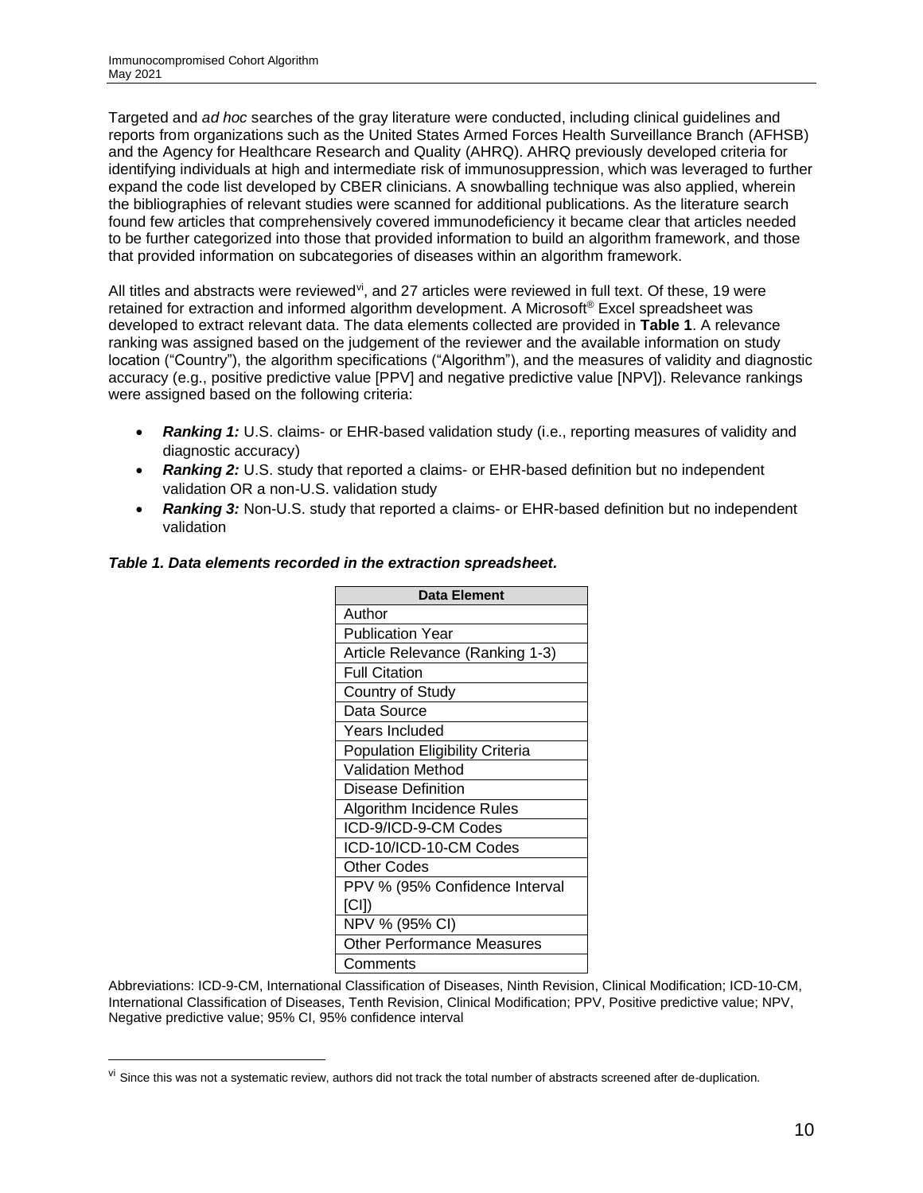Targeted and *ad hoc* searches of the gray literature were conducted, including clinical guidelines and reports from organizations such as the United States Armed Forces Health Surveillance Branch (AFHSB) and the Agency for Healthcare Research and Quality (AHRQ). AHRQ previously developed criteria for identifying individuals at high and intermediate risk of immunosuppression, which was leveraged to further expand the code list developed by CBER clinicians. A snowballing technique was also applied, wherein the bibliographies of relevant studies were scanned for additional publications. As the literature search found few articles that comprehensively covered immunodeficiency it became clear that articles needed to be further categorized into those that provided information to build an algorithm framework, and those that provided information on subcategories of diseases within an algorithm framework.

All titles and abstracts were reviewed[vi], and 27 articles were reviewed in full text. Of these, 19 were retained for extraction and informed algorithm development. A Microsoft® Excel spreadsheet was developed to extract relevant data. The data elements collected are provided in **Table 1**. A relevance ranking was assigned based on the judgement of the reviewer and the available information on study location ("Country"), the algorithm specifications ("Algorithm"), and the measures of validity and diagnostic accuracy (e.g., positive predictive value [PPV] and negative predictive value [NPV]). Relevance rankings were assigned based on the following criteria:

- ***Ranking 1:*** U.S. claims- or EHR-based validation study (i.e., reporting measures of validity and diagnostic accuracy)
- ***Ranking 2:*** U.S. study that reported a claims- or EHR-based definition but no independent validation OR a non-U.S. validation study
- ***Ranking 3:*** Non-U.S. study that reported a claims- or EHR-based definition but no independent validation

***Table 1. Data elements recorded in the extraction spreadsheet.***

| Data Element |
|---|
| Author |
| Publication Year |
| Article Relevance (Ranking 1-3) |
| Full Citation |
| Country of Study |
| Data Source |
| Years Included |
| Population Eligibility Criteria |
| Validation Method |
| Disease Definition |
| Algorithm Incidence Rules |
| ICD-9/ICD-9-CM Codes |
| ICD-10/ICD-10-CM Codes |
| Other Codes |
| PPV % (95% Confidence Interval [CI]) |
| NPV % (95% CI) |
| Other Performance Measures |
| Comments |

Abbreviations: ICD-9-CM, International Classification of Diseases, Ninth Revision, Clinical Modification; ICD-10-CM, International Classification of Diseases, Tenth Revision, Clinical Modification; PPV, Positive predictive value; NPV, Negative predictive value; 95% CI, 95% confidence interval

[vi] Since this was not a systematic review, authors did not track the total number of abstracts screened after de-duplication.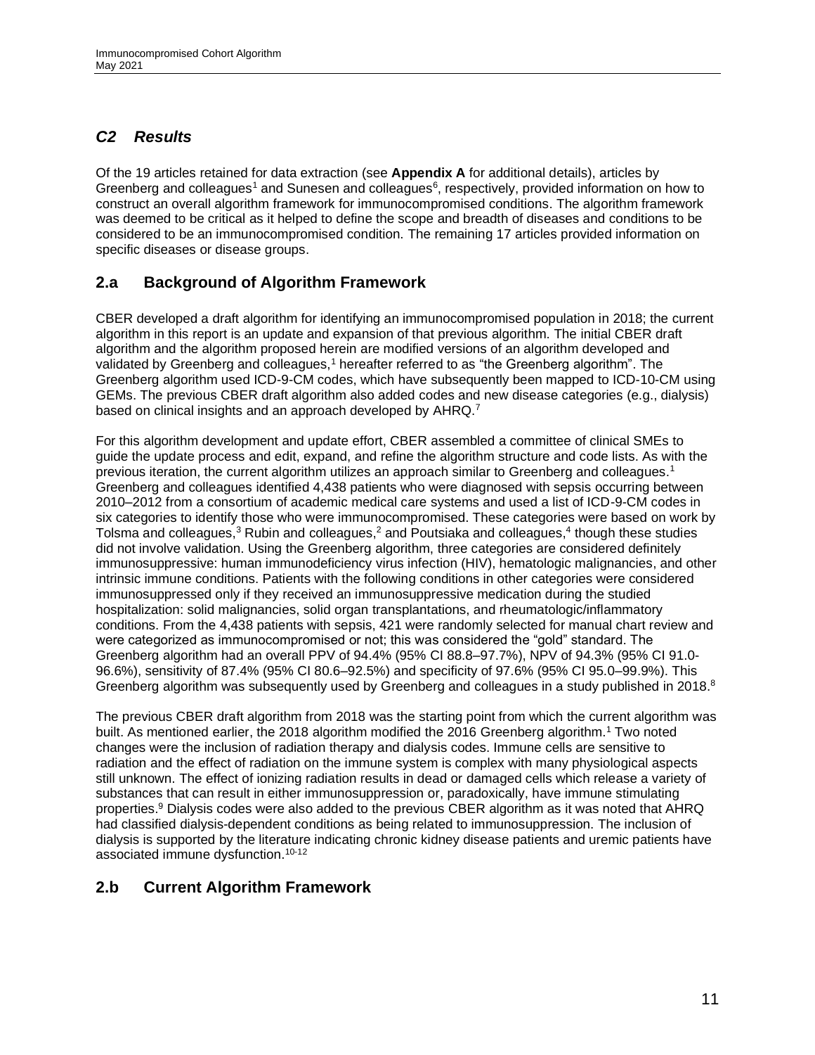## *C2 Results*

Of the 19 articles retained for data extraction (see **Appendix A** for additional details), articles by Greenberg and colleagues[1] and Sunesen and colleagues[6], respectively, provided information on how to construct an overall algorithm framework for immunocompromised conditions. The algorithm framework was deemed to be critical as it helped to define the scope and breadth of diseases and conditions to be considered to be an immunocompromised condition. The remaining 17 articles provided information on specific diseases or disease groups.

## 2.a Background of Algorithm Framework

CBER developed a draft algorithm for identifying an immunocompromised population in 2018; the current algorithm in this report is an update and expansion of that previous algorithm. The initial CBER draft algorithm and the algorithm proposed herein are modified versions of an algorithm developed and validated by Greenberg and colleagues,[1] hereafter referred to as "the Greenberg algorithm". The Greenberg algorithm used ICD-9-CM codes, which have subsequently been mapped to ICD-10-CM using GEMs. The previous CBER draft algorithm also added codes and new disease categories (e.g., dialysis) based on clinical insights and an approach developed by AHRQ.[7]

For this algorithm development and update effort, CBER assembled a committee of clinical SMEs to guide the update process and edit, expand, and refine the algorithm structure and code lists. As with the previous iteration, the current algorithm utilizes an approach similar to Greenberg and colleagues.[1] Greenberg and colleagues identified 4,438 patients who were diagnosed with sepsis occurring between 2010–2012 from a consortium of academic medical care systems and used a list of ICD-9-CM codes in six categories to identify those who were immunocompromised. These categories were based on work by Tolsma and colleagues,[3] Rubin and colleagues,[2] and Poutsiaka and colleagues,[4] though these studies did not involve validation. Using the Greenberg algorithm, three categories are considered definitely immunosuppressive: human immunodeficiency virus infection (HIV), hematologic malignancies, and other intrinsic immune conditions. Patients with the following conditions in other categories were considered immunosuppressed only if they received an immunosuppressive medication during the studied hospitalization: solid malignancies, solid organ transplantations, and rheumatologic/inflammatory conditions. From the 4,438 patients with sepsis, 421 were randomly selected for manual chart review and were categorized as immunocompromised or not; this was considered the "gold" standard. The Greenberg algorithm had an overall PPV of 94.4% (95% CI 88.8–97.7%), NPV of 94.3% (95% CI 91.0-96.6%), sensitivity of 87.4% (95% CI 80.6–92.5%) and specificity of 97.6% (95% CI 95.0–99.9%). This Greenberg algorithm was subsequently used by Greenberg and colleagues in a study published in 2018.[8]

The previous CBER draft algorithm from 2018 was the starting point from which the current algorithm was built. As mentioned earlier, the 2018 algorithm modified the 2016 Greenberg algorithm.[1] Two noted changes were the inclusion of radiation therapy and dialysis codes. Immune cells are sensitive to radiation and the effect of radiation on the immune system is complex with many physiological aspects still unknown. The effect of ionizing radiation results in dead or damaged cells which release a variety of substances that can result in either immunosuppression or, paradoxically, have immune stimulating properties.[9] Dialysis codes were also added to the previous CBER algorithm as it was noted that AHRQ had classified dialysis-dependent conditions as being related to immunosuppression. The inclusion of dialysis is supported by the literature indicating chronic kidney disease patients and uremic patients have associated immune dysfunction.[10-12]

## 2.b Current Algorithm Framework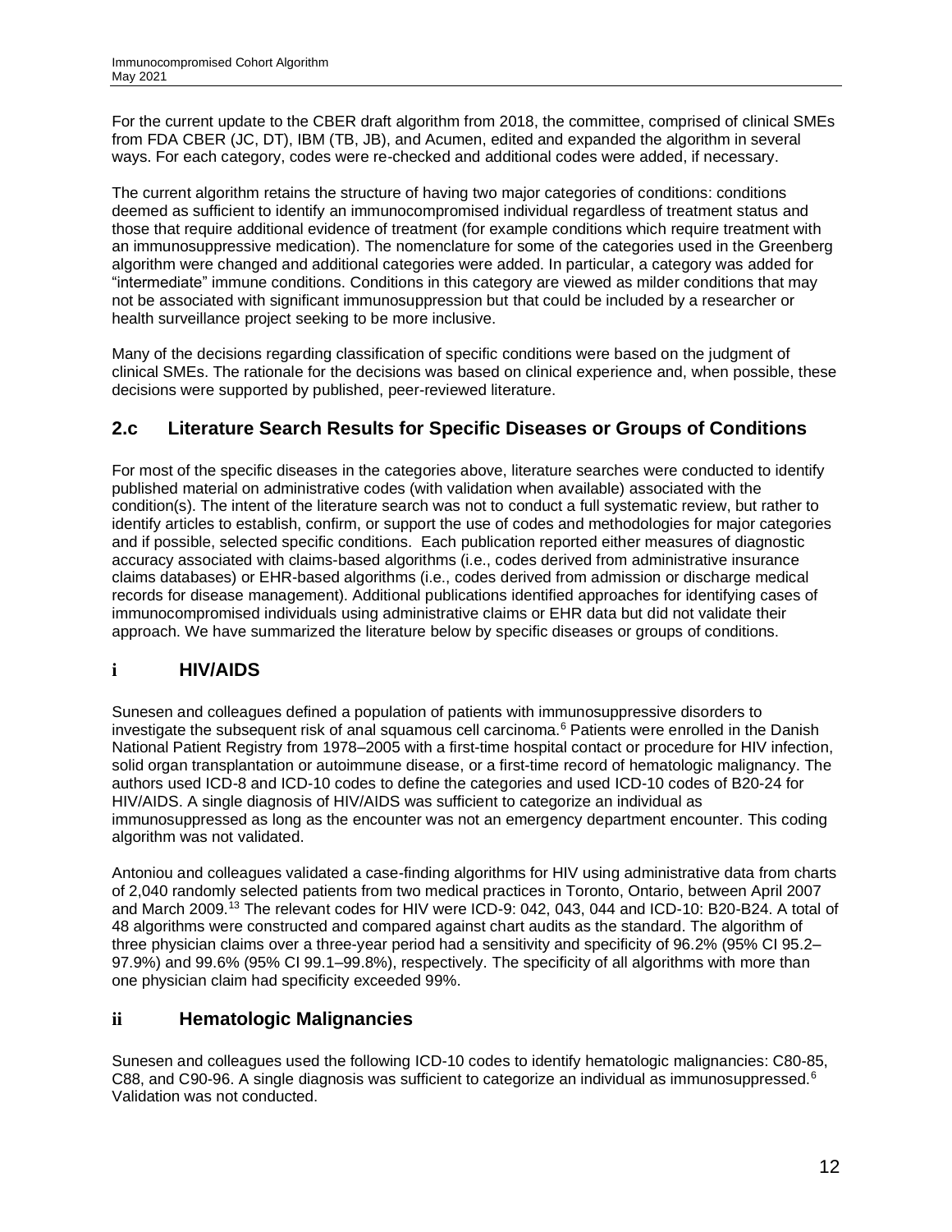For the current update to the CBER draft algorithm from 2018, the committee, comprised of clinical SMEs from FDA CBER (JC, DT), IBM (TB, JB), and Acumen, edited and expanded the algorithm in several ways. For each category, codes were re-checked and additional codes were added, if necessary.

The current algorithm retains the structure of having two major categories of conditions: conditions deemed as sufficient to identify an immunocompromised individual regardless of treatment status and those that require additional evidence of treatment (for example conditions which require treatment with an immunosuppressive medication). The nomenclature for some of the categories used in the Greenberg algorithm were changed and additional categories were added. In particular, a category was added for "intermediate" immune conditions. Conditions in this category are viewed as milder conditions that may not be associated with significant immunosuppression but that could be included by a researcher or health surveillance project seeking to be more inclusive.

Many of the decisions regarding classification of specific conditions were based on the judgment of clinical SMEs. The rationale for the decisions was based on clinical experience and, when possible, these decisions were supported by published, peer-reviewed literature.

## 2.c Literature Search Results for Specific Diseases or Groups of Conditions

For most of the specific diseases in the categories above, literature searches were conducted to identify published material on administrative codes (with validation when available) associated with the condition(s). The intent of the literature search was not to conduct a full systematic review, but rather to identify articles to establish, confirm, or support the use of codes and methodologies for major categories and if possible, selected specific conditions. Each publication reported either measures of diagnostic accuracy associated with claims-based algorithms (i.e., codes derived from administrative insurance claims databases) or EHR-based algorithms (i.e., codes derived from admission or discharge medical records for disease management). Additional publications identified approaches for identifying cases of immunocompromised individuals using administrative claims or EHR data but did not validate their approach. We have summarized the literature below by specific diseases or groups of conditions.

### i HIV/AIDS

Sunesen and colleagues defined a population of patients with immunosuppressive disorders to investigate the subsequent risk of anal squamous cell carcinoma.[6] Patients were enrolled in the Danish National Patient Registry from 1978–2005 with a first-time hospital contact or procedure for HIV infection, solid organ transplantation or autoimmune disease, or a first-time record of hematologic malignancy. The authors used ICD-8 and ICD-10 codes to define the categories and used ICD-10 codes of B20-24 for HIV/AIDS. A single diagnosis of HIV/AIDS was sufficient to categorize an individual as immunosuppressed as long as the encounter was not an emergency department encounter. This coding algorithm was not validated.

Antoniou and colleagues validated a case-finding algorithms for HIV using administrative data from charts of 2,040 randomly selected patients from two medical practices in Toronto, Ontario, between April 2007 and March 2009.[13] The relevant codes for HIV were ICD-9: 042, 043, 044 and ICD-10: B20-B24. A total of 48 algorithms were constructed and compared against chart audits as the standard. The algorithm of three physician claims over a three-year period had a sensitivity and specificity of 96.2% (95% CI 95.2–97.9%) and 99.6% (95% CI 99.1–99.8%), respectively. The specificity of all algorithms with more than one physician claim had specificity exceeded 99%.

### ii Hematologic Malignancies

Sunesen and colleagues used the following ICD-10 codes to identify hematologic malignancies: C80-85, C88, and C90-96. A single diagnosis was sufficient to categorize an individual as immunosuppressed.[6] Validation was not conducted.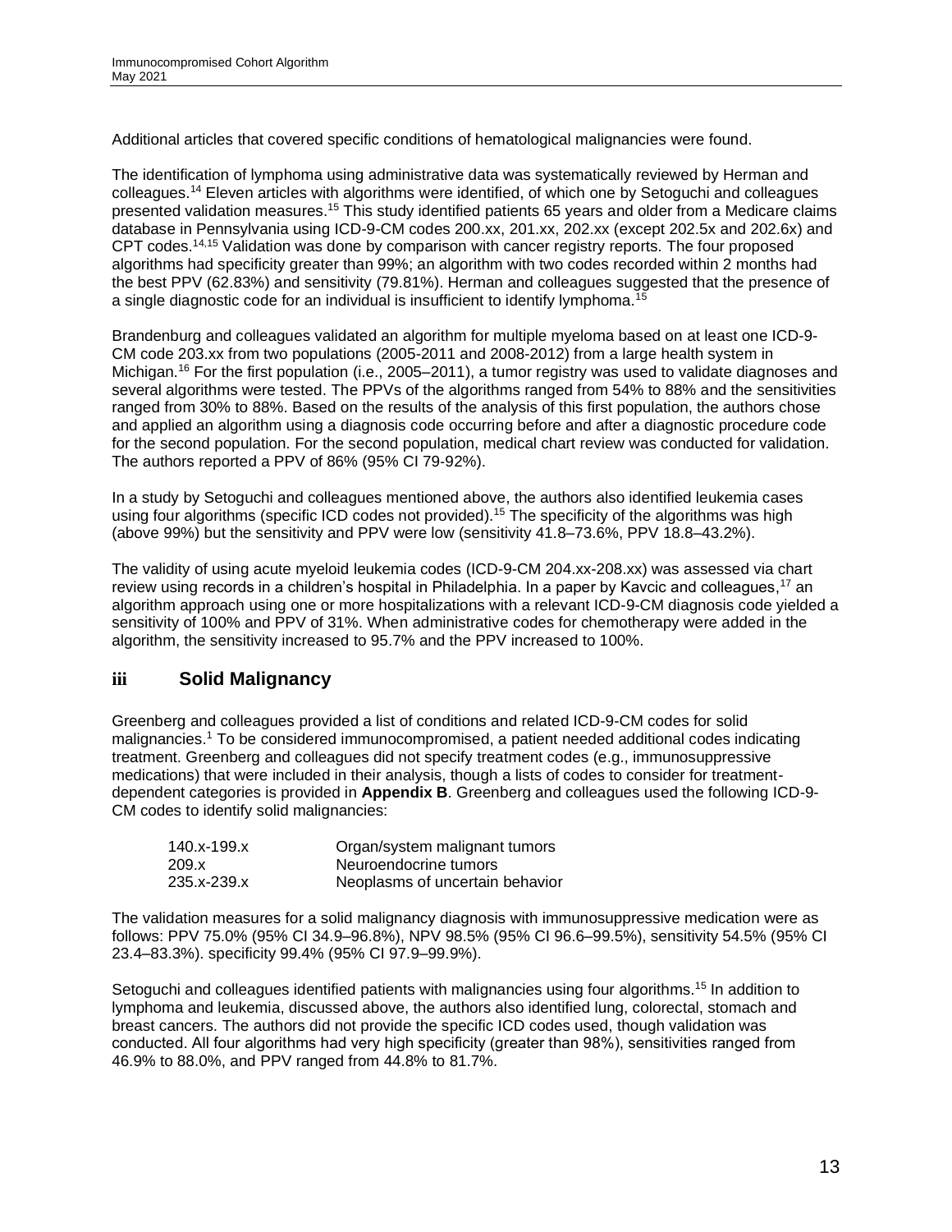Additional articles that covered specific conditions of hematological malignancies were found.

The identification of lymphoma using administrative data was systematically reviewed by Herman and colleagues.[14] Eleven articles with algorithms were identified, of which one by Setoguchi and colleagues presented validation measures.[15] This study identified patients 65 years and older from a Medicare claims database in Pennsylvania using ICD-9-CM codes 200.xx, 201.xx, 202.xx (except 202.5x and 202.6x) and CPT codes.[14,15] Validation was done by comparison with cancer registry reports. The four proposed algorithms had specificity greater than 99%; an algorithm with two codes recorded within 2 months had the best PPV (62.83%) and sensitivity (79.81%). Herman and colleagues suggested that the presence of a single diagnostic code for an individual is insufficient to identify lymphoma.[15]

Brandenburg and colleagues validated an algorithm for multiple myeloma based on at least one ICD-9-CM code 203.xx from two populations (2005-2011 and 2008-2012) from a large health system in Michigan.[16] For the first population (i.e., 2005–2011), a tumor registry was used to validate diagnoses and several algorithms were tested. The PPVs of the algorithms ranged from 54% to 88% and the sensitivities ranged from 30% to 88%. Based on the results of the analysis of this first population, the authors chose and applied an algorithm using a diagnosis code occurring before and after a diagnostic procedure code for the second population. For the second population, medical chart review was conducted for validation. The authors reported a PPV of 86% (95% CI 79-92%).

In a study by Setoguchi and colleagues mentioned above, the authors also identified leukemia cases using four algorithms (specific ICD codes not provided).[15] The specificity of the algorithms was high (above 99%) but the sensitivity and PPV were low (sensitivity 41.8–73.6%, PPV 18.8–43.2%).

The validity of using acute myeloid leukemia codes (ICD-9-CM 204.xx-208.xx) was assessed via chart review using records in a children's hospital in Philadelphia. In a paper by Kavcic and colleagues,[17] an algorithm approach using one or more hospitalizations with a relevant ICD-9-CM diagnosis code yielded a sensitivity of 100% and PPV of 31%. When administrative codes for chemotherapy were added in the algorithm, the sensitivity increased to 95.7% and the PPV increased to 100%.

## iii Solid Malignancy

Greenberg and colleagues provided a list of conditions and related ICD-9-CM codes for solid malignancies.[1] To be considered immunocompromised, a patient needed additional codes indicating treatment. Greenberg and colleagues did not specify treatment codes (e.g., immunosuppressive medications) that were included in their analysis, though a lists of codes to consider for treatment-dependent categories is provided in **Appendix B**. Greenberg and colleagues used the following ICD-9-CM codes to identify solid malignancies:

| | |
|---|---|
| 140.x-199.x | Organ/system malignant tumors |
| 209.x | Neuroendocrine tumors |
| 235.x-239.x | Neoplasms of uncertain behavior |

The validation measures for a solid malignancy diagnosis with immunosuppressive medication were as follows: PPV 75.0% (95% CI 34.9–96.8%), NPV 98.5% (95% CI 96.6–99.5%), sensitivity 54.5% (95% CI 23.4–83.3%). specificity 99.4% (95% CI 97.9–99.9%).

Setoguchi and colleagues identified patients with malignancies using four algorithms.[15] In addition to lymphoma and leukemia, discussed above, the authors also identified lung, colorectal, stomach and breast cancers. The authors did not provide the specific ICD codes used, though validation was conducted. All four algorithms had very high specificity (greater than 98%), sensitivities ranged from 46.9% to 88.0%, and PPV ranged from 44.8% to 81.7%.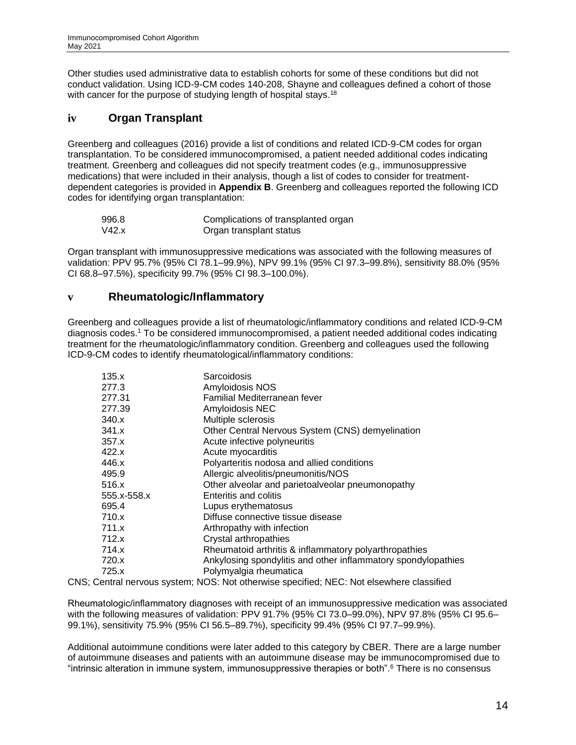Other studies used administrative data to establish cohorts for some of these conditions but did not conduct validation. Using ICD-9-CM codes 140-208, Shayne and colleagues defined a cohort of those with cancer for the purpose of studying length of hospital stays.[18]

## iv Organ Transplant

Greenberg and colleagues (2016) provide a list of conditions and related ICD-9-CM codes for organ transplantation. To be considered immunocompromised, a patient needed additional codes indicating treatment. Greenberg and colleagues did not specify treatment codes (e.g., immunosuppressive medications) that were included in their analysis, though a list of codes to consider for treatment-dependent categories is provided in **Appendix B**. Greenberg and colleagues reported the following ICD codes for identifying organ transplantation:

| Code | Description |
|---|---|
| 996.8 | Complications of transplanted organ |
| V42.x | Organ transplant status |

Organ transplant with immunosuppressive medications was associated with the following measures of validation: PPV 95.7% (95% CI 78.1–99.9%), NPV 99.1% (95% CI 97.3–99.8%), sensitivity 88.0% (95% CI 68.8–97.5%), specificity 99.7% (95% CI 98.3–100.0%).

## v Rheumatologic/Inflammatory

Greenberg and colleagues provide a list of rheumatologic/inflammatory conditions and related ICD-9-CM diagnosis codes.[1] To be considered immunocompromised, a patient needed additional codes indicating treatment for the rheumatologic/inflammatory condition. Greenberg and colleagues used the following ICD-9-CM codes to identify rheumatological/inflammatory conditions:

| Code | Description |
|---|---|
| 135.x | Sarcoidosis |
| 277.3 | Amyloidosis NOS |
| 277.31 | Familial Mediterranean fever |
| 277.39 | Amyloidosis NEC |
| 340.x | Multiple sclerosis |
| 341.x | Other Central Nervous System (CNS) demyelination |
| 357.x | Acute infective polyneuritis |
| 422.x | Acute myocarditis |
| 446.x | Polyarteritis nodosa and allied conditions |
| 495.9 | Allergic alveolitis/pneumonitis/NOS |
| 516.x | Other alveolar and parietoalveolar pneumonopathy |
| 555.x-558.x | Enteritis and colitis |
| 695.4 | Lupus erythematosus |
| 710.x | Diffuse connective tissue disease |
| 711.x | Arthropathy with infection |
| 712.x | Crystal arthropathies |
| 714.x | Rheumatoid arthritis & inflammatory polyarthropathies |
| 720.x | Ankylosing spondylitis and other inflammatory spondylopathies |
| 725.x | Polymyalgia rheumatica |

CNS; Central nervous system; NOS: Not otherwise specified; NEC: Not elsewhere classified

Rheumatologic/inflammatory diagnoses with receipt of an immunosuppressive medication was associated with the following measures of validation: PPV 91.7% (95% CI 73.0–99.0%), NPV 97.8% (95% CI 95.6–99.1%), sensitivity 75.9% (95% CI 56.5–89.7%), specificity 99.4% (95% CI 97.7–99.9%).

Additional autoimmune conditions were later added to this category by CBER. There are a large number of autoimmune diseases and patients with an autoimmune disease may be immunocompromised due to "intrinsic alteration in immune system, immunosuppressive therapies or both".[6] There is no consensus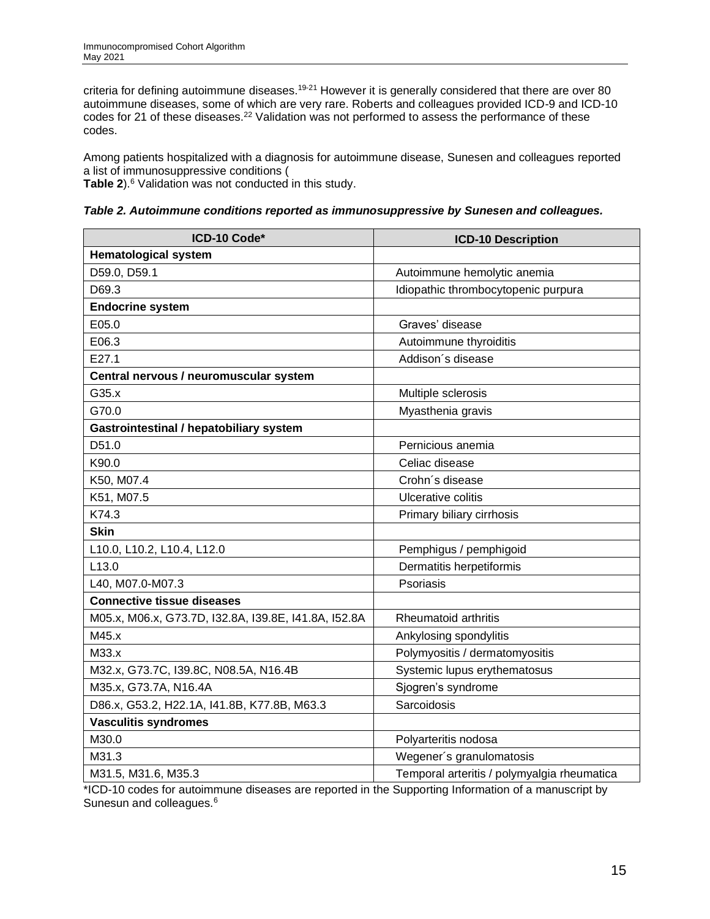criteria for defining autoimmune diseases.[19-21] However it is generally considered that there are over 80 autoimmune diseases, some of which are very rare. Roberts and colleagues provided ICD-9 and ICD-10 codes for 21 of these diseases.[22] Validation was not performed to assess the performance of these codes.

Among patients hospitalized with a diagnosis for autoimmune disease, Sunesen and colleagues reported a list of immunosuppressive conditions (
**Table 2**).[6] Validation was not conducted in this study.

***Table 2. Autoimmune conditions reported as immunosuppressive by Sunesen and colleagues.***

| ICD-10 Code* | ICD-10 Description |
|---|---|
| **Hematological system** | |
| D59.0, D59.1 | Autoimmune hemolytic anemia |
| D69.3 | Idiopathic thrombocytopenic purpura |
| **Endocrine system** | |
| E05.0 | Graves' disease |
| E06.3 | Autoimmune thyroiditis |
| E27.1 | Addison´s disease |
| **Central nervous / neuromuscular system** | |
| G35.x | Multiple sclerosis |
| G70.0 | Myasthenia gravis |
| **Gastrointestinal / hepatobiliary system** | |
| D51.0 | Pernicious anemia |
| K90.0 | Celiac disease |
| K50, M07.4 | Crohn´s disease |
| K51, M07.5 | Ulcerative colitis |
| K74.3 | Primary biliary cirrhosis |
| **Skin** | |
| L10.0, L10.2, L10.4, L12.0 | Pemphigus / pemphigoid |
| L13.0 | Dermatitis herpetiformis |
| L40, M07.0-M07.3 | Psoriasis |
| **Connective tissue diseases** | |
| M05.x, M06.x, G73.7D, I32.8A, I39.8E, I41.8A, I52.8A | Rheumatoid arthritis |
| M45.x | Ankylosing spondylitis |
| M33.x | Polymyositis / dermatomyositis |
| M32.x, G73.7C, I39.8C, N08.5A, N16.4B | Systemic lupus erythematosus |
| M35.x, G73.7A, N16.4A | Sjogren's syndrome |
| D86.x, G53.2, H22.1A, I41.8B, K77.8B, M63.3 | Sarcoidosis |
| **Vasculitis syndromes** | |
| M30.0 | Polyarteritis nodosa |
| M31.3 | Wegener´s granulomatosis |
| M31.5, M31.6, M35.3 | Temporal arteritis / polymyalgia rheumatica |

*ICD-10 codes for autoimmune diseases are reported in the Supporting Information of a manuscript by Sunesun and colleagues.[6]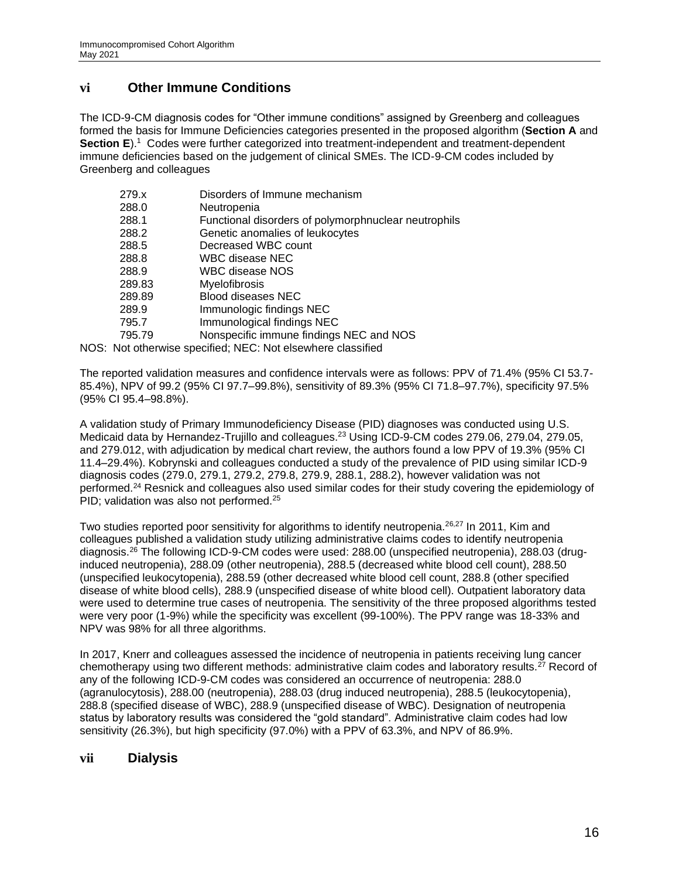## vi Other Immune Conditions

The ICD-9-CM diagnosis codes for "Other immune conditions" assigned by Greenberg and colleagues formed the basis for Immune Deficiencies categories presented in the proposed algorithm (**Section A** and **Section E**).[1] Codes were further categorized into treatment-independent and treatment-dependent immune deficiencies based on the judgement of clinical SMEs. The ICD-9-CM codes included by Greenberg and colleagues

| | |
|---|---|
| 279.x | Disorders of Immune mechanism |
| 288.0 | Neutropenia |
| 288.1 | Functional disorders of polymorphnuclear neutrophils |
| 288.2 | Genetic anomalies of leukocytes |
| 288.5 | Decreased WBC count |
| 288.8 | WBC disease NEC |
| 288.9 | WBC disease NOS |
| 289.83 | Myelofibrosis |
| 289.89 | Blood diseases NEC |
| 289.9 | Immunologic findings NEC |
| 795.7 | Immunological findings NEC |
| 795.79 | Nonspecific immune findings NEC and NOS |

NOS: Not otherwise specified; NEC: Not elsewhere classified

The reported validation measures and confidence intervals were as follows: PPV of 71.4% (95% CI 53.7-85.4%), NPV of 99.2 (95% CI 97.7–99.8%), sensitivity of 89.3% (95% CI 71.8–97.7%), specificity 97.5% (95% CI 95.4–98.8%).

A validation study of Primary Immunodeficiency Disease (PID) diagnoses was conducted using U.S. Medicaid data by Hernandez-Trujillo and colleagues.[23] Using ICD-9-CM codes 279.06, 279.04, 279.05, and 279.012, with adjudication by medical chart review, the authors found a low PPV of 19.3% (95% CI 11.4–29.4%). Kobrynski and colleagues conducted a study of the prevalence of PID using similar ICD-9 diagnosis codes (279.0, 279.1, 279.2, 279.8, 279.9, 288.1, 288.2), however validation was not performed.[24] Resnick and colleagues also used similar codes for their study covering the epidemiology of PID; validation was also not performed.[25]

Two studies reported poor sensitivity for algorithms to identify neutropenia.[26,27] In 2011, Kim and colleagues published a validation study utilizing administrative claims codes to identify neutropenia diagnosis.[26] The following ICD-9-CM codes were used: 288.00 (unspecified neutropenia), 288.03 (drug-induced neutropenia), 288.09 (other neutropenia), 288.5 (decreased white blood cell count), 288.50 (unspecified leukocytopenia), 288.59 (other decreased white blood cell count, 288.8 (other specified disease of white blood cells), 288.9 (unspecified disease of white blood cell). Outpatient laboratory data were used to determine true cases of neutropenia. The sensitivity of the three proposed algorithms tested were very poor (1-9%) while the specificity was excellent (99-100%). The PPV range was 18-33% and NPV was 98% for all three algorithms.

In 2017, Knerr and colleagues assessed the incidence of neutropenia in patients receiving lung cancer chemotherapy using two different methods: administrative claim codes and laboratory results.[27] Record of any of the following ICD-9-CM codes was considered an occurrence of neutropenia: 288.0 (agranulocytosis), 288.00 (neutropenia), 288.03 (drug induced neutropenia), 288.5 (leukocytopenia), 288.8 (specified disease of WBC), 288.9 (unspecified disease of WBC). Designation of neutropenia status by laboratory results was considered the "gold standard". Administrative claim codes had low sensitivity (26.3%), but high specificity (97.0%) with a PPV of 63.3%, and NPV of 86.9%.

## vii Dialysis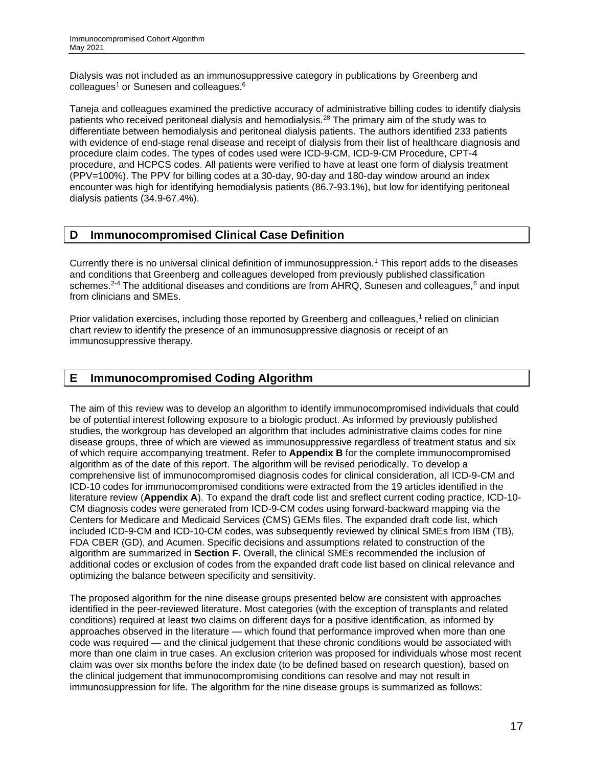Dialysis was not included as an immunosuppressive category in publications by Greenberg and colleagues[1] or Sunesen and colleagues.[6]

Taneja and colleagues examined the predictive accuracy of administrative billing codes to identify dialysis patients who received peritoneal dialysis and hemodialysis.[28] The primary aim of the study was to differentiate between hemodialysis and peritoneal dialysis patients. The authors identified 233 patients with evidence of end-stage renal disease and receipt of dialysis from their list of healthcare diagnosis and procedure claim codes. The types of codes used were ICD-9-CM, ICD-9-CM Procedure, CPT-4 procedure, and HCPCS codes. All patients were verified to have at least one form of dialysis treatment (PPV=100%). The PPV for billing codes at a 30-day, 90-day and 180-day window around an index encounter was high for identifying hemodialysis patients (86.7-93.1%), but low for identifying peritoneal dialysis patients (34.9-67.4%).

## D Immunocompromised Clinical Case Definition

Currently there is no universal clinical definition of immunosuppression.[1] This report adds to the diseases and conditions that Greenberg and colleagues developed from previously published classification schemes.[2-4] The additional diseases and conditions are from AHRQ, Sunesen and colleagues,[6] and input from clinicians and SMEs.

Prior validation exercises, including those reported by Greenberg and colleagues,[1] relied on clinician chart review to identify the presence of an immunosuppressive diagnosis or receipt of an immunosuppressive therapy.

## E Immunocompromised Coding Algorithm

The aim of this review was to develop an algorithm to identify immunocompromised individuals that could be of potential interest following exposure to a biologic product. As informed by previously published studies, the workgroup has developed an algorithm that includes administrative claims codes for nine disease groups, three of which are viewed as immunosuppressive regardless of treatment status and six of which require accompanying treatment. Refer to **Appendix B** for the complete immunocompromised algorithm as of the date of this report. The algorithm will be revised periodically. To develop a comprehensive list of immunocompromised diagnosis codes for clinical consideration, all ICD-9-CM and ICD-10 codes for immunocompromised conditions were extracted from the 19 articles identified in the literature review (**Appendix A**). To expand the draft code list and sreflect current coding practice, ICD-10-CM diagnosis codes were generated from ICD-9-CM codes using forward-backward mapping via the Centers for Medicare and Medicaid Services (CMS) GEMs files. The expanded draft code list, which included ICD-9-CM and ICD-10-CM codes, was subsequently reviewed by clinical SMEs from IBM (TB), FDA CBER (GD), and Acumen. Specific decisions and assumptions related to construction of the algorithm are summarized in **Section F**. Overall, the clinical SMEs recommended the inclusion of additional codes or exclusion of codes from the expanded draft code list based on clinical relevance and optimizing the balance between specificity and sensitivity.

The proposed algorithm for the nine disease groups presented below are consistent with approaches identified in the peer-reviewed literature. Most categories (with the exception of transplants and related conditions) required at least two claims on different days for a positive identification, as informed by approaches observed in the literature — which found that performance improved when more than one code was required — and the clinical judgement that these chronic conditions would be associated with more than one claim in true cases. An exclusion criterion was proposed for individuals whose most recent claim was over six months before the index date (to be defined based on research question), based on the clinical judgement that immunocompromising conditions can resolve and may not result in immunosuppression for life. The algorithm for the nine disease groups is summarized as follows: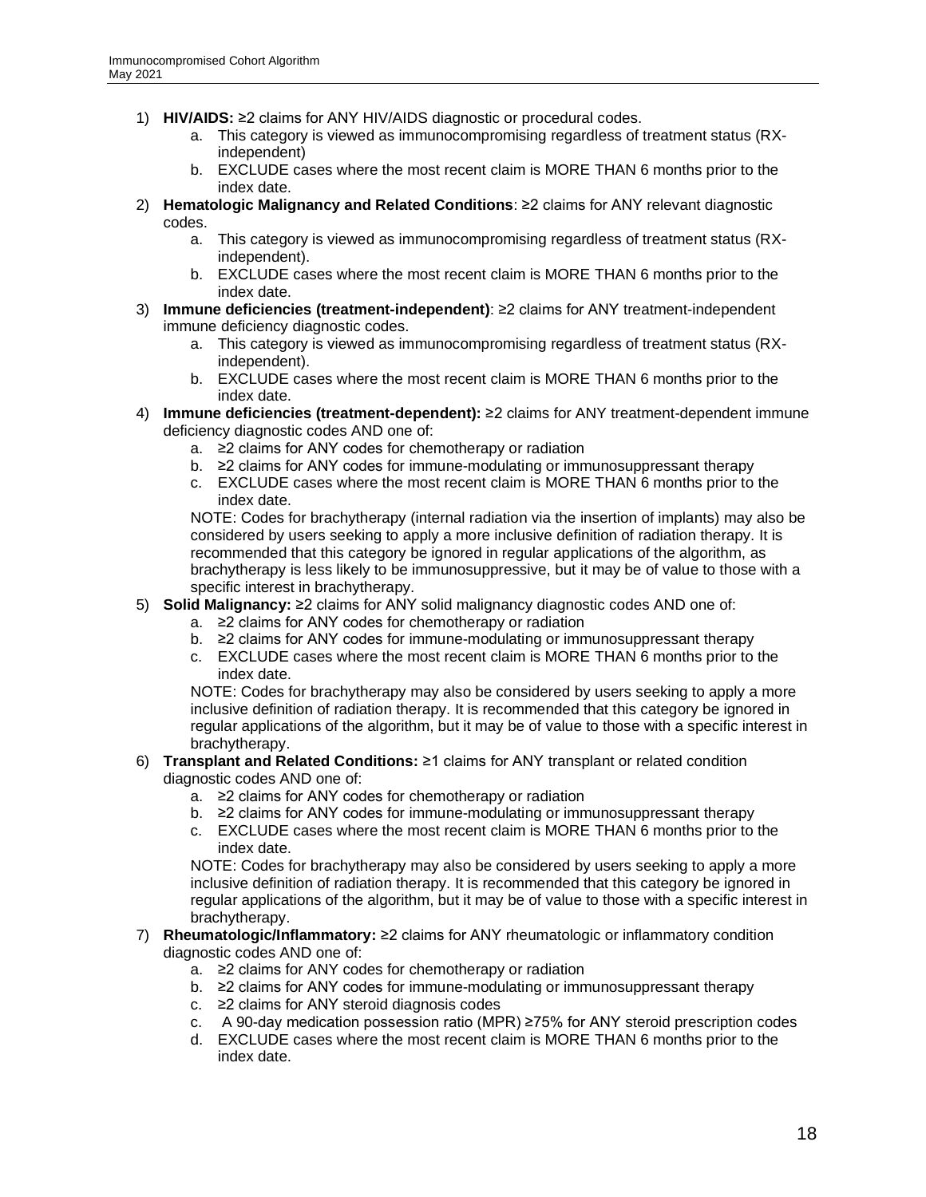1) **HIV/AIDS:** ≥2 claims for ANY HIV/AIDS diagnostic or procedural codes.
    a. This category is viewed as immunocompromising regardless of treatment status (RX-independent)
    b. EXCLUDE cases where the most recent claim is MORE THAN 6 months prior to the index date.
2) **Hematologic Malignancy and Related Conditions**: ≥2 claims for ANY relevant diagnostic codes.
    a. This category is viewed as immunocompromising regardless of treatment status (RX-independent).
    b. EXCLUDE cases where the most recent claim is MORE THAN 6 months prior to the index date.
3) **Immune deficiencies (treatment-independent)**: ≥2 claims for ANY treatment-independent immune deficiency diagnostic codes.
    a. This category is viewed as immunocompromising regardless of treatment status (RX-independent).
    b. EXCLUDE cases where the most recent claim is MORE THAN 6 months prior to the index date.
4) **Immune deficiencies (treatment-dependent):** ≥2 claims for ANY treatment-dependent immune deficiency diagnostic codes AND one of:
    a. ≥2 claims for ANY codes for chemotherapy or radiation
    b. ≥2 claims for ANY codes for immune-modulating or immunosuppressant therapy
    c. EXCLUDE cases where the most recent claim is MORE THAN 6 months prior to the index date.

    NOTE: Codes for brachytherapy (internal radiation via the insertion of implants) may also be considered by users seeking to apply a more inclusive definition of radiation therapy. It is recommended that this category be ignored in regular applications of the algorithm, as brachytherapy is less likely to be immunosuppressive, but it may be of value to those with a specific interest in brachytherapy.
5) **Solid Malignancy:** ≥2 claims for ANY solid malignancy diagnostic codes AND one of:
    a. ≥2 claims for ANY codes for chemotherapy or radiation
    b. ≥2 claims for ANY codes for immune-modulating or immunosuppressant therapy
    c. EXCLUDE cases where the most recent claim is MORE THAN 6 months prior to the index date.

    NOTE: Codes for brachytherapy may also be considered by users seeking to apply a more inclusive definition of radiation therapy. It is recommended that this category be ignored in regular applications of the algorithm, but it may be of value to those with a specific interest in brachytherapy.
6) **Transplant and Related Conditions:** ≥1 claims for ANY transplant or related condition diagnostic codes AND one of:
    a. ≥2 claims for ANY codes for chemotherapy or radiation
    b. ≥2 claims for ANY codes for immune-modulating or immunosuppressant therapy
    c. EXCLUDE cases where the most recent claim is MORE THAN 6 months prior to the index date.

    NOTE: Codes for brachytherapy may also be considered by users seeking to apply a more inclusive definition of radiation therapy. It is recommended that this category be ignored in regular applications of the algorithm, but it may be of value to those with a specific interest in brachytherapy.
7) **Rheumatologic/Inflammatory:** ≥2 claims for ANY rheumatologic or inflammatory condition diagnostic codes AND one of:
    a. ≥2 claims for ANY codes for chemotherapy or radiation
    b. ≥2 claims for ANY codes for immune-modulating or immunosuppressant therapy
    c. ≥2 claims for ANY steroid diagnosis codes
    c. A 90-day medication possession ratio (MPR) ≥75% for ANY steroid prescription codes
    d. EXCLUDE cases where the most recent claim is MORE THAN 6 months prior to the index date.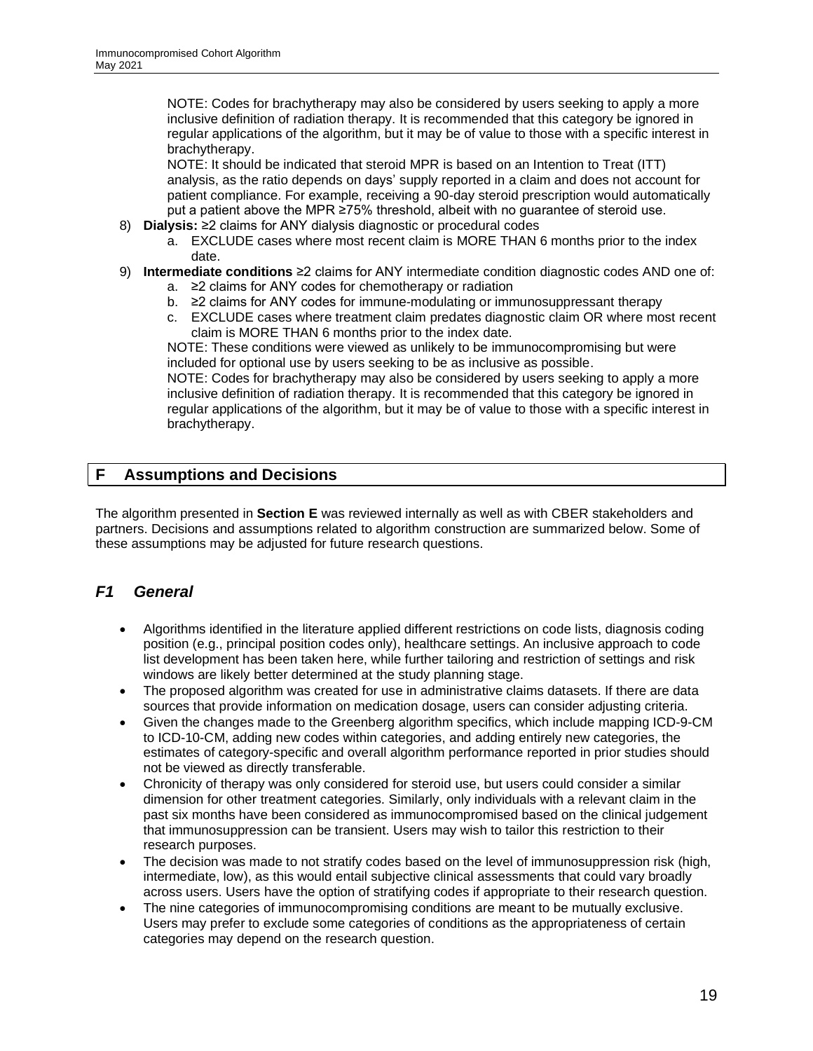NOTE: Codes for brachytherapy may also be considered by users seeking to apply a more inclusive definition of radiation therapy. It is recommended that this category be ignored in regular applications of the algorithm, but it may be of value to those with a specific interest in brachytherapy.

NOTE: It should be indicated that steroid MPR is based on an Intention to Treat (ITT) analysis, as the ratio depends on days' supply reported in a claim and does not account for patient compliance. For example, receiving a 90-day steroid prescription would automatically put a patient above the MPR ≥75% threshold, albeit with no guarantee of steroid use.

8) **Dialysis:** ≥2 claims for ANY dialysis diagnostic or procedural codes
   a. EXCLUDE cases where most recent claim is MORE THAN 6 months prior to the index date.
9) **Intermediate conditions** ≥2 claims for ANY intermediate condition diagnostic codes AND one of:
   a. ≥2 claims for ANY codes for chemotherapy or radiation
   b. ≥2 claims for ANY codes for immune-modulating or immunosuppressant therapy
   c. EXCLUDE cases where treatment claim predates diagnostic claim OR where most recent claim is MORE THAN 6 months prior to the index date.

   NOTE: These conditions were viewed as unlikely to be immunocompromising but were included for optional use by users seeking to be as inclusive as possible.

   NOTE: Codes for brachytherapy may also be considered by users seeking to apply a more inclusive definition of radiation therapy. It is recommended that this category be ignored in regular applications of the algorithm, but it may be of value to those with a specific interest in brachytherapy.

# F Assumptions and Decisions

The algorithm presented in **Section E** was reviewed internally as well as with CBER stakeholders and partners. Decisions and assumptions related to algorithm construction are summarized below. Some of these assumptions may be adjusted for future research questions.

## *F1 General*

- Algorithms identified in the literature applied different restrictions on code lists, diagnosis coding position (e.g., principal position codes only), healthcare settings. An inclusive approach to code list development has been taken here, while further tailoring and restriction of settings and risk windows are likely better determined at the study planning stage.
- The proposed algorithm was created for use in administrative claims datasets. If there are data sources that provide information on medication dosage, users can consider adjusting criteria.
- Given the changes made to the Greenberg algorithm specifics, which include mapping ICD-9-CM to ICD-10-CM, adding new codes within categories, and adding entirely new categories, the estimates of category-specific and overall algorithm performance reported in prior studies should not be viewed as directly transferable.
- Chronicity of therapy was only considered for steroid use, but users could consider a similar dimension for other treatment categories. Similarly, only individuals with a relevant claim in the past six months have been considered as immunocompromised based on the clinical judgement that immunosuppression can be transient. Users may wish to tailor this restriction to their research purposes.
- The decision was made to not stratify codes based on the level of immunosuppression risk (high, intermediate, low), as this would entail subjective clinical assessments that could vary broadly across users. Users have the option of stratifying codes if appropriate to their research question.
- The nine categories of immunocompromising conditions are meant to be mutually exclusive. Users may prefer to exclude some categories of conditions as the appropriateness of certain categories may depend on the research question.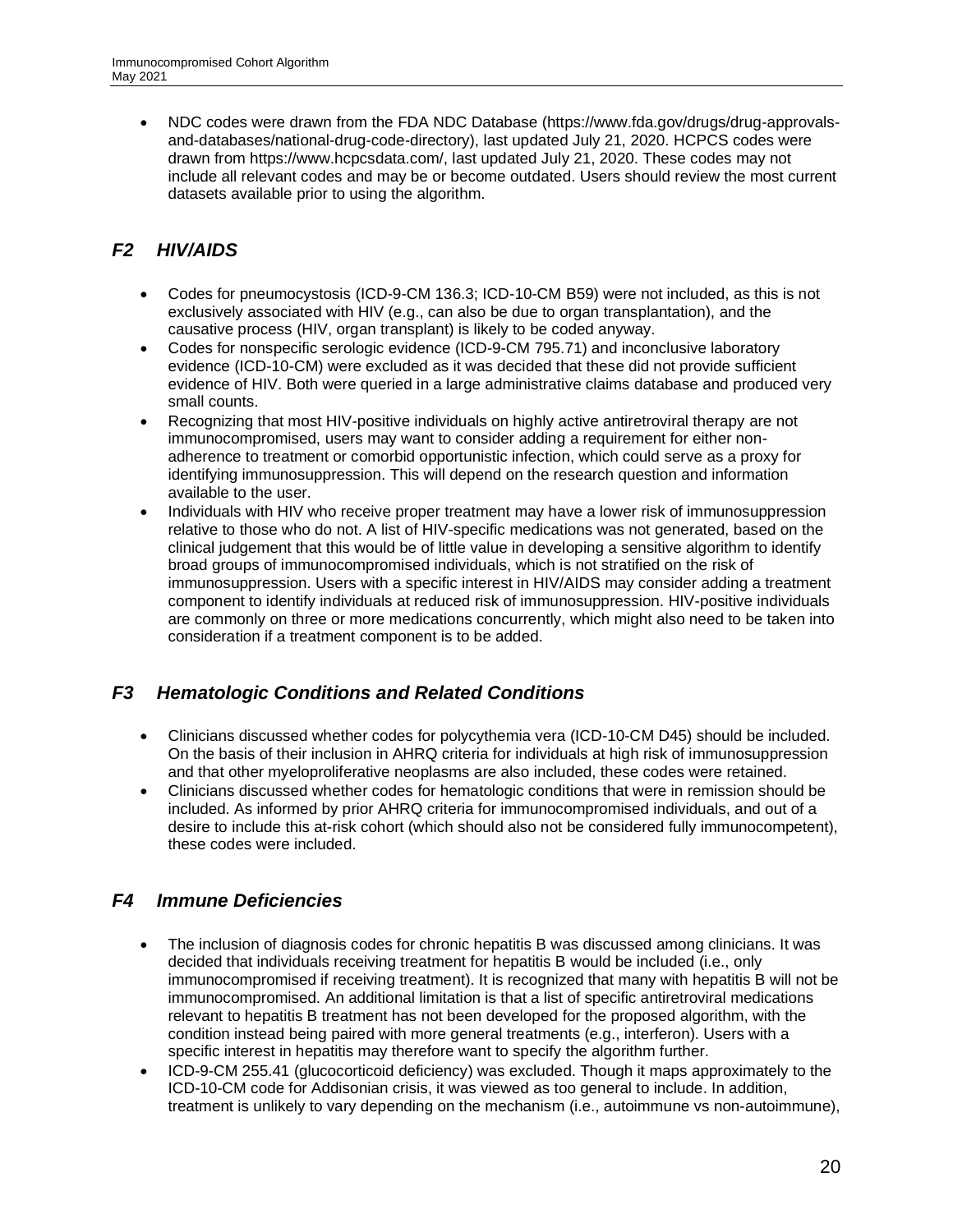- NDC codes were drawn from the FDA NDC Database (https://www.fda.gov/drugs/drug-approvals-and-databases/national-drug-code-directory), last updated July 21, 2020. HCPCS codes were drawn from https://www.hcpcsdata.com/, last updated July 21, 2020. These codes may not include all relevant codes and may be or become outdated. Users should review the most current datasets available prior to using the algorithm.

## *F2 HIV/AIDS*

- Codes for pneumocystosis (ICD-9-CM 136.3; ICD-10-CM B59) were not included, as this is not exclusively associated with HIV (e.g., can also be due to organ transplantation), and the causative process (HIV, organ transplant) is likely to be coded anyway.
- Codes for nonspecific serologic evidence (ICD-9-CM 795.71) and inconclusive laboratory evidence (ICD-10-CM) were excluded as it was decided that these did not provide sufficient evidence of HIV. Both were queried in a large administrative claims database and produced very small counts.
- Recognizing that most HIV-positive individuals on highly active antiretroviral therapy are not immunocompromised, users may want to consider adding a requirement for either non-adherence to treatment or comorbid opportunistic infection, which could serve as a proxy for identifying immunosuppression. This will depend on the research question and information available to the user.
- Individuals with HIV who receive proper treatment may have a lower risk of immunosuppression relative to those who do not. A list of HIV-specific medications was not generated, based on the clinical judgement that this would be of little value in developing a sensitive algorithm to identify broad groups of immunocompromised individuals, which is not stratified on the risk of immunosuppression. Users with a specific interest in HIV/AIDS may consider adding a treatment component to identify individuals at reduced risk of immunosuppression. HIV-positive individuals are commonly on three or more medications concurrently, which might also need to be taken into consideration if a treatment component is to be added.

## *F3 Hematologic Conditions and Related Conditions*

- Clinicians discussed whether codes for polycythemia vera (ICD-10-CM D45) should be included. On the basis of their inclusion in AHRQ criteria for individuals at high risk of immunosuppression and that other myeloproliferative neoplasms are also included, these codes were retained.
- Clinicians discussed whether codes for hematologic conditions that were in remission should be included. As informed by prior AHRQ criteria for immunocompromised individuals, and out of a desire to include this at-risk cohort (which should also not be considered fully immunocompetent), these codes were included.

## *F4 Immune Deficiencies*

- The inclusion of diagnosis codes for chronic hepatitis B was discussed among clinicians. It was decided that individuals receiving treatment for hepatitis B would be included (i.e., only immunocompromised if receiving treatment). It is recognized that many with hepatitis B will not be immunocompromised. An additional limitation is that a list of specific antiretroviral medications relevant to hepatitis B treatment has not been developed for the proposed algorithm, with the condition instead being paired with more general treatments (e.g., interferon). Users with a specific interest in hepatitis may therefore want to specify the algorithm further.
- ICD-9-CM 255.41 (glucocorticoid deficiency) was excluded. Though it maps approximately to the ICD-10-CM code for Addisonian crisis, it was viewed as too general to include. In addition, treatment is unlikely to vary depending on the mechanism (i.e., autoimmune vs non-autoimmune),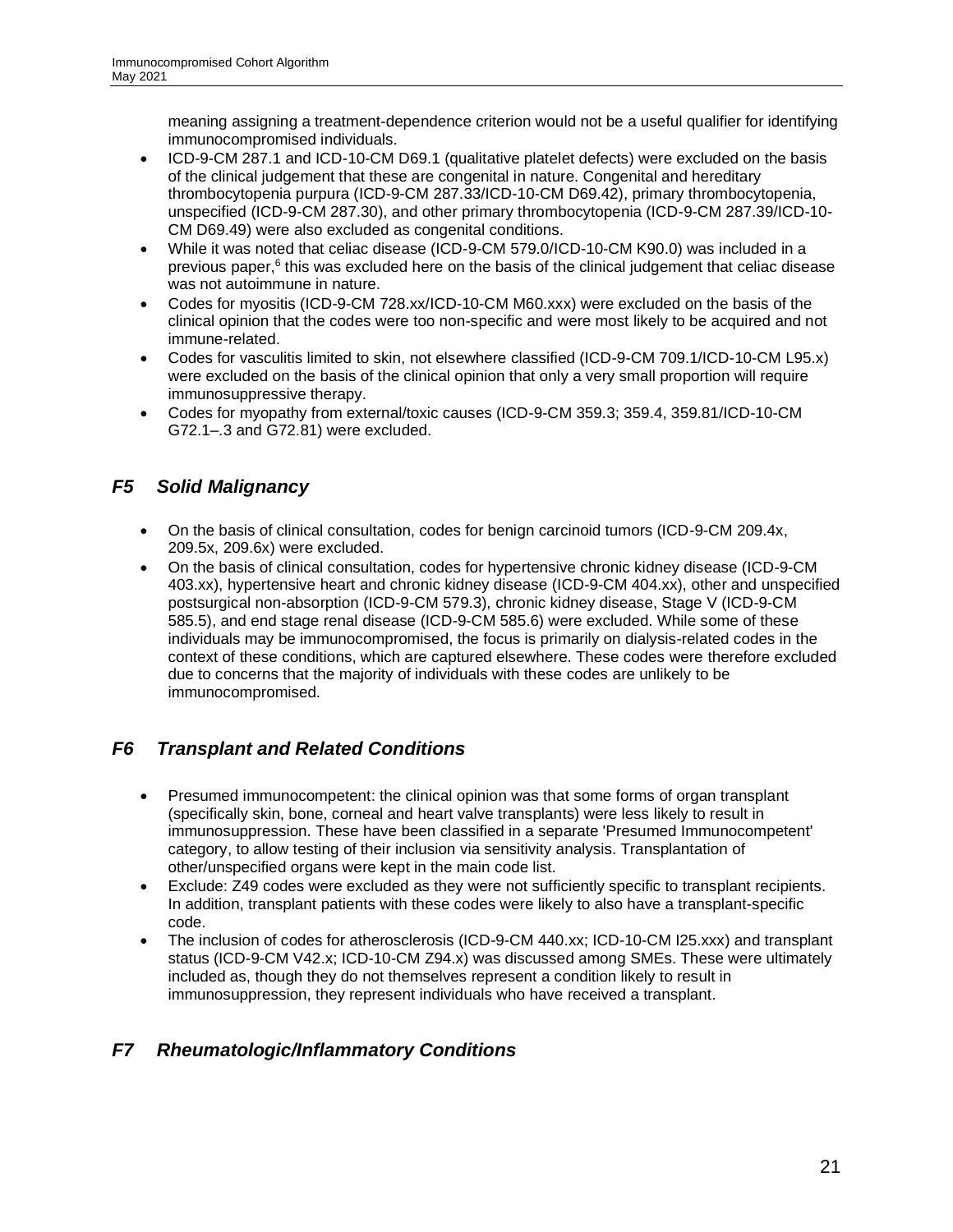meaning assigning a treatment-dependence criterion would not be a useful qualifier for identifying immunocompromised individuals.

- ICD-9-CM 287.1 and ICD-10-CM D69.1 (qualitative platelet defects) were excluded on the basis of the clinical judgement that these are congenital in nature. Congenital and hereditary thrombocytopenia purpura (ICD-9-CM 287.33/ICD-10-CM D69.42), primary thrombocytopenia, unspecified (ICD-9-CM 287.30), and other primary thrombocytopenia (ICD-9-CM 287.39/ICD-10-CM D69.49) were also excluded as congenital conditions.
- While it was noted that celiac disease (ICD-9-CM 579.0/ICD-10-CM K90.0) was included in a previous paper,[6] this was excluded here on the basis of the clinical judgement that celiac disease was not autoimmune in nature.
- Codes for myositis (ICD-9-CM 728.xx/ICD-10-CM M60.xxx) were excluded on the basis of the clinical opinion that the codes were too non-specific and were most likely to be acquired and not immune-related.
- Codes for vasculitis limited to skin, not elsewhere classified (ICD-9-CM 709.1/ICD-10-CM L95.x) were excluded on the basis of the clinical opinion that only a very small proportion will require immunosuppressive therapy.
- Codes for myopathy from external/toxic causes (ICD-9-CM 359.3; 359.4, 359.81/ICD-10-CM G72.1–.3 and G72.81) were excluded.

## *F5 Solid Malignancy*

- On the basis of clinical consultation, codes for benign carcinoid tumors (ICD-9-CM 209.4x, 209.5x, 209.6x) were excluded.
- On the basis of clinical consultation, codes for hypertensive chronic kidney disease (ICD-9-CM 403.xx), hypertensive heart and chronic kidney disease (ICD-9-CM 404.xx), other and unspecified postsurgical non-absorption (ICD-9-CM 579.3), chronic kidney disease, Stage V (ICD-9-CM 585.5), and end stage renal disease (ICD-9-CM 585.6) were excluded. While some of these individuals may be immunocompromised, the focus is primarily on dialysis-related codes in the context of these conditions, which are captured elsewhere. These codes were therefore excluded due to concerns that the majority of individuals with these codes are unlikely to be immunocompromised.

## *F6 Transplant and Related Conditions*

- Presumed immunocompetent: the clinical opinion was that some forms of organ transplant (specifically skin, bone, corneal and heart valve transplants) were less likely to result in immunosuppression. These have been classified in a separate 'Presumed Immunocompetent' category, to allow testing of their inclusion via sensitivity analysis. Transplantation of other/unspecified organs were kept in the main code list.
- Exclude: Z49 codes were excluded as they were not sufficiently specific to transplant recipients. In addition, transplant patients with these codes were likely to also have a transplant-specific code.
- The inclusion of codes for atherosclerosis (ICD-9-CM 440.xx; ICD-10-CM I25.xxx) and transplant status (ICD-9-CM V42.x; ICD-10-CM Z94.x) was discussed among SMEs. These were ultimately included as, though they do not themselves represent a condition likely to result in immunosuppression, they represent individuals who have received a transplant.

## *F7 Rheumatologic/Inflammatory Conditions*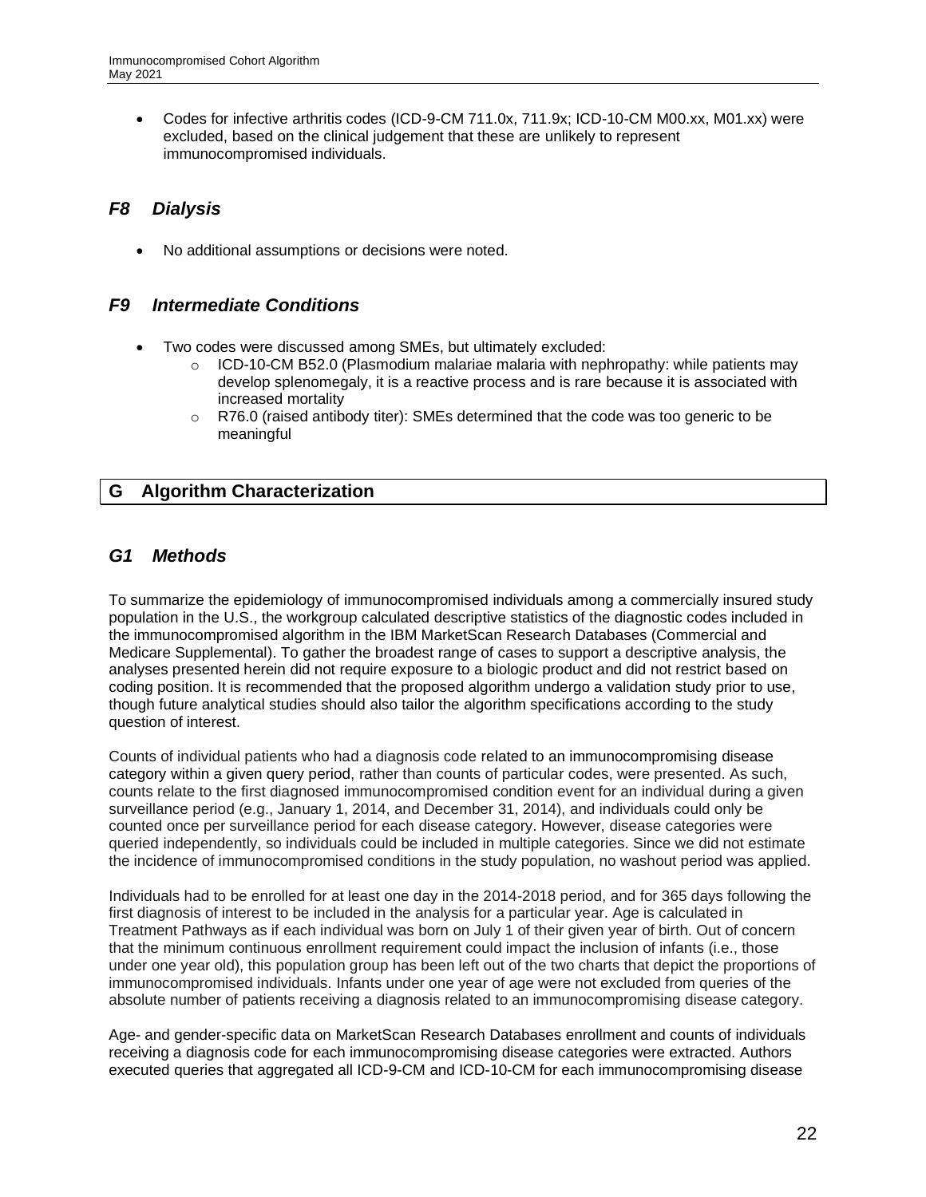- Codes for infective arthritis codes (ICD-9-CM 711.0x, 711.9x; ICD-10-CM M00.xx, M01.xx) were excluded, based on the clinical judgement that these are unlikely to represent immunocompromised individuals.

### *F8 Dialysis*

- No additional assumptions or decisions were noted.

### *F9 Intermediate Conditions*

- Two codes were discussed among SMEs, but ultimately excluded:
  - ICD-10-CM B52.0 (Plasmodium malariae malaria with nephropathy: while patients may develop splenomegaly, it is a reactive process and is rare because it is associated with increased mortality
  - R76.0 (raised antibody titer): SMEs determined that the code was too generic to be meaningful

## G Algorithm Characterization

### *G1 Methods*

To summarize the epidemiology of immunocompromised individuals among a commercially insured study population in the U.S., the workgroup calculated descriptive statistics of the diagnostic codes included in the immunocompromised algorithm in the IBM MarketScan Research Databases (Commercial and Medicare Supplemental). To gather the broadest range of cases to support a descriptive analysis, the analyses presented herein did not require exposure to a biologic product and did not restrict based on coding position. It is recommended that the proposed algorithm undergo a validation study prior to use, though future analytical studies should also tailor the algorithm specifications according to the study question of interest.

Counts of individual patients who had a diagnosis code related to an immunocompromising disease category within a given query period, rather than counts of particular codes, were presented. As such, counts relate to the first diagnosed immunocompromised condition event for an individual during a given surveillance period (e.g., January 1, 2014, and December 31, 2014), and individuals could only be counted once per surveillance period for each disease category. However, disease categories were queried independently, so individuals could be included in multiple categories. Since we did not estimate the incidence of immunocompromised conditions in the study population, no washout period was applied.

Individuals had to be enrolled for at least one day in the 2014-2018 period, and for 365 days following the first diagnosis of interest to be included in the analysis for a particular year. Age is calculated in Treatment Pathways as if each individual was born on July 1 of their given year of birth. Out of concern that the minimum continuous enrollment requirement could impact the inclusion of infants (i.e., those under one year old), this population group has been left out of the two charts that depict the proportions of immunocompromised individuals. Infants under one year of age were not excluded from queries of the absolute number of patients receiving a diagnosis related to an immunocompromising disease category.

Age- and gender-specific data on MarketScan Research Databases enrollment and counts of individuals receiving a diagnosis code for each immunocompromising disease categories were extracted. Authors executed queries that aggregated all ICD-9-CM and ICD-10-CM for each immunocompromising disease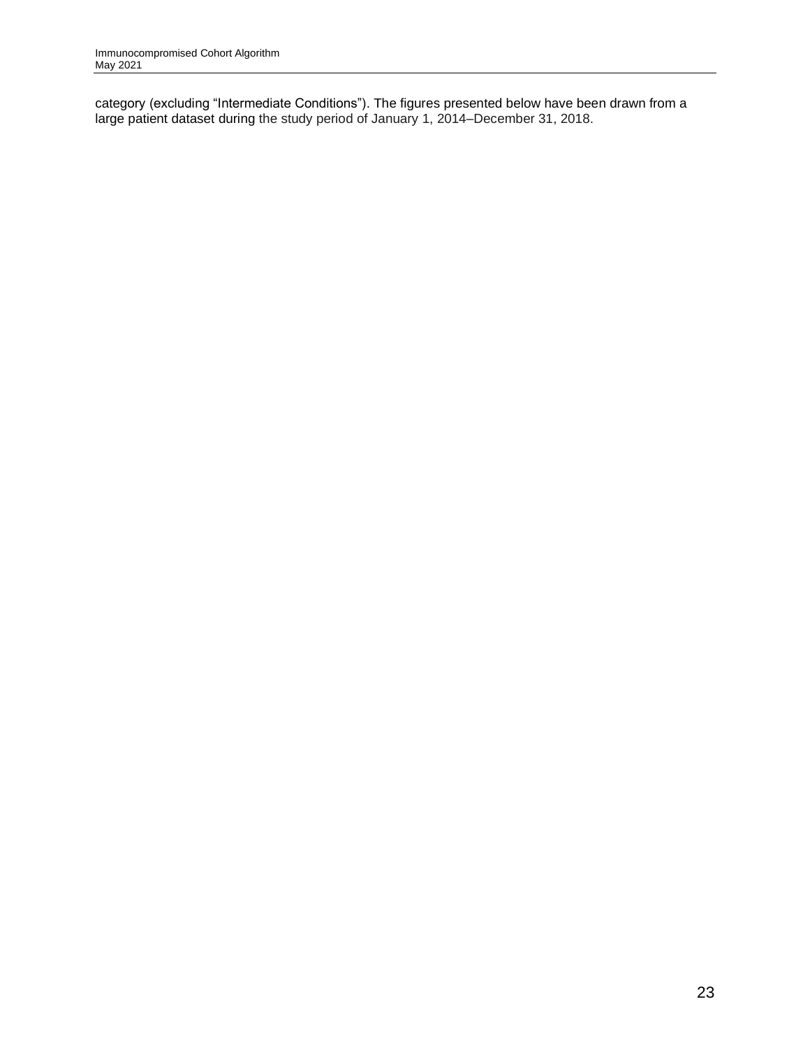category (excluding “Intermediate Conditions”). The figures presented below have been drawn from a large patient dataset during the study period of January 1, 2014–December 31, 2018.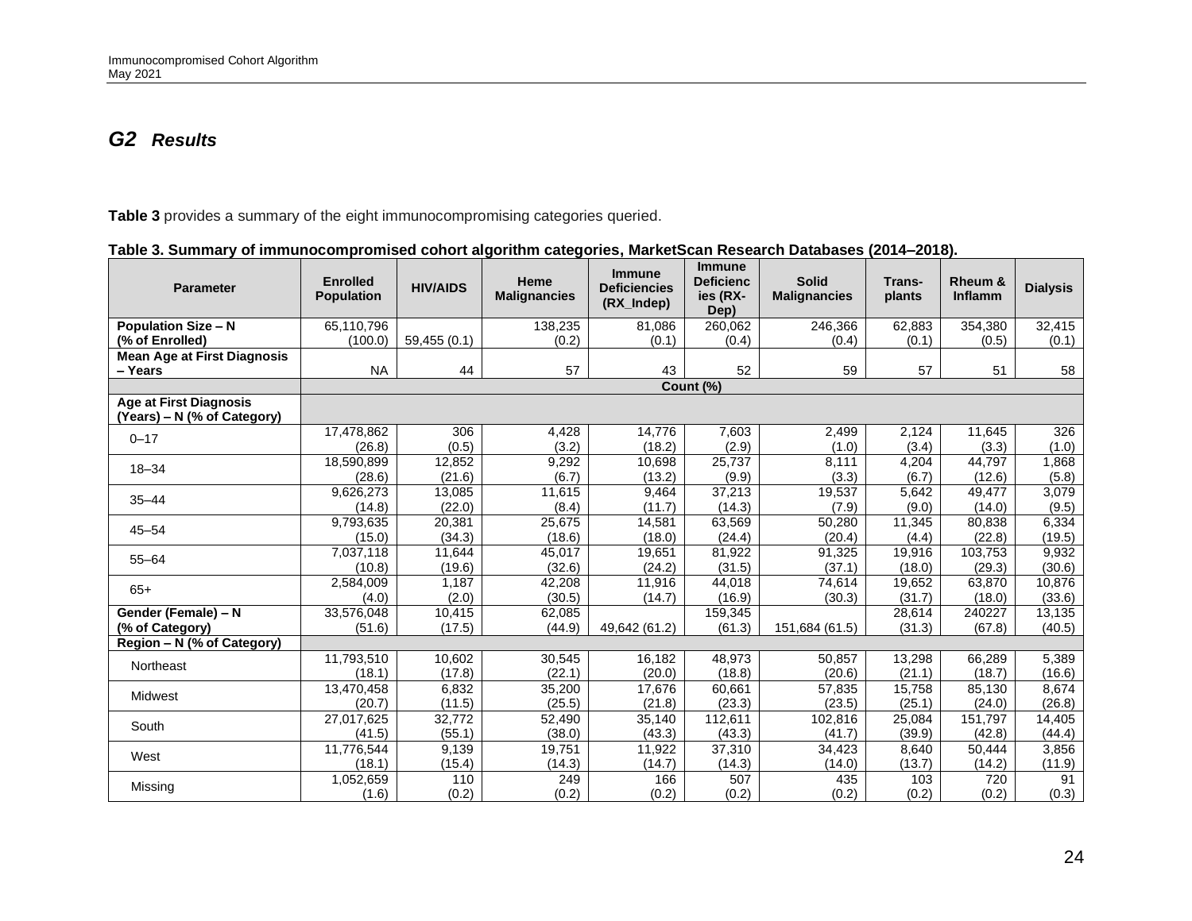## G2 *Results*

**Table 3** provides a summary of the eight immunocompromising categories queried.

**Table 3. Summary of immunocompromised cohort algorithm categories, MarketScan Research Databases (2014–2018).**

| Parameter | Enrolled Population | HIV/AIDS | Heme Malignancies | Immune Deficiencies (RX_Indep) | Immune Deficiencies (RX-Dep) | Solid Malignancies | Trans-plants | Rheum & Inflamm | Dialysis |
|---|---|---|---|---|---|---|---|---|---|
| **Population Size – N (% of Enrolled)** | 65,110,796 (100.0) | 59,455 (0.1) | 138,235 (0.2) | 81,086 (0.1) | 260,062 (0.4) | 246,366 (0.4) | 62,883 (0.1) | 354,380 (0.5) | 32,415 (0.1) |
| **Mean Age at First Diagnosis – Years** | NA | 44 | 57 | 43 | 52 | 59 | 57 | 51 | 58 |
| | Count (%) | | | | | | | | |
| **Age at First Diagnosis (Years) – N (% of Category)** | | | | | | | | | |
| 0–17 | 17,478,862 (26.8) | 306 (0.5) | 4,428 (3.2) | 14,776 (18.2) | 7,603 (2.9) | 2,499 (1.0) | 2,124 (3.4) | 11,645 (3.3) | 326 (1.0) |
| 18–34 | 18,590,899 (28.6) | 12,852 (21.6) | 9,292 (6.7) | 10,698 (13.2) | 25,737 (9.9) | 8,111 (3.3) | 4,204 (6.7) | 44,797 (12.6) | 1,868 (5.8) |
| 35–44 | 9,626,273 (14.8) | 13,085 (22.0) | 11,615 (8.4) | 9,464 (11.7) | 37,213 (14.3) | 19,537 (7.9) | 5,642 (9.0) | 49,477 (14.0) | 3,079 (9.5) |
| 45–54 | 9,793,635 (15.0) | 20,381 (34.3) | 25,675 (18.6) | 14,581 (18.0) | 63,569 (24.4) | 50,280 (20.4) | 11,345 (4.4) | 80,838 (22.8) | 6,334 (19.5) |
| 55–64 | 7,037,118 (10.8) | 11,644 (19.6) | 45,017 (32.6) | 19,651 (24.2) | 81,922 (31.5) | 91,325 (37.1) | 19,916 (18.0) | 103,753 (29.3) | 9,932 (30.6) |
| 65+ | 2,584,009 (4.0) | 1,187 (2.0) | 42,208 (30.5) | 11,916 (14.7) | 44,018 (16.9) | 74,614 (30.3) | 19,652 (31.7) | 63,870 (18.0) | 10,876 (33.6) |
| **Gender (Female) – N (% of Category)** | 33,576,048 (51.6) | 10,415 (17.5) | 62,085 (44.9) | 49,642 (61.2) | 159,345 (61.3) | 151,684 (61.5) | 28,614 (31.3) | 240227 (67.8) | 13,135 (40.5) |
| **Region – N (% of Category)** | | | | | | | | | |
| Northeast | 11,793,510 (18.1) | 10,602 (17.8) | 30,545 (22.1) | 16,182 (20.0) | 48,973 (18.8) | 50,857 (20.6) | 13,298 (21.1) | 66,289 (18.7) | 5,389 (16.6) |
| Midwest | 13,470,458 (20.7) | 6,832 (11.5) | 35,200 (25.5) | 17,676 (21.8) | 60,661 (23.3) | 57,835 (23.5) | 15,758 (25.1) | 85,130 (24.0) | 8,674 (26.8) |
| South | 27,017,625 (41.5) | 32,772 (55.1) | 52,490 (38.0) | 35,140 (43.3) | 112,611 (43.3) | 102,816 (41.7) | 25,084 (39.9) | 151,797 (42.8) | 14,405 (44.4) |
| West | 11,776,544 (18.1) | 9,139 (15.4) | 19,751 (14.3) | 11,922 (14.7) | 37,310 (14.3) | 34,423 (14.0) | 8,640 (13.7) | 50,444 (14.2) | 3,856 (11.9) |
| Missing | 1,052,659 (1.6) | 110 (0.2) | 249 (0.2) | 166 (0.2) | 507 (0.2) | 435 (0.2) | 103 (0.2) | 720 (0.2) | 91 (0.3) |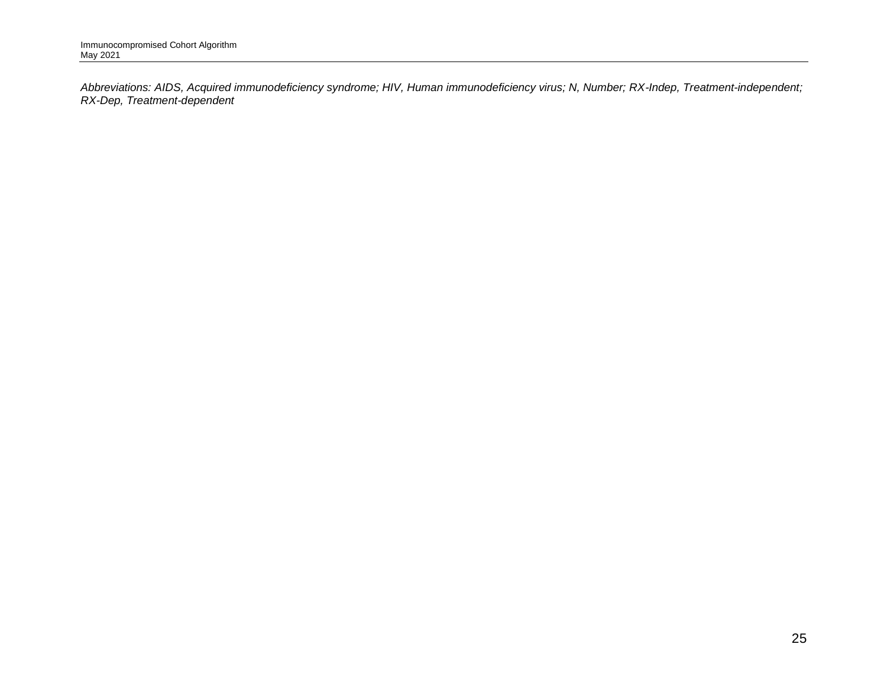*Abbreviations: AIDS, Acquired immunodeficiency syndrome; HIV, Human immunodeficiency virus; N, Number; RX-Indep, Treatment-independent; RX-Dep, Treatment-dependent*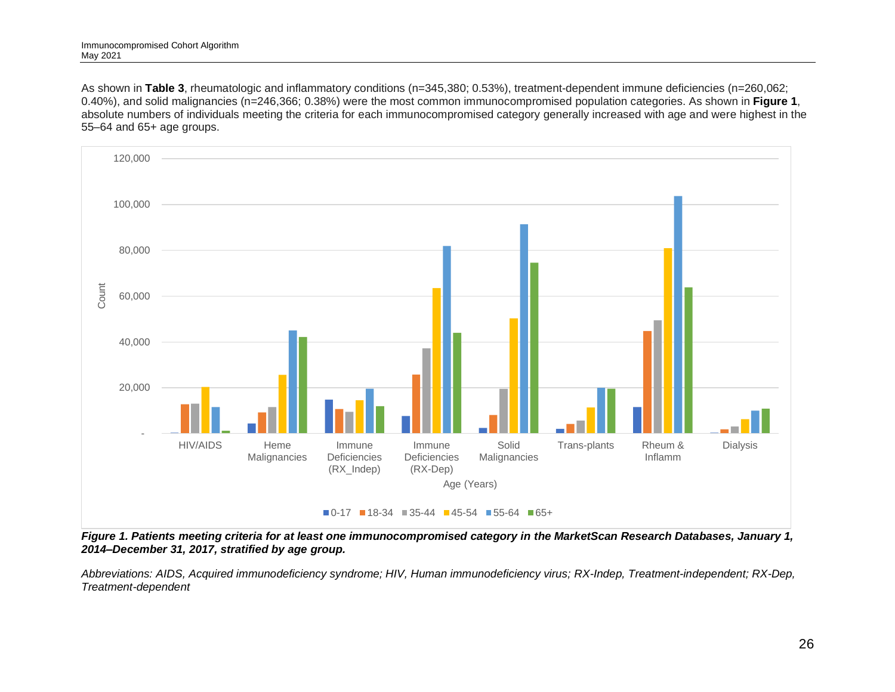As shown in **Table 3**, rheumatologic and inflammatory conditions (n=345,380; 0.53%), treatment-dependent immune deficiencies (n=260,062; 0.40%), and solid malignancies (n=246,366; 0.38%) were the most common immunocompromised population categories. As shown in **Figure 1**, absolute numbers of individuals meeting the criteria for each immunocompromised category generally increased with age and were highest in the 55–64 and 65+ age groups.

***Figure 1. Patients meeting criteria for at least one immunocompromised category in the MarketScan Research Databases, January 1, 2014–December 31, 2017, stratified by age group.***

*Abbreviations: AIDS, Acquired immunodeficiency syndrome; HIV, Human immunodeficiency virus; RX-Indep, Treatment-independent; RX-Dep, Treatment-dependent*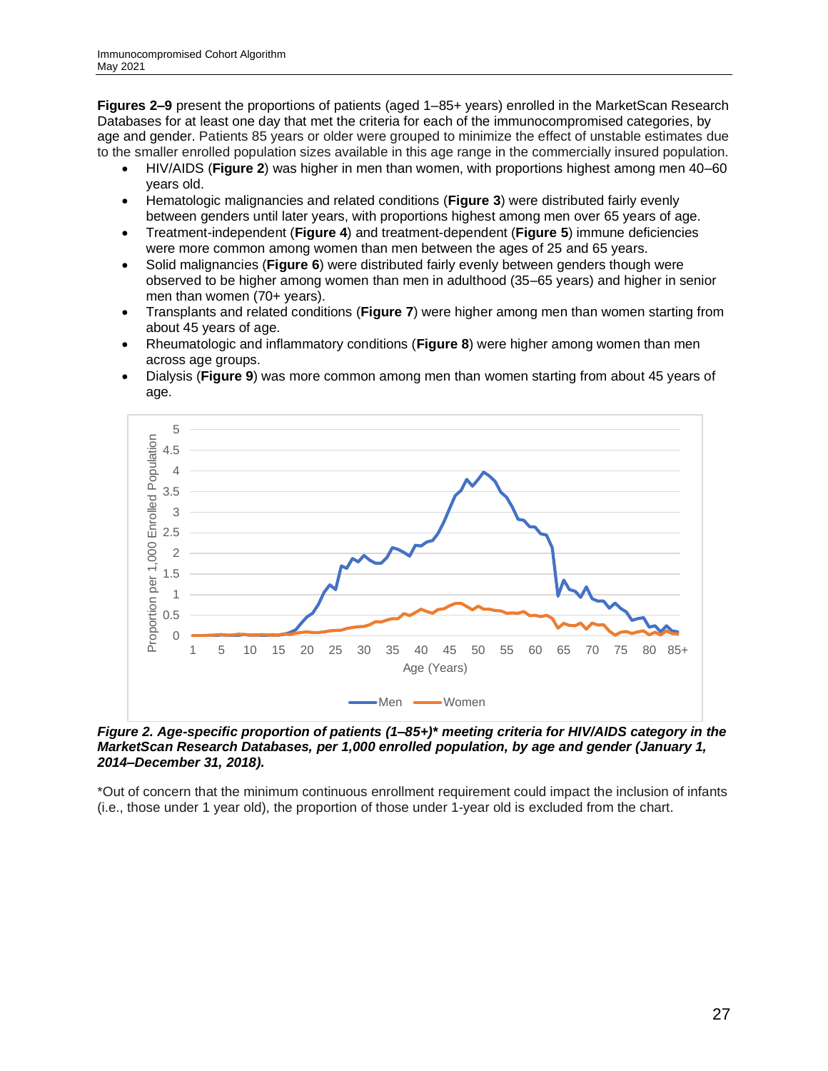**Figures 2–9** present the proportions of patients (aged 1–85+ years) enrolled in the MarketScan Research Databases for at least one day that met the criteria for each of the immunocompromised categories, by age and gender. Patients 85 years or older were grouped to minimize the effect of unstable estimates due to the smaller enrolled population sizes available in this age range in the commercially insured population.

- HIV/AIDS (**Figure 2**) was higher in men than women, with proportions highest among men 40–60 years old.
- Hematologic malignancies and related conditions (**Figure 3**) were distributed fairly evenly between genders until later years, with proportions highest among men over 65 years of age.
- Treatment-independent (**Figure 4**) and treatment-dependent (**Figure 5**) immune deficiencies were more common among women than men between the ages of 25 and 65 years.
- Solid malignancies (**Figure 6**) were distributed fairly evenly between genders though were observed to be higher among women than men in adulthood (35–65 years) and higher in senior men than women (70+ years).
- Transplants and related conditions (**Figure 7**) were higher among men than women starting from about 45 years of age.
- Rheumatologic and inflammatory conditions (**Figure 8**) were higher among women than men across age groups.
- Dialysis (**Figure 9**) was more common among men than women starting from about 45 years of age.

***Figure 2. Age-specific proportion of patients (1–85+)* meeting criteria for HIV/AIDS category in the MarketScan Research Databases, per 1,000 enrolled population, by age and gender (January 1, 2014–December 31, 2018).***

*Out of concern that the minimum continuous enrollment requirement could impact the inclusion of infants (i.e., those under 1 year old), the proportion of those under 1-year old is excluded from the chart.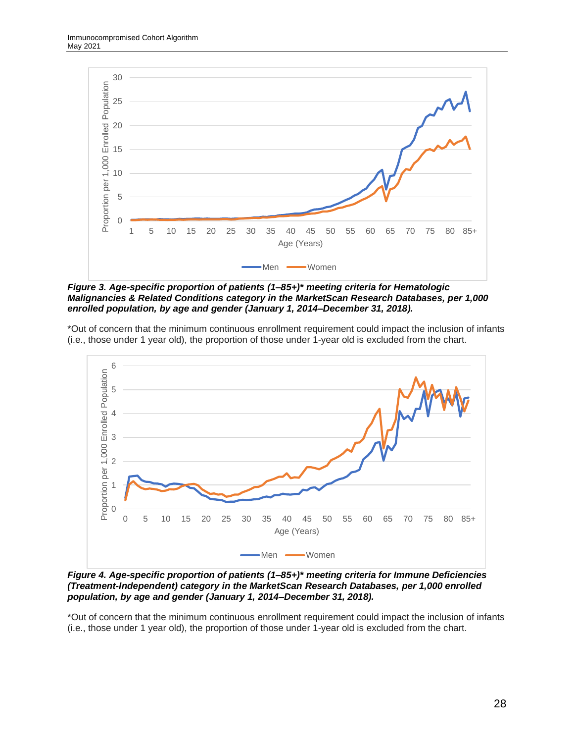**_Figure 3. Age-specific proportion of patients (1–85+)* meeting criteria for Hematologic Malignancies & Related Conditions category in the MarketScan Research Databases, per 1,000 enrolled population, by age and gender (January 1, 2014–December 31, 2018)._**

*Out of concern that the minimum continuous enrollment requirement could impact the inclusion of infants (i.e., those under 1 year old), the proportion of those under 1-year old is excluded from the chart.

**_Figure 4. Age-specific proportion of patients (1–85+)* meeting criteria for Immune Deficiencies (Treatment-Independent) category in the MarketScan Research Databases, per 1,000 enrolled population, by age and gender (January 1, 2014–December 31, 2018)._**

*Out of concern that the minimum continuous enrollment requirement could impact the inclusion of infants (i.e., those under 1 year old), the proportion of those under 1-year old is excluded from the chart.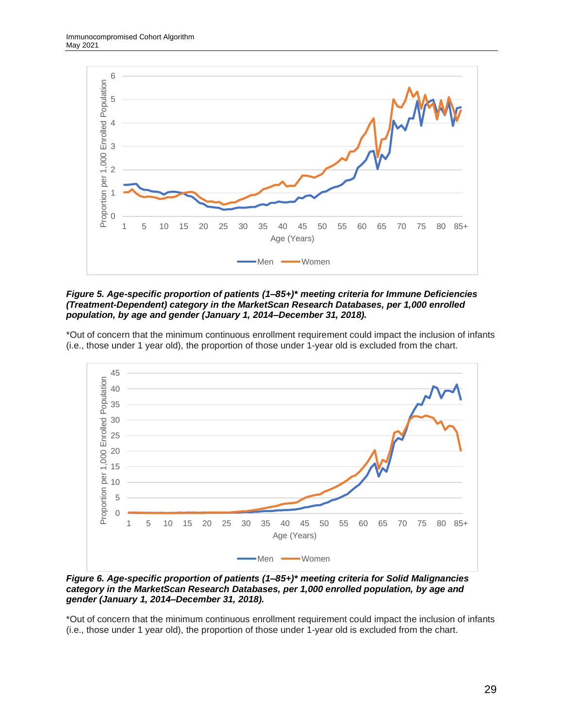***Figure 5. Age-specific proportion of patients (1–85+)* meeting criteria for Immune Deficiencies (Treatment-Dependent) category in the MarketScan Research Databases, per 1,000 enrolled population, by age and gender (January 1, 2014–December 31, 2018).***

*Out of concern that the minimum continuous enrollment requirement could impact the inclusion of infants (i.e., those under 1 year old), the proportion of those under 1-year old is excluded from the chart.

***Figure 6. Age-specific proportion of patients (1–85+)* meeting criteria for Solid Malignancies category in the MarketScan Research Databases, per 1,000 enrolled population, by age and gender (January 1, 2014–December 31, 2018).***

*Out of concern that the minimum continuous enrollment requirement could impact the inclusion of infants (i.e., those under 1 year old), the proportion of those under 1-year old is excluded from the chart.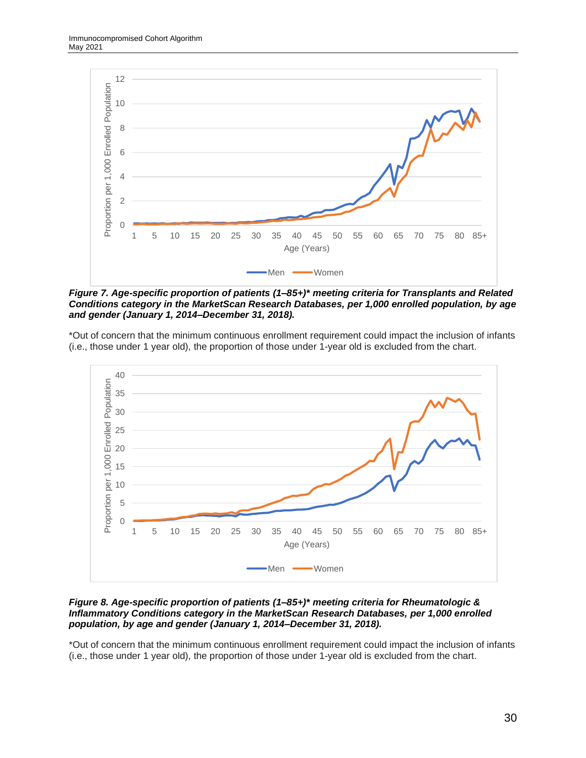***Figure 7. Age-specific proportion of patients (1–85+)* meeting criteria for Transplants and Related Conditions category in the MarketScan Research Databases, per 1,000 enrolled population, by age and gender (January 1, 2014–December 31, 2018).***

*Out of concern that the minimum continuous enrollment requirement could impact the inclusion of infants (i.e., those under 1 year old), the proportion of those under 1-year old is excluded from the chart.

***Figure 8. Age-specific proportion of patients (1–85+)* meeting criteria for Rheumatologic & Inflammatory Conditions category in the MarketScan Research Databases, per 1,000 enrolled population, by age and gender (January 1, 2014–December 31, 2018).***

*Out of concern that the minimum continuous enrollment requirement could impact the inclusion of infants (i.e., those under 1 year old), the proportion of those under 1-year old is excluded from the chart.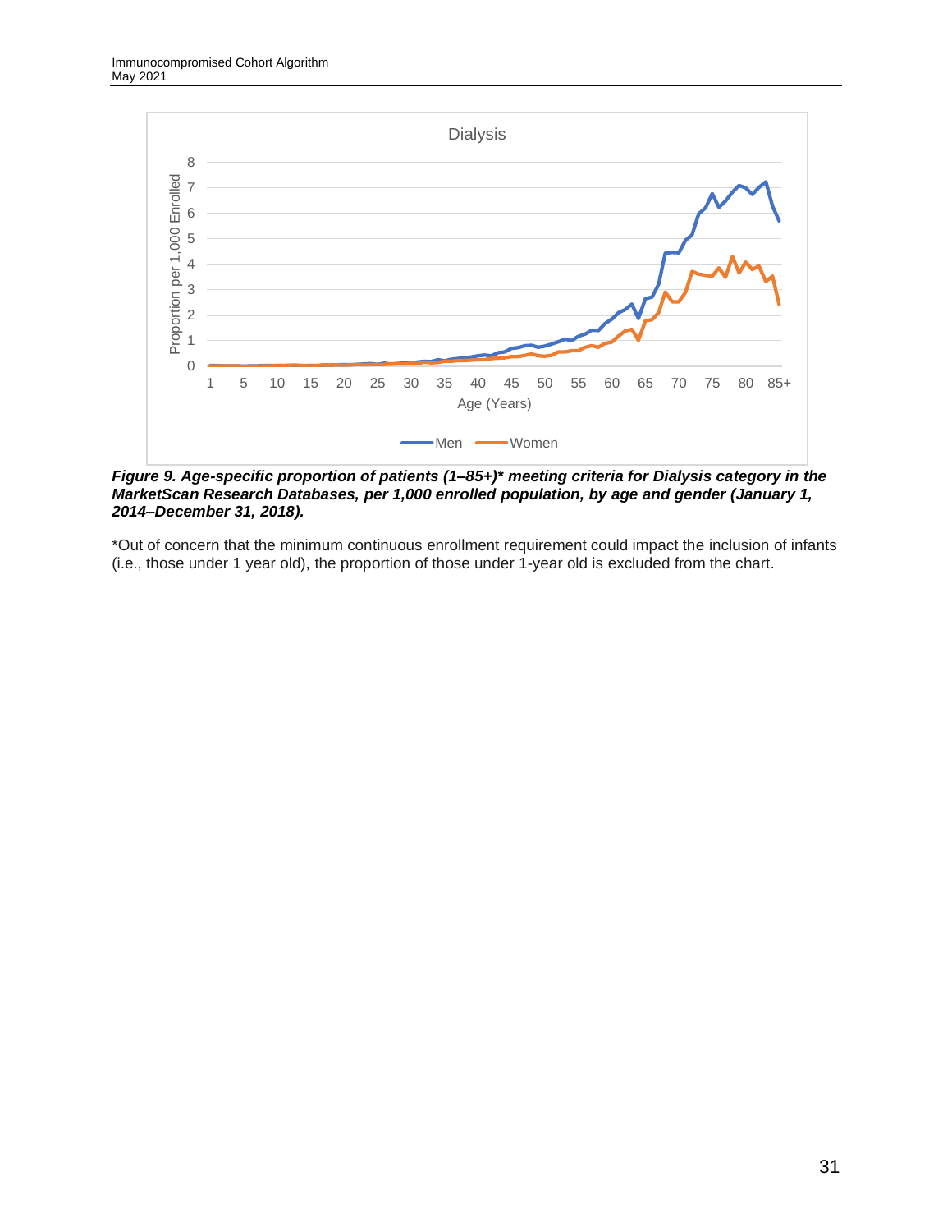*Figure 9. Age-specific proportion of patients (1–85+)* meeting criteria for Dialysis category in the MarketScan Research Databases, per 1,000 enrolled population, by age and gender (January 1, 2014–December 31, 2018).*

*Out of concern that the minimum continuous enrollment requirement could impact the inclusion of infants (i.e., those under 1 year old), the proportion of those under 1-year old is excluded from the chart.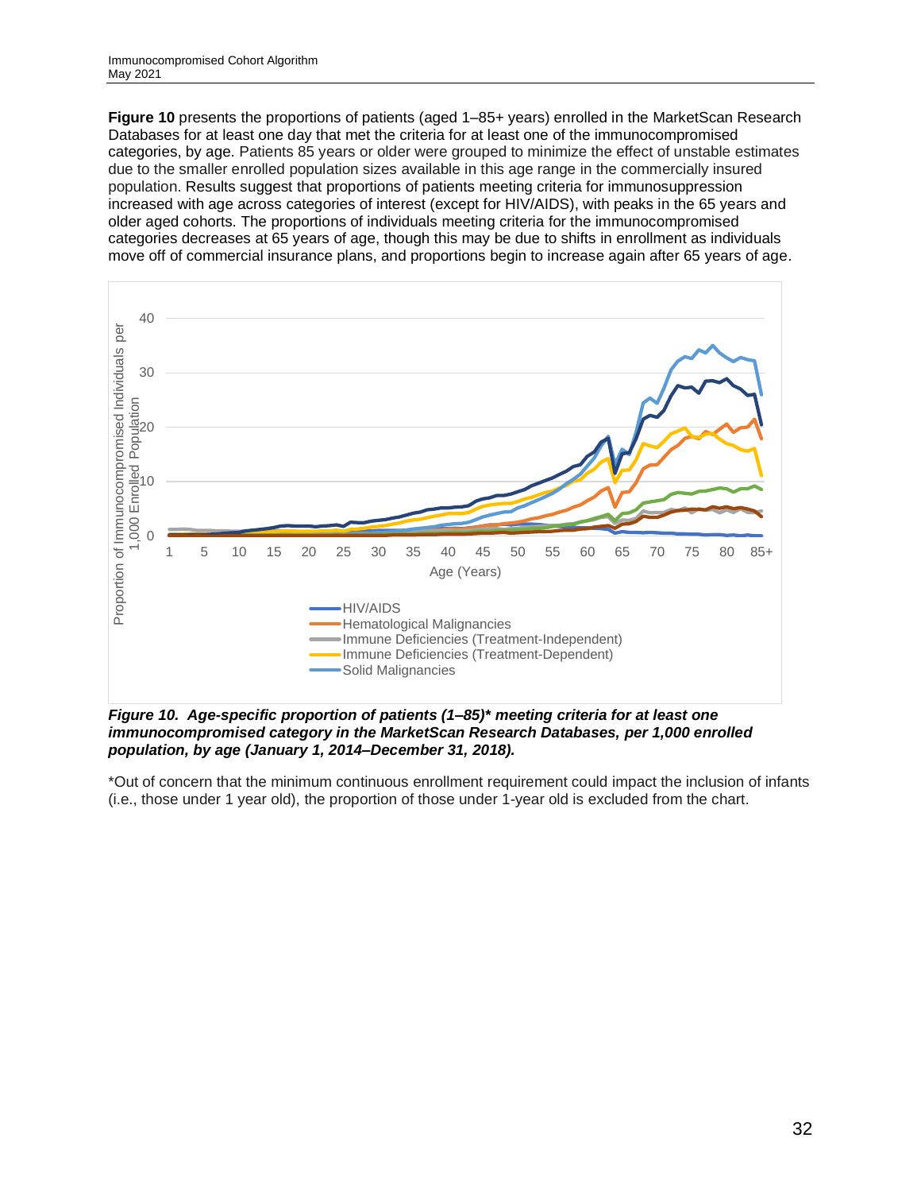**Figure 10** presents the proportions of patients (aged 1–85+ years) enrolled in the MarketScan Research Databases for at least one day that met the criteria for at least one of the immunocompromised categories, by age. Patients 85 years or older were grouped to minimize the effect of unstable estimates due to the smaller enrolled population sizes available in this age range in the commercially insured population. Results suggest that proportions of patients meeting criteria for immunosuppression increased with age across categories of interest (except for HIV/AIDS), with peaks in the 65 years and older aged cohorts. The proportions of individuals meeting criteria for the immunocompromised categories decreases at 65 years of age, though this may be due to shifts in enrollment as individuals move off of commercial insurance plans, and proportions begin to increase again after 65 years of age.

***Figure 10. Age-specific proportion of patients (1–85)\* meeting criteria for at least one immunocompromised category in the MarketScan Research Databases, per 1,000 enrolled population, by age (January 1, 2014–December 31, 2018).***

*Out of concern that the minimum continuous enrollment requirement could impact the inclusion of infants (i.e., those under 1 year old), the proportion of those under 1-year old is excluded from the chart.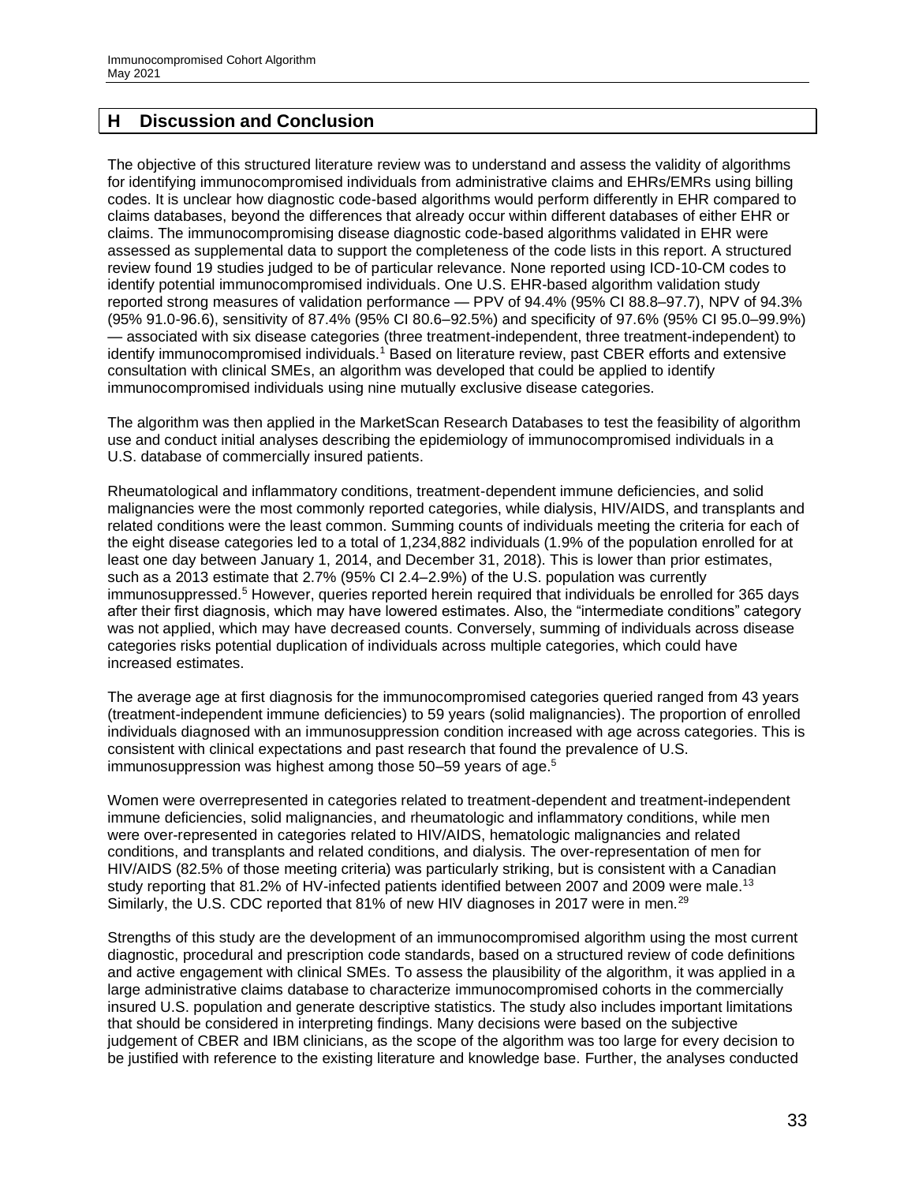## H Discussion and Conclusion

The objective of this structured literature review was to understand and assess the validity of algorithms for identifying immunocompromised individuals from administrative claims and EHRs/EMRs using billing codes. It is unclear how diagnostic code-based algorithms would perform differently in EHR compared to claims databases, beyond the differences that already occur within different databases of either EHR or claims. The immunocompromising disease diagnostic code-based algorithms validated in EHR were assessed as supplemental data to support the completeness of the code lists in this report. A structured review found 19 studies judged to be of particular relevance. None reported using ICD-10-CM codes to identify potential immunocompromised individuals. One U.S. EHR-based algorithm validation study reported strong measures of validation performance — PPV of 94.4% (95% CI 88.8–97.7), NPV of 94.3% (95% 91.0-96.6), sensitivity of 87.4% (95% CI 80.6–92.5%) and specificity of 97.6% (95% CI 95.0–99.9%) — associated with six disease categories (three treatment-independent, three treatment-independent) to identify immunocompromised individuals.[1] Based on literature review, past CBER efforts and extensive consultation with clinical SMEs, an algorithm was developed that could be applied to identify immunocompromised individuals using nine mutually exclusive disease categories.

The algorithm was then applied in the MarketScan Research Databases to test the feasibility of algorithm use and conduct initial analyses describing the epidemiology of immunocompromised individuals in a U.S. database of commercially insured patients.

Rheumatological and inflammatory conditions, treatment-dependent immune deficiencies, and solid malignancies were the most commonly reported categories, while dialysis, HIV/AIDS, and transplants and related conditions were the least common. Summing counts of individuals meeting the criteria for each of the eight disease categories led to a total of 1,234,882 individuals (1.9% of the population enrolled for at least one day between January 1, 2014, and December 31, 2018). This is lower than prior estimates, such as a 2013 estimate that 2.7% (95% CI 2.4–2.9%) of the U.S. population was currently immunosuppressed.[5] However, queries reported herein required that individuals be enrolled for 365 days after their first diagnosis, which may have lowered estimates. Also, the "intermediate conditions" category was not applied, which may have decreased counts. Conversely, summing of individuals across disease categories risks potential duplication of individuals across multiple categories, which could have increased estimates.

The average age at first diagnosis for the immunocompromised categories queried ranged from 43 years (treatment-independent immune deficiencies) to 59 years (solid malignancies). The proportion of enrolled individuals diagnosed with an immunosuppression condition increased with age across categories. This is consistent with clinical expectations and past research that found the prevalence of U.S. immunosuppression was highest among those 50–59 years of age.[5]

Women were overrepresented in categories related to treatment-dependent and treatment-independent immune deficiencies, solid malignancies, and rheumatologic and inflammatory conditions, while men were over-represented in categories related to HIV/AIDS, hematologic malignancies and related conditions, and transplants and related conditions, and dialysis. The over-representation of men for HIV/AIDS (82.5% of those meeting criteria) was particularly striking, but is consistent with a Canadian study reporting that 81.2% of HV-infected patients identified between 2007 and 2009 were male.[13] Similarly, the U.S. CDC reported that 81% of new HIV diagnoses in 2017 were in men.[29]

Strengths of this study are the development of an immunocompromised algorithm using the most current diagnostic, procedural and prescription code standards, based on a structured review of code definitions and active engagement with clinical SMEs. To assess the plausibility of the algorithm, it was applied in a large administrative claims database to characterize immunocompromised cohorts in the commercially insured U.S. population and generate descriptive statistics. The study also includes important limitations that should be considered in interpreting findings. Many decisions were based on the subjective judgement of CBER and IBM clinicians, as the scope of the algorithm was too large for every decision to be justified with reference to the existing literature and knowledge base. Further, the analyses conducted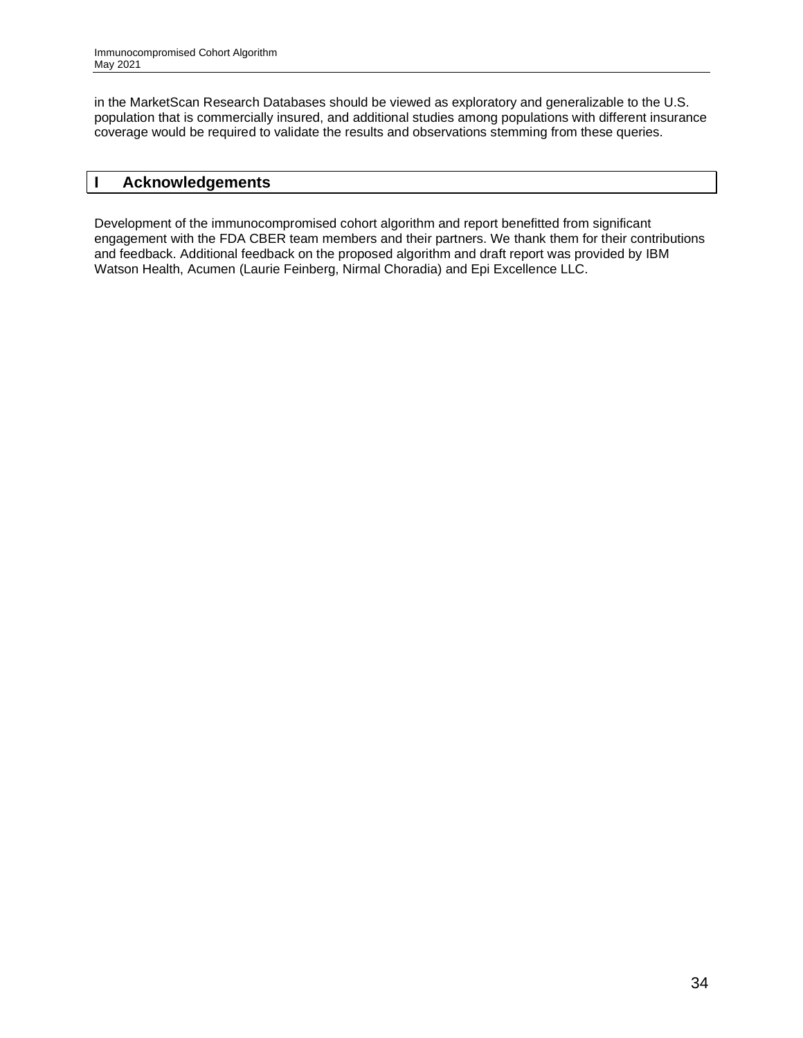in the MarketScan Research Databases should be viewed as exploratory and generalizable to the U.S. population that is commercially insured, and additional studies among populations with different insurance coverage would be required to validate the results and observations stemming from these queries.

# I Acknowledgements

Development of the immunocompromised cohort algorithm and report benefitted from significant engagement with the FDA CBER team members and their partners. We thank them for their contributions and feedback. Additional feedback on the proposed algorithm and draft report was provided by IBM Watson Health, Acumen (Laurie Feinberg, Nirmal Choradia) and Epi Excellence LLC.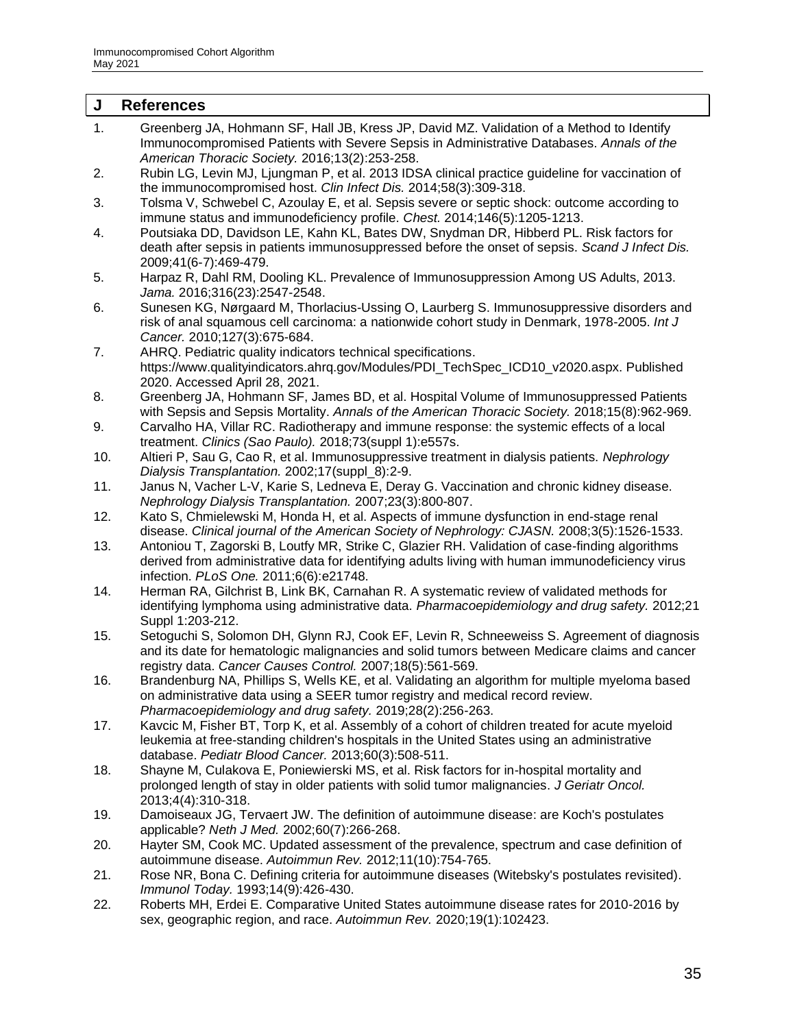## J References

1. Greenberg JA, Hohmann SF, Hall JB, Kress JP, David MZ. Validation of a Method to Identify Immunocompromised Patients with Severe Sepsis in Administrative Databases. *Annals of the American Thoracic Society.* 2016;13(2):253-258.
2. Rubin LG, Levin MJ, Ljungman P, et al. 2013 IDSA clinical practice guideline for vaccination of the immunocompromised host. *Clin Infect Dis.* 2014;58(3):309-318.
3. Tolsma V, Schwebel C, Azoulay E, et al. Sepsis severe or septic shock: outcome according to immune status and immunodeficiency profile. *Chest.* 2014;146(5):1205-1213.
4. Poutsiaka DD, Davidson LE, Kahn KL, Bates DW, Snydman DR, Hibberd PL. Risk factors for death after sepsis in patients immunosuppressed before the onset of sepsis. *Scand J Infect Dis.* 2009;41(6-7):469-479.
5. Harpaz R, Dahl RM, Dooling KL. Prevalence of Immunosuppression Among US Adults, 2013. *Jama.* 2016;316(23):2547-2548.
6. Sunesen KG, Nørgaard M, Thorlacius-Ussing O, Laurberg S. Immunosuppressive disorders and risk of anal squamous cell carcinoma: a nationwide cohort study in Denmark, 1978-2005. *Int J Cancer.* 2010;127(3):675-684.
7. AHRQ. Pediatric quality indicators technical specifications. https://www.qualityindicators.ahrq.gov/Modules/PDI_TechSpec_ICD10_v2020.aspx. Published 2020. Accessed April 28, 2021.
8. Greenberg JA, Hohmann SF, James BD, et al. Hospital Volume of Immunosuppressed Patients with Sepsis and Sepsis Mortality. *Annals of the American Thoracic Society.* 2018;15(8):962-969.
9. Carvalho HA, Villar RC. Radiotherapy and immune response: the systemic effects of a local treatment. *Clinics (Sao Paulo).* 2018;73(suppl 1):e557s.
10. Altieri P, Sau G, Cao R, et al. Immunosuppressive treatment in dialysis patients. *Nephrology Dialysis Transplantation.* 2002;17(suppl_8):2-9.
11. Janus N, Vacher L-V, Karie S, Ledneva E, Deray G. Vaccination and chronic kidney disease. *Nephrology Dialysis Transplantation.* 2007;23(3):800-807.
12. Kato S, Chmielewski M, Honda H, et al. Aspects of immune dysfunction in end-stage renal disease. *Clinical journal of the American Society of Nephrology: CJASN.* 2008;3(5):1526-1533.
13. Antoniou T, Zagorski B, Loutfy MR, Strike C, Glazier RH. Validation of case-finding algorithms derived from administrative data for identifying adults living with human immunodeficiency virus infection. *PLoS One.* 2011;6(6):e21748.
14. Herman RA, Gilchrist B, Link BK, Carnahan R. A systematic review of validated methods for identifying lymphoma using administrative data. *Pharmacoepidemiology and drug safety.* 2012;21 Suppl 1:203-212.
15. Setoguchi S, Solomon DH, Glynn RJ, Cook EF, Levin R, Schneeweiss S. Agreement of diagnosis and its date for hematologic malignancies and solid tumors between Medicare claims and cancer registry data. *Cancer Causes Control.* 2007;18(5):561-569.
16. Brandenburg NA, Phillips S, Wells KE, et al. Validating an algorithm for multiple myeloma based on administrative data using a SEER tumor registry and medical record review. *Pharmacoepidemiology and drug safety.* 2019;28(2):256-263.
17. Kavcic M, Fisher BT, Torp K, et al. Assembly of a cohort of children treated for acute myeloid leukemia at free-standing children's hospitals in the United States using an administrative database. *Pediatr Blood Cancer.* 2013;60(3):508-511.
18. Shayne M, Culakova E, Poniewierski MS, et al. Risk factors for in-hospital mortality and prolonged length of stay in older patients with solid tumor malignancies. *J Geriatr Oncol.* 2013;4(4):310-318.
19. Damoiseaux JG, Tervaert JW. The definition of autoimmune disease: are Koch's postulates applicable? *Neth J Med.* 2002;60(7):266-268.
20. Hayter SM, Cook MC. Updated assessment of the prevalence, spectrum and case definition of autoimmune disease. *Autoimmun Rev.* 2012;11(10):754-765.
21. Rose NR, Bona C. Defining criteria for autoimmune diseases (Witebsky's postulates revisited). *Immunol Today.* 1993;14(9):426-430.
22. Roberts MH, Erdei E. Comparative United States autoimmune disease rates for 2010-2016 by sex, geographic region, and race. *Autoimmun Rev.* 2020;19(1):102423.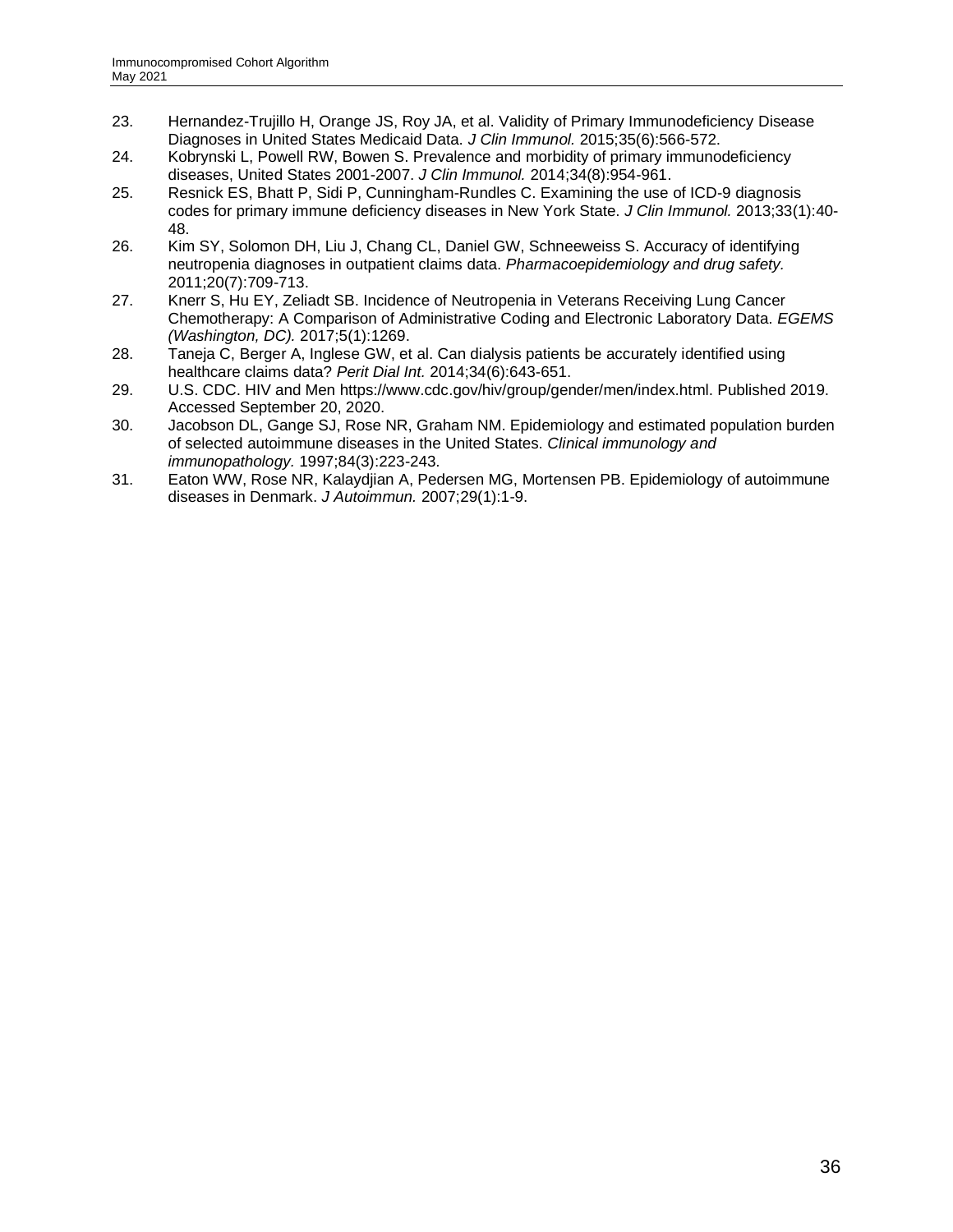23. Hernandez-Trujillo H, Orange JS, Roy JA, et al. Validity of Primary Immunodeficiency Disease Diagnoses in United States Medicaid Data. *J Clin Immunol.* 2015;35(6):566-572.
24. Kobrynski L, Powell RW, Bowen S. Prevalence and morbidity of primary immunodeficiency diseases, United States 2001-2007. *J Clin Immunol.* 2014;34(8):954-961.
25. Resnick ES, Bhatt P, Sidi P, Cunningham-Rundles C. Examining the use of ICD-9 diagnosis codes for primary immune deficiency diseases in New York State. *J Clin Immunol.* 2013;33(1):40-48.
26. Kim SY, Solomon DH, Liu J, Chang CL, Daniel GW, Schneeweiss S. Accuracy of identifying neutropenia diagnoses in outpatient claims data. *Pharmacoepidemiology and drug safety.* 2011;20(7):709-713.
27. Knerr S, Hu EY, Zeliadt SB. Incidence of Neutropenia in Veterans Receiving Lung Cancer Chemotherapy: A Comparison of Administrative Coding and Electronic Laboratory Data. *EGEMS (Washington, DC).* 2017;5(1):1269.
28. Taneja C, Berger A, Inglese GW, et al. Can dialysis patients be accurately identified using healthcare claims data? *Perit Dial Int.* 2014;34(6):643-651.
29. U.S. CDC. HIV and Men https://www.cdc.gov/hiv/group/gender/men/index.html. Published 2019. Accessed September 20, 2020.
30. Jacobson DL, Gange SJ, Rose NR, Graham NM. Epidemiology and estimated population burden of selected autoimmune diseases in the United States. *Clinical immunology and immunopathology.* 1997;84(3):223-243.
31. Eaton WW, Rose NR, Kalaydjian A, Pedersen MG, Mortensen PB. Epidemiology of autoimmune diseases in Denmark. *J Autoimmun.* 2007;29(1):1-9.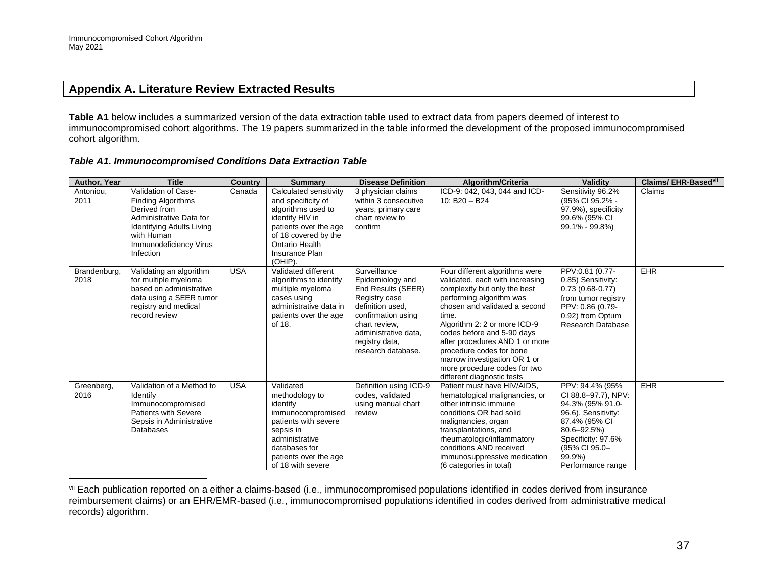## Appendix A. Literature Review Extracted Results

**Table A1** below includes a summarized version of the data extraction table used to extract data from papers deemed of interest to immunocompromised cohort algorithms. The 19 papers summarized in the table informed the development of the proposed immunocompromised cohort algorithm.

***Table A1. Immunocompromised Conditions Data Extraction Table***

| Author, Year | Title | Country | Summary | Disease Definition | Algorithm/Criteria | Validity | Claims/ EHR-Based[vii] |
|---|---|---|---|---|---|---|---|
| Antoniou, 2011 | Validation of Case-Finding Algorithms Derived from Administrative Data for Identifying Adults Living with Human Immunodeficiency Virus Infection | Canada | Calculated sensitivity and specificity of algorithms used to identify HIV in patients over the age of 18 covered by the Ontario Health Insurance Plan (OHIP). | 3 physician claims within 3 consecutive years, primary care chart review to confirm | ICD-9: 042, 043, 044 and ICD-10: B20 – B24 | Sensitivity 96.2% (95% CI 95.2% - 97.9%), specificity 99.6% (95% CI 99.1% - 99.8%) | Claims |
| Brandenburg, 2018 | Validating an algorithm for multiple myeloma based on administrative data using a SEER tumor registry and medical record review | USA | Validated different algorithms to identify multiple myeloma cases using administrative data in patients over the age of 18. | Surveillance Epidemiology and End Results (SEER) Registry case definition used, confirmation using chart review, administrative data, registry data, research database. | Four different algorithms were validated, each with increasing complexity but only the best performing algorithm was chosen and validated a second time. Algorithm 2: 2 or more ICD-9 codes before and 5-90 days after procedures AND 1 or more procedure codes for bone marrow investigation OR 1 or more procedure codes for two different diagnostic tests | PPV:0.81 (0.77-0.85) Sensitivity: 0.73 (0.68-0.77) from tumor registry PPV: 0.86 (0.79-0.92) from Optum Research Database | EHR |
| Greenberg, 2016 | Validation of a Method to Identify Immunocompromised Patients with Severe Sepsis in Administrative Databases | USA | Validated methodology to identify immunocompromised patients with severe sepsis in administrative databases for patients over the age of 18 with severe | Definition using ICD-9 codes, validated using manual chart review | Patient must have HIV/AIDS, hematological malignancies, or other intrinsic immune conditions OR had solid malignancies, organ transplantations, and rheumatologic/inflammatory conditions AND received immunosuppressive medication (6 categories in total) | PPV: 94.4% (95% CI 88.8–97.7), NPV: 94.3% (95% 91.0-96.6), Sensitivity: 87.4% (95% CI 80.6–92.5%) Specificity: 97.6% (95% CI 95.0–99.9%) Performance range | EHR |

[vii] Each publication reported on a either a claims-based (i.e., immunocompromised populations identified in codes derived from insurance reimbursement claims) or an EHR/EMR-based (i.e., immunocompromised populations identified in codes derived from administrative medical records) algorithm.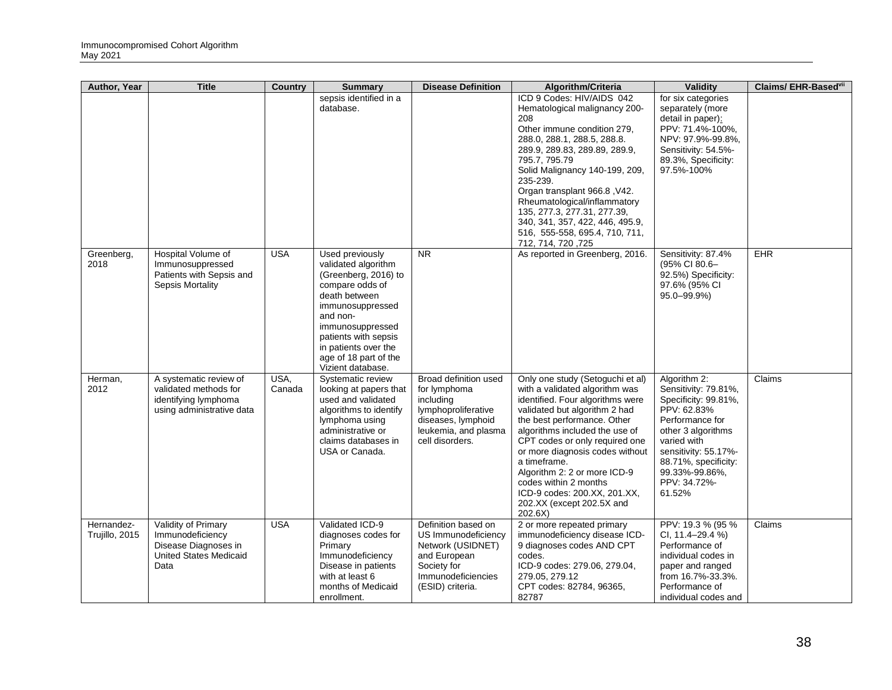| Author, Year | Title | Country | Summary | Disease Definition | Algorithm/Criteria | Validity | Claims/ EHR-Based[vii] |
|---|---|---|---|---|---|---|---|
| | | | sepsis identified in a database. | | ICD 9 Codes: HIV/AIDS 042 Hematological malignancy 200-208 Other immune condition 279, 288.0, 288.1, 288.5, 288.8. 289.9, 289.83, 289.89, 289.9, 795.7, 795.79 Solid Malignancy 140-199, 209, 235-239. Organ transplant 966.8 ,V42. Rheumatological/inflammatory 135, 277.3, 277.31, 277.39, 340, 341, 357, 422, 446, 495.9, 516, 555-558, 695.4, 710, 711, 712, 714, 720 ,725 | for six categories separately (more detail in paper): PPV: 71.4%-100%, NPV: 97.9%-99.8%, Sensitivity: 54.5%-89.3%, Specificity: 97.5%-100% | |
| Greenberg, 2018 | Hospital Volume of Immunosuppressed Patients with Sepsis and Sepsis Mortality | USA | Used previously validated algorithm (Greenberg, 2016) to compare odds of death between immunosuppressed and non-immunosuppressed patients with sepsis in patients over the age of 18 part of the Vizient database. | NR | As reported in Greenberg, 2016. | Sensitivity: 87.4% (95% CI 80.6–92.5%) Specificity: 97.6% (95% CI 95.0–99.9%) | EHR |
| Herman, 2012 | A systematic review of validated methods for identifying lymphoma using administrative data | USA, Canada | Systematic review looking at papers that used and validated algorithms to identify lymphoma using administrative or claims databases in USA or Canada. | Broad definition used for lymphoma including lymphoproliferative diseases, lymphoid leukemia, and plasma cell disorders. | Only one study (Setoguchi et al) with a validated algorithm was identified. Four algorithms were validated but algorithm 2 had the best performance. Other algorithms included the use of CPT codes or only required one or more diagnosis codes without a timeframe. Algorithm 2: 2 or more ICD-9 codes within 2 months ICD-9 codes: 200.XX, 201.XX, 202.XX (except 202.5X and 202.6X) | Algorithm 2: Sensitivity: 79.81%, Specificity: 99.81%, PPV: 62.83% Performance for other 3 algorithms varied with sensitivity: 55.17%-88.71%, specificity: 99.33%-99.86%, PPV: 34.72%-61.52% | Claims |
| Hernandez-Trujillo, 2015 | Validity of Primary Immunodeficiency Disease Diagnoses in United States Medicaid Data | USA | Validated ICD-9 diagnoses codes for Primary Immunodeficiency Disease in patients with at least 6 months of Medicaid enrollment. | Definition based on US Immunodeficiency Network (USIDNET) and European Society for Immunodeficiencies (ESID) criteria. | 2 or more repeated primary immunodeficiency disease ICD-9 diagnoses codes AND CPT codes. ICD-9 codes: 279.06, 279.04, 279.05, 279.12 CPT codes: 82784, 96365, 82787 | PPV: 19.3 % (95 % CI, 11.4–29.4 %) Performance of individual codes in paper and ranged from 16.7%-33.3%. Performance of individual codes and | Claims |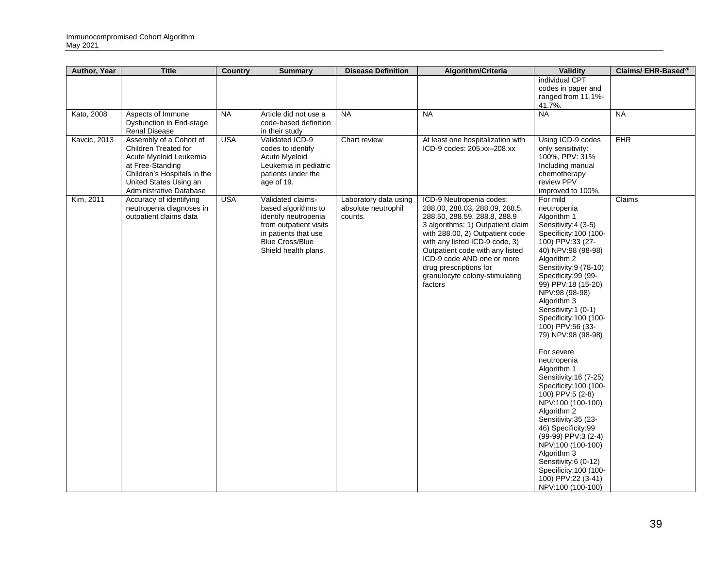| Author, Year | Title | Country | Summary | Disease Definition | Algorithm/Criteria | Validity | Claims/ EHR-Based[vii] |
|---|---|---|---|---|---|---|---|
| | | | | | | individual CPT codes in paper and ranged from 11.1%-41.7%. | |
| Kato, 2008 | Aspects of Immune Dysfunction in End-stage Renal Disease | NA | Article did not use a code-based definition in their study | NA | NA | NA | NA |
| Kavcic, 2013 | Assembly of a Cohort of Children Treated for Acute Myeloid Leukemia at Free-Standing Children's Hospitals in the United States Using an Administrative Database | USA | Validated ICD-9 codes to identify Acute Myeloid Leukemia in pediatric patients under the age of 19. | Chart review | At least one hospitalization with ICD-9 codes: 205.xx–208.xx | Using ICD-9 codes only sensitivity: 100%, PPV: 31% Including manual chemotherapy review PPV improved to 100%. | EHR |
| Kim, 2011 | Accuracy of identifying neutropenia diagnoses in outpatient claims data | USA | Validated claims-based algorithms to identify neutropenia from outpatient visits in patients that use Blue Cross/Blue Shield health plans. | Laboratory data using absolute neutrophil counts. | ICD-9 Neutropenia codes: 288.00, 288.03, 288.09, 288.5, 288.50, 288.59, 288.8, 288.9 3 algorithms: 1) Outpatient claim with 288.00, 2) Outpatient code with any listed ICD-9 code, 3) Outpatient code with any listed ICD-9 code AND one or more drug prescriptions for granulocyte colony-stimulating factors | For mild neutropenia Algorithm 1 Sensitivity:4 (3-5) Specificity:100 (100-100) PPV:33 (27-40) NPV:98 (98-98) Algorithm 2 Sensitivity:9 (78-10) Specificity:99 (99-99) PPV:18 (15-20) NPV:98 (98-98) Algorithm 3 Sensitivity:1 (0-1) Specificity:100 (100-100) PPV:56 (33-79) NPV:98 (98-98) For severe neutropenia Algorithm 1 Sensitivity:16 (7-25) Specificity:100 (100-100) PPV:5 (2-8) NPV:100 (100-100) Algorithm 2 Sensitivity:35 (23-46) Specificity:99 (99-99) PPV:3 (2-4) NPV:100 (100-100) Algorithm 3 Sensitivity:6 (0-12) Specificity:100 (100-100) PPV:22 (3-41) NPV:100 (100-100) | Claims |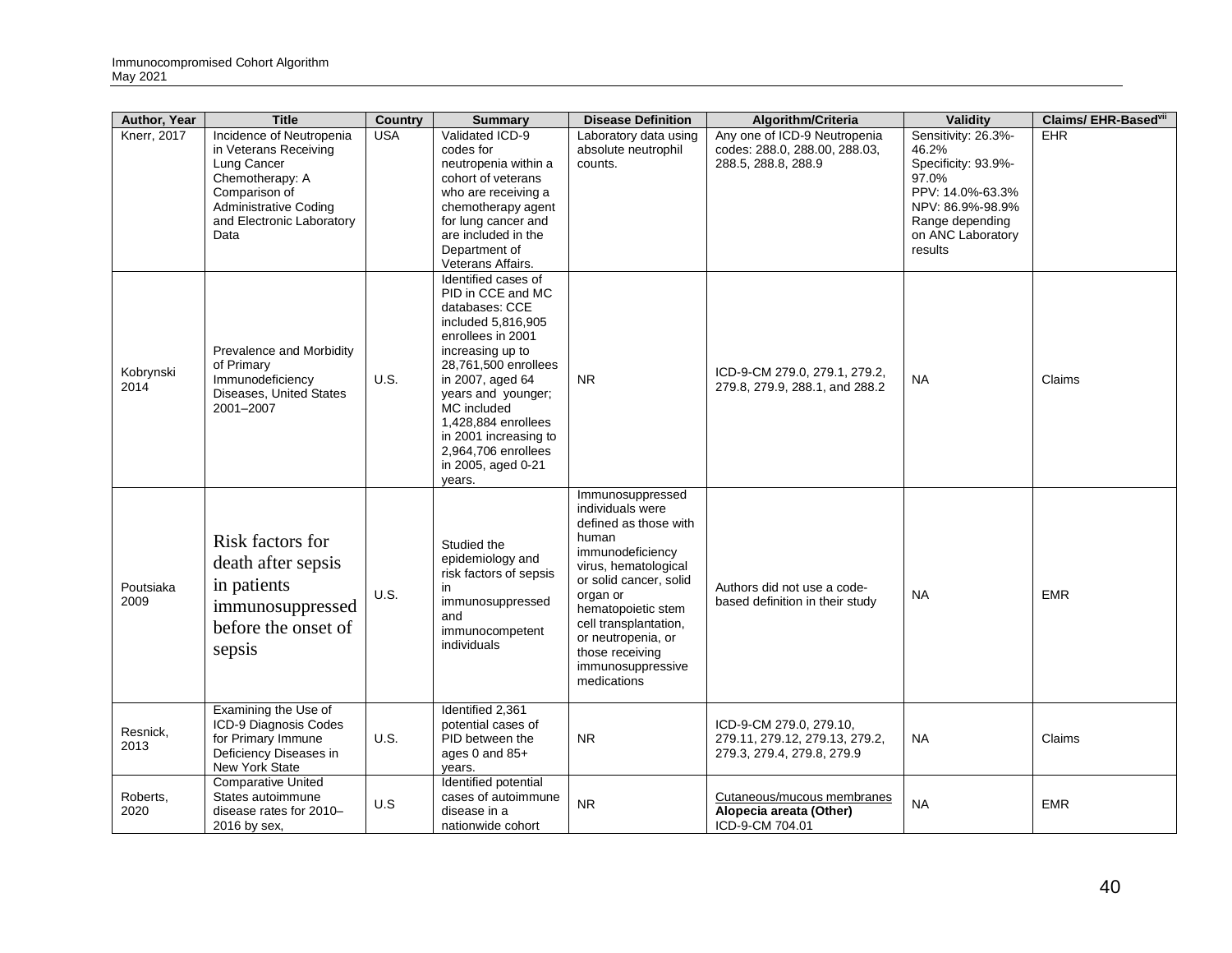| Author, Year | Title | Country | Summary | Disease Definition | Algorithm/Criteria | Validity | Claims/ EHR-Based[vii] |
|---|---|---|---|---|---|---|---|
| Knerr, 2017 | Incidence of Neutropenia in Veterans Receiving Lung Cancer Chemotherapy: A Comparison of Administrative Coding and Electronic Laboratory Data | USA | Validated ICD-9 codes for neutropenia within a cohort of veterans who are receiving a chemotherapy agent for lung cancer and are included in the Department of Veterans Affairs. | Laboratory data using absolute neutrophil counts. | Any one of ICD-9 Neutropenia codes: 288.0, 288.00, 288.03, 288.5, 288.8, 288.9 | Sensitivity: 26.3%-46.2% Specificity: 93.9%-97.0% PPV: 14.0%-63.3% NPV: 86.9%-98.9% Range depending on ANC Laboratory results | EHR |
| Kobrynski 2014 | Prevalence and Morbidity of Primary Immunodeficiency Diseases, United States 2001–2007 | U.S. | Identified cases of PID in CCE and MC databases: CCE included 5,816,905 enrollees in 2001 increasing up to 28,761,500 enrollees in 2007, aged 64 years and younger; MC included 1,428,884 enrollees in 2001 increasing to 2,964,706 enrollees in 2005, aged 0-21 years. | NR | ICD-9-CM 279.0, 279.1, 279.2, 279.8, 279.9, 288.1, and 288.2 | NA | Claims |
| Poutsiaka 2009 | Risk factors for death after sepsis in patients immunosuppressed before the onset of sepsis | U.S. | Studied the epidemiology and risk factors of sepsis in immunosuppressed and immunocompetent individuals | Immunosuppressed individuals were defined as those with human immunodeficiency virus, hematological or solid cancer, solid organ or hematopoietic stem cell transplantation, or neutropenia, or those receiving immunosuppressive medications | Authors did not use a code-based definition in their study | NA | EMR |
| Resnick, 2013 | Examining the Use of ICD-9 Diagnosis Codes for Primary Immune Deficiency Diseases in New York State | U.S. | Identified 2,361 potential cases of PID between the ages 0 and 85+ years. | NR | ICD-9-CM 279.0, 279.10, 279.11, 279.12, 279.13, 279.2, 279.3, 279.4, 279.8, 279.9 | NA | Claims |
| Roberts, 2020 | Comparative United States autoimmune disease rates for 2010–2016 by sex, | U.S | Identified potential cases of autoimmune disease in a nationwide cohort | NR | Cutaneous/mucous membranes **Alopecia areata (Other)** ICD-9-CM 704.01 | NA | EMR |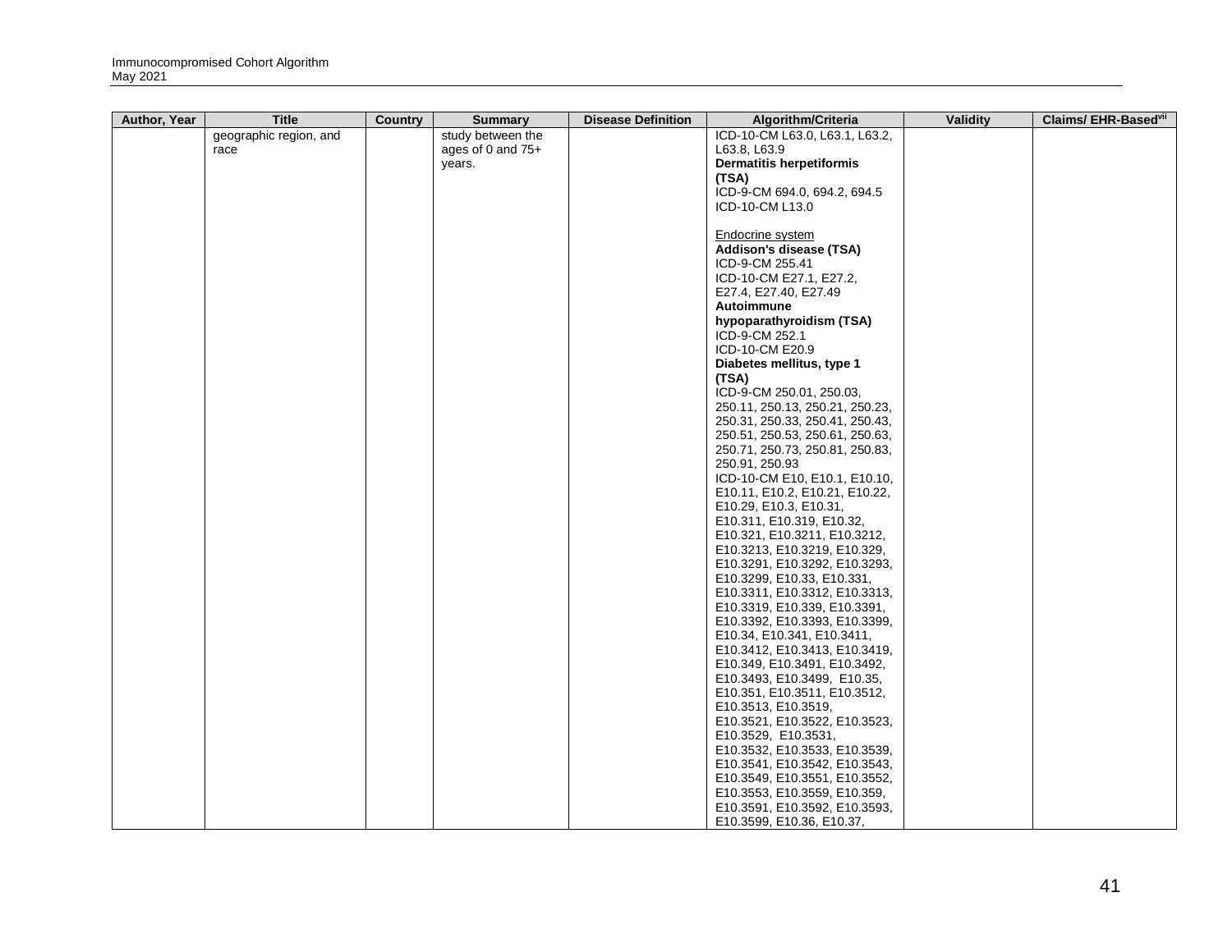| Author, Year | Title | Country | Summary | Disease Definition | Algorithm/Criteria | Validity | Claims/ EHR-Based[vii] |
|---|---|---|---|---|---|---|---|
| | geographic region, and race | | study between the ages of 0 and 75+ years. | | ICD-10-CM L63.0, L63.1, L63.2, L63.8, L63.9<br>**Dermatitis herpetiformis (TSA)**<br>ICD-9-CM 694.0, 694.2, 694.5<br>ICD-10-CM L13.0<br><br>Endocrine system<br>**Addison's disease (TSA)**<br>ICD-9-CM 255.41<br>ICD-10-CM E27.1, E27.2, E27.4, E27.40, E27.49<br>**Autoimmune hypoparathyroidism (TSA)**<br>ICD-9-CM 252.1<br>ICD-10-CM E20.9<br>**Diabetes mellitus, type 1 (TSA)**<br>ICD-9-CM 250.01, 250.03, 250.11, 250.13, 250.21, 250.23, 250.31, 250.33, 250.41, 250.43, 250.51, 250.53, 250.61, 250.63, 250.71, 250.73, 250.81, 250.83, 250.91, 250.93<br>ICD-10-CM E10, E10.1, E10.10, E10.11, E10.2, E10.21, E10.22, E10.29, E10.3, E10.31, E10.311, E10.319, E10.32, E10.321, E10.3211, E10.3212, E10.3213, E10.3219, E10.329, E10.3291, E10.3292, E10.3293, E10.3299, E10.33, E10.331, E10.3311, E10.3312, E10.3313, E10.3319, E10.339, E10.3391, E10.3392, E10.3393, E10.3399, E10.34, E10.341, E10.3411, E10.3412, E10.3413, E10.3419, E10.349, E10.3491, E10.3492, E10.3493, E10.3499, E10.35, E10.351, E10.3511, E10.3512, E10.3513, E10.3519, E10.3521, E10.3522, E10.3523, E10.3529, E10.3531, E10.3532, E10.3533, E10.3539, E10.3541, E10.3542, E10.3543, E10.3549, E10.3551, E10.3552, E10.3553, E10.3559, E10.359, E10.3591, E10.3592, E10.3593, E10.3599, E10.36, E10.37, | | |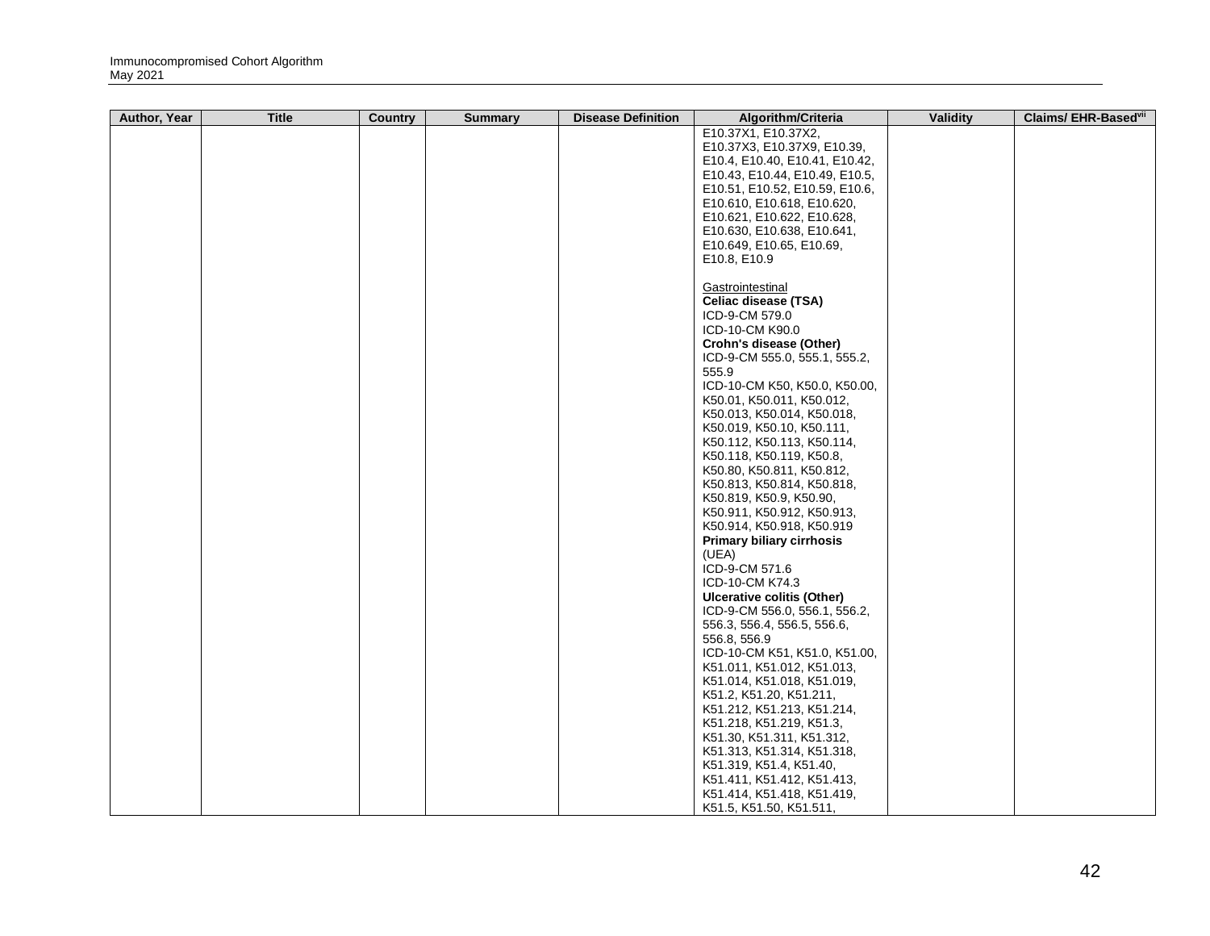| Author, Year | Title | Country | Summary | Disease Definition | Algorithm/Criteria | Validity | Claims/ EHR-Based[vii] |
|---|---|---|---|---|---|---|---|
| | | | | | E10.37X1, E10.37X2, E10.37X3, E10.37X9, E10.39, E10.4, E10.40, E10.41, E10.42, E10.43, E10.44, E10.49, E10.5, E10.51, E10.52, E10.59, E10.6, E10.610, E10.618, E10.620, E10.621, E10.622, E10.628, E10.630, E10.638, E10.641, E10.649, E10.65, E10.69, E10.8, E10.9<br><br>Gastrointestinal<br>**Celiac disease (TSA)**<br>ICD-9-CM 579.0<br>ICD-10-CM K90.0<br>**Crohn's disease (Other)**<br>ICD-9-CM 555.0, 555.1, 555.2, 555.9<br>ICD-10-CM K50, K50.0, K50.00, K50.01, K50.011, K50.012, K50.013, K50.014, K50.018, K50.019, K50.10, K50.111, K50.112, K50.113, K50.114, K50.118, K50.119, K50.8, K50.80, K50.811, K50.812, K50.813, K50.814, K50.818, K50.819, K50.9, K50.90, K50.911, K50.912, K50.913, K50.914, K50.918, K50.919<br>**Primary biliary cirrhosis** (UEA)<br>ICD-9-CM 571.6<br>ICD-10-CM K74.3<br>**Ulcerative colitis (Other)**<br>ICD-9-CM 556.0, 556.1, 556.2, 556.3, 556.4, 556.5, 556.6, 556.8, 556.9<br>ICD-10-CM K51, K51.0, K51.00, K51.011, K51.012, K51.013, K51.014, K51.018, K51.019, K51.2, K51.20, K51.211, K51.212, K51.213, K51.214, K51.218, K51.219, K51.3, K51.30, K51.311, K51.312, K51.313, K51.314, K51.318, K51.319, K51.4, K51.40, K51.411, K51.412, K51.413, K51.414, K51.418, K51.419, K51.5, K51.50, K51.511, | | |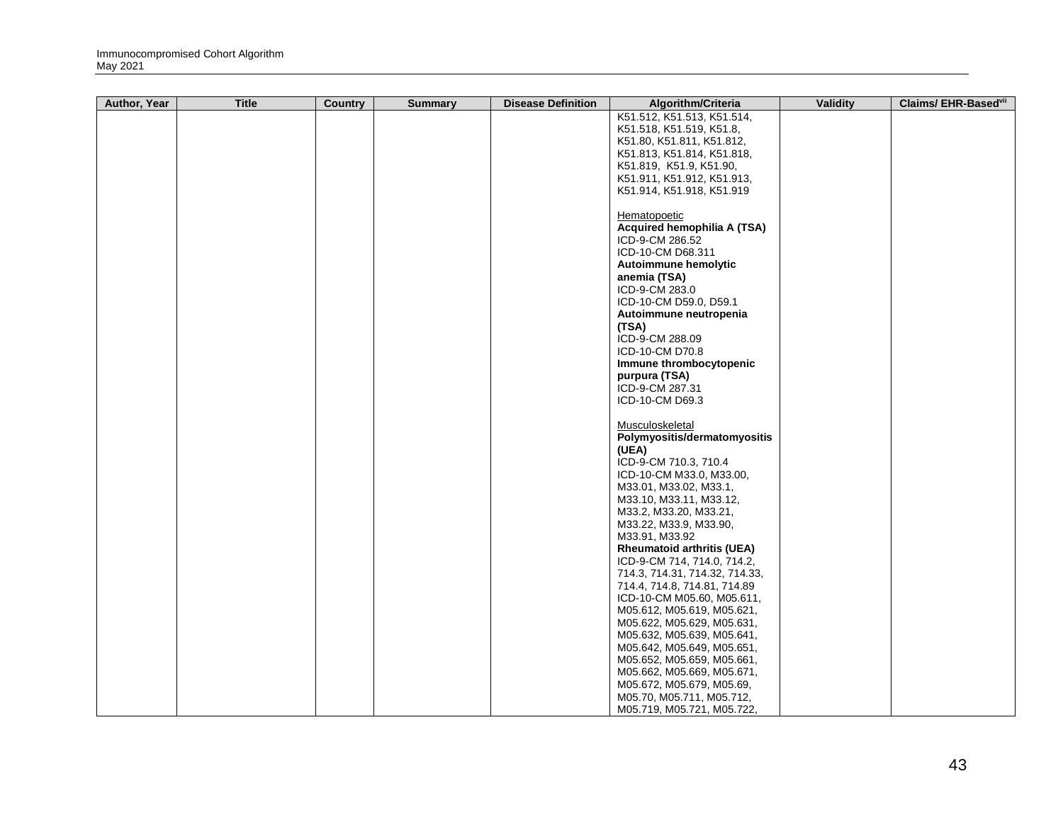| Author, Year | Title | Country | Summary | Disease Definition | Algorithm/Criteria | Validity | Claims/ EHR-Based[vii] |
|---|---|---|---|---|---|---|---|
| | | | | | K51.512, K51.513, K51.514, K51.518, K51.519, K51.8, K51.80, K51.811, K51.812, K51.813, K51.814, K51.818, K51.819, K51.9, K51.90, K51.911, K51.912, K51.913, K51.914, K51.918, K51.919<br><br>Hematopoetic<br>**Acquired hemophilia A (TSA)**<br>ICD-9-CM 286.52<br>ICD-10-CM D68.311<br>**Autoimmune hemolytic anemia (TSA)**<br>ICD-9-CM 283.0<br>ICD-10-CM D59.0, D59.1<br>**Autoimmune neutropenia (TSA)**<br>ICD-9-CM 288.09<br>ICD-10-CM D70.8<br>**Immune thrombocytopenic purpura (TSA)**<br>ICD-9-CM 287.31<br>ICD-10-CM D69.3<br><br>Musculoskeletal<br>**Polymyositis/dermatomyositis (UEA)**<br>ICD-9-CM 710.3, 710.4<br>ICD-10-CM M33.0, M33.00, M33.01, M33.02, M33.1, M33.10, M33.11, M33.12, M33.2, M33.20, M33.21, M33.22, M33.9, M33.90, M33.91, M33.92<br>**Rheumatoid arthritis (UEA)**<br>ICD-9-CM 714, 714.0, 714.2, 714.3, 714.31, 714.32, 714.33, 714.4, 714.8, 714.81, 714.89<br>ICD-10-CM M05.60, M05.611, M05.612, M05.619, M05.621, M05.622, M05.629, M05.631, M05.632, M05.639, M05.641, M05.642, M05.649, M05.651, M05.652, M05.659, M05.661, M05.662, M05.669, M05.671, M05.672, M05.679, M05.69, M05.70, M05.711, M05.712, M05.719, M05.721, M05.722, | | |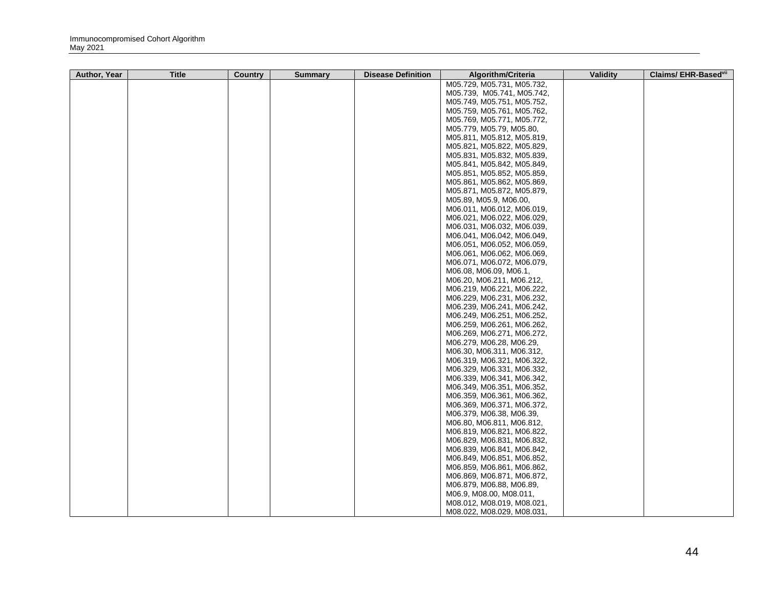| Author, Year | Title | Country | Summary | Disease Definition | Algorithm/Criteria | Validity | Claims/ EHR-Based[vii] |
|---|---|---|---|---|---|---|---|
| | | | | | M05.729, M05.731, M05.732, M05.739, M05.741, M05.742, M05.749, M05.751, M05.752, M05.759, M05.761, M05.762, M05.769, M05.771, M05.772, M05.779, M05.79, M05.80, M05.811, M05.812, M05.819, M05.821, M05.822, M05.829, M05.831, M05.832, M05.839, M05.841, M05.842, M05.849, M05.851, M05.852, M05.859, M05.861, M05.862, M05.869, M05.871, M05.872, M05.879, M05.89, M05.9, M06.00, M06.011, M06.012, M06.019, M06.021, M06.022, M06.029, M06.031, M06.032, M06.039, M06.041, M06.042, M06.049, M06.051, M06.052, M06.059, M06.061, M06.062, M06.069, M06.071, M06.072, M06.079, M06.08, M06.09, M06.1, M06.20, M06.211, M06.212, M06.219, M06.221, M06.222, M06.229, M06.231, M06.232, M06.239, M06.241, M06.242, M06.249, M06.251, M06.252, M06.259, M06.261, M06.262, M06.269, M06.271, M06.272, M06.279, M06.28, M06.29, M06.30, M06.311, M06.312, M06.319, M06.321, M06.322, M06.329, M06.331, M06.332, M06.339, M06.341, M06.342, M06.349, M06.351, M06.352, M06.359, M06.361, M06.362, M06.369, M06.371, M06.372, M06.379, M06.38, M06.39, M06.80, M06.811, M06.812, M06.819, M06.821, M06.822, M06.829, M06.831, M06.832, M06.839, M06.841, M06.842, M06.849, M06.851, M06.852, M06.859, M06.861, M06.862, M06.869, M06.871, M06.872, M06.879, M06.88, M06.89, M06.9, M08.00, M08.011, M08.012, M08.019, M08.021, M08.022, M08.029, M08.031, | | |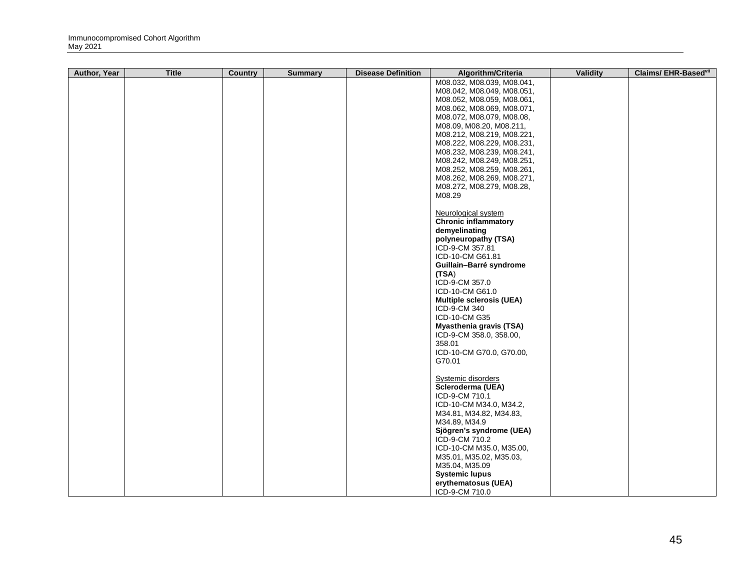| Author, Year | Title | Country | Summary | Disease Definition | Algorithm/Criteria | Validity | Claims/ EHR-Based[vii] |
|---|---|---|---|---|---|---|---|
| | | | | | M08.032, M08.039, M08.041, M08.042, M08.049, M08.051, M08.052, M08.059, M08.061, M08.062, M08.069, M08.071, M08.072, M08.079, M08.08, M08.09, M08.20, M08.211, M08.212, M08.219, M08.221, M08.222, M08.229, M08.231, M08.232, M08.239, M08.241, M08.242, M08.249, M08.251, M08.252, M08.259, M08.261, M08.262, M08.269, M08.271, M08.272, M08.279, M08.28, M08.29<br><br>Neurological system<br>**Chronic inflammatory demyelinating polyneuropathy (TSA)**<br>ICD-9-CM 357.81<br>ICD-10-CM G61.81<br>**Guillain–Barré syndrome (TSA)**<br>ICD-9-CM 357.0<br>ICD-10-CM G61.0<br>**Multiple sclerosis (UEA)**<br>ICD-9-CM 340<br>ICD-10-CM G35<br>**Myasthenia gravis (TSA)**<br>ICD-9-CM 358.0, 358.00, 358.01<br>ICD-10-CM G70.0, G70.00, G70.01<br><br>Systemic disorders<br>**Scleroderma (UEA)**<br>ICD-9-CM 710.1<br>ICD-10-CM M34.0, M34.2, M34.81, M34.82, M34.83, M34.89, M34.9<br>**Sjögren's syndrome (UEA)**<br>ICD-9-CM 710.2<br>ICD-10-CM M35.0, M35.00, M35.01, M35.02, M35.03, M35.04, M35.09<br>**Systemic lupus erythematosus (UEA)**<br>ICD-9-CM 710.0 | | |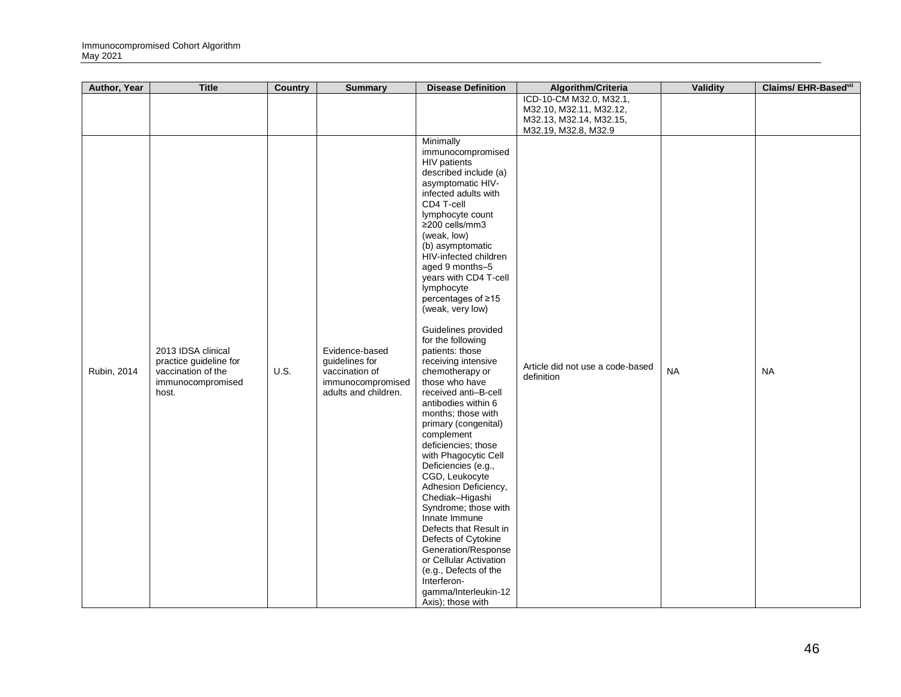| Author, Year | Title | Country | Summary | Disease Definition | Algorithm/Criteria | Validity | Claims/ EHR-Based[vii] |
|---|---|---|---|---|---|---|---|
| | | | | | ICD-10-CM M32.0, M32.1, M32.10, M32.11, M32.12, M32.13, M32.14, M32.15, M32.19, M32.8, M32.9 | | |
| Rubin, 2014 | 2013 IDSA clinical practice guideline for vaccination of the immunocompromised host. | U.S. | Evidence-based guidelines for vaccination of immunocompromised adults and children. | Minimally immunocompromised HIV patients described include (a) asymptomatic HIV-infected adults with CD4 T-cell lymphocyte count ≥200 cells/mm3 (weak, low) (b) asymptomatic HIV-infected children aged 9 months–5 years with CD4 T-cell lymphocyte percentages of ≥15 (weak, very low)<br><br>Guidelines provided for the following patients: those receiving intensive chemotherapy or those who have received anti–B-cell antibodies within 6 months; those with primary (congenital) complement deficiencies; those with Phagocytic Cell Deficiencies (e.g., CGD, Leukocyte Adhesion Deficiency, Chediak–Higashi Syndrome; those with Innate Immune Defects that Result in Defects of Cytokine Generation/Response or Cellular Activation (e.g., Defects of the Interferon-gamma/Interleukin-12 Axis); those with | Article did not use a code-based definition | NA | NA |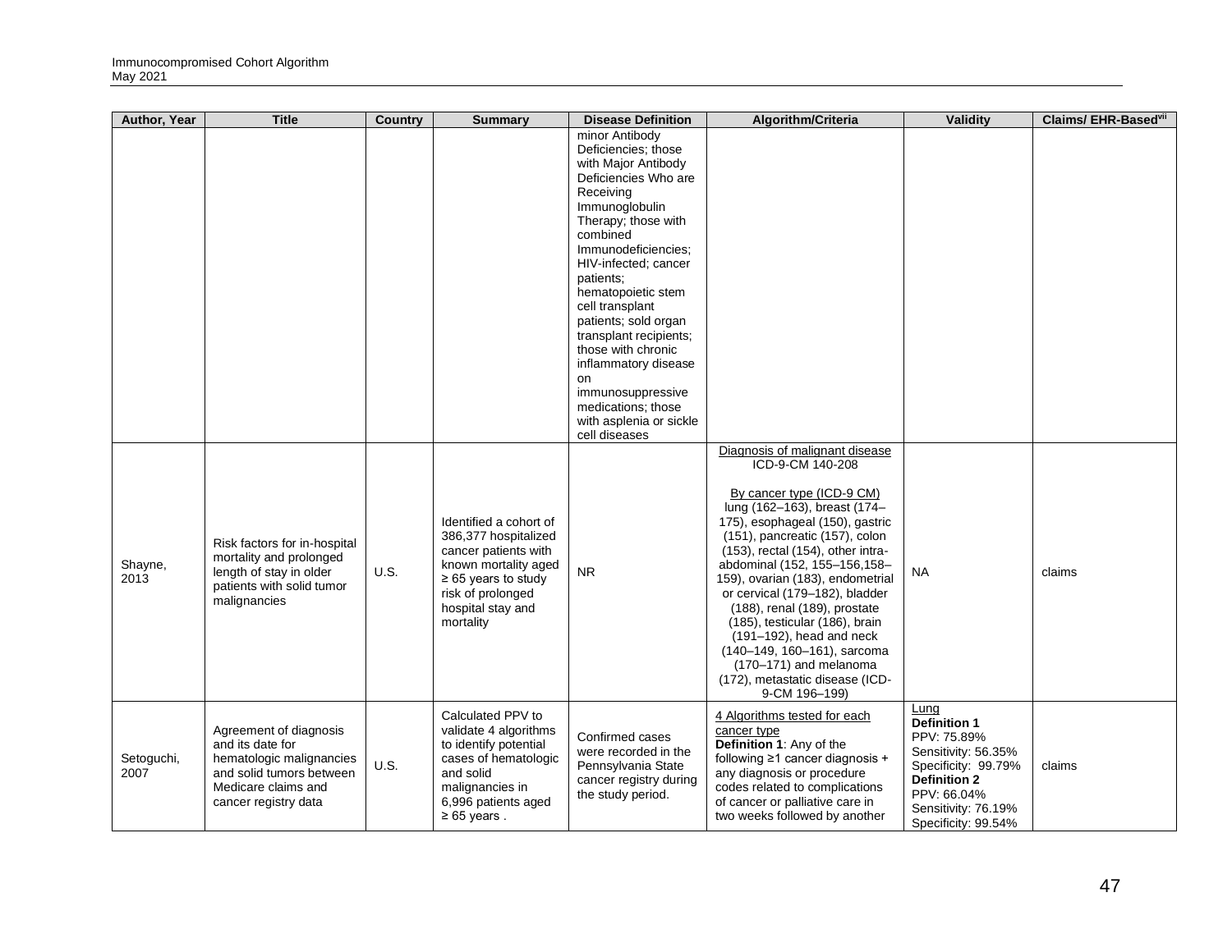| Author, Year | Title | Country | Summary | Disease Definition | Algorithm/Criteria | Validity | Claims/ EHR-Based[vii] |
|---|---|---|---|---|---|---|---|
| | | | | minor Antibody Deficiencies; those with Major Antibody Deficiencies Who are Receiving Immunoglobulin Therapy; those with combined Immunodeficiencies; HIV-infected; cancer patients; hematopoietic stem cell transplant patients; sold organ transplant recipients; those with chronic inflammatory disease on immunosuppressive medications; those with asplenia or sickle cell diseases | | | |
| Shayne, 2013 | Risk factors for in-hospital mortality and prolonged length of stay in older patients with solid tumor malignancies | U.S. | Identified a cohort of 386,377 hospitalized cancer patients with known mortality aged ≥ 65 years to study risk of prolonged hospital stay and mortality | NR | Diagnosis of malignant disease<br>ICD-9-CM 140-208<br><br>By cancer type (ICD-9 CM)<br>lung (162–163), breast (174–175), esophageal (150), gastric (151), pancreatic (157), colon (153), rectal (154), other intra-abdominal (152, 155–156,158–159), ovarian (183), endometrial or cervical (179–182), bladder (188), renal (189), prostate (185), testicular (186), brain (191–192), head and neck (140–149, 160–161), sarcoma (170–171) and melanoma (172), metastatic disease (ICD-9-CM 196–199) | NA | claims |
| Setoguchi, 2007 | Agreement of diagnosis and its date for hematologic malignancies and solid tumors between Medicare claims and cancer registry data | U.S. | Calculated PPV to validate 4 algorithms to identify potential cases of hematologic and solid malignancies in 6,996 patients aged ≥ 65 years . | Confirmed cases were recorded in the Pennsylvania State cancer registry during the study period. | 4 Algorithms tested for each cancer type<br>**Definition 1**: Any of the following ≥1 cancer diagnosis + any diagnosis or procedure codes related to complications of cancer or palliative care in two weeks followed by another | Lung<br>**Definition 1**<br>PPV: 75.89%<br>Sensitivity: 56.35%<br>Specificity: 99.79%<br>**Definition 2**<br>PPV: 66.04%<br>Sensitivity: 76.19%<br>Specificity: 99.54% | claims |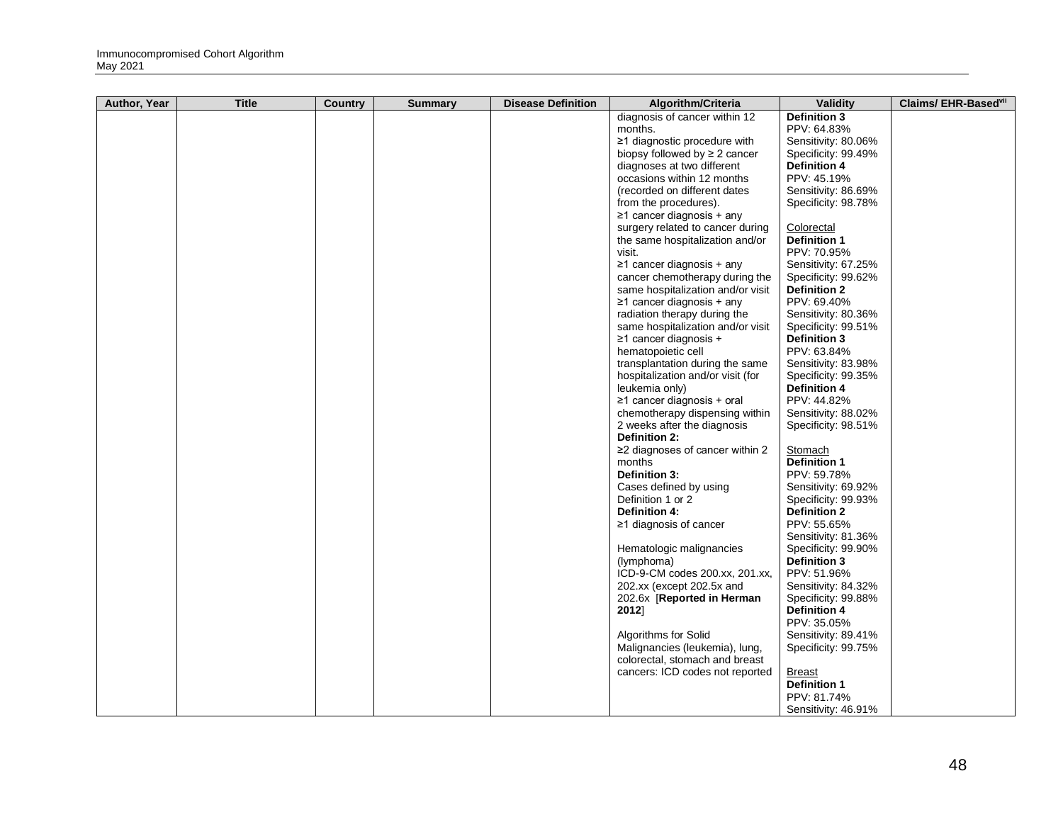| Author, Year | Title | Country | Summary | Disease Definition | Algorithm/Criteria | Validity | Claims/ EHR-Based[vii] |
|---|---|---|---|---|---|---|---|
| | | | | | diagnosis of cancer within 12 months.<br>≥1 diagnostic procedure with biopsy followed by ≥ 2 cancer diagnoses at two different occasions within 12 months (recorded on different dates from the procedures).<br>≥1 cancer diagnosis + any surgery related to cancer during the same hospitalization and/or visit.<br>≥1 cancer diagnosis + any cancer chemotherapy during the same hospitalization and/or visit<br>≥1 cancer diagnosis + any radiation therapy during the same hospitalization and/or visit<br>≥1 cancer diagnosis + hematopoietic cell transplantation during the same hospitalization and/or visit (for leukemia only)<br>≥1 cancer diagnosis + oral chemotherapy dispensing within 2 weeks after the diagnosis<br>**Definition 2:**<br>≥2 diagnoses of cancer within 2 months<br>**Definition 3:**<br>Cases defined by using Definition 1 or 2<br>**Definition 4:**<br>≥1 diagnosis of cancer<br><br>Hematologic malignancies (lymphoma)<br>ICD-9-CM codes 200.xx, 201.xx, 202.xx (except 202.5x and 202.6x [**Reported in Herman 2012**]<br><br>Algorithms for Solid Malignancies (leukemia), lung, colorectal, stomach and breast cancers: ICD codes not reported | **Definition 3**<br>PPV: 64.83%<br>Sensitivity: 80.06%<br>Specificity: 99.49%<br>**Definition 4**<br>PPV: 45.19%<br>Sensitivity: 86.69%<br>Specificity: 98.78%<br><br>Colorectal<br>**Definition 1**<br>PPV: 70.95%<br>Sensitivity: 67.25%<br>Specificity: 99.62%<br>**Definition 2**<br>PPV: 69.40%<br>Sensitivity: 80.36%<br>Specificity: 99.51%<br>**Definition 3**<br>PPV: 63.84%<br>Sensitivity: 83.98%<br>Specificity: 99.35%<br>**Definition 4**<br>PPV: 44.82%<br>Sensitivity: 88.02%<br>Specificity: 98.51%<br><br>Stomach<br>**Definition 1**<br>PPV: 59.78%<br>Sensitivity: 69.92%<br>Specificity: 99.93%<br>**Definition 2**<br>PPV: 55.65%<br>Sensitivity: 81.36%<br>Specificity: 99.90%<br>**Definition 3**<br>PPV: 51.96%<br>Sensitivity: 84.32%<br>Specificity: 99.88%<br>**Definition 4**<br>PPV: 35.05%<br>Sensitivity: 89.41%<br>Specificity: 99.75%<br><br>Breast<br>**Definition 1**<br>PPV: 81.74%<br>Sensitivity: 46.91% | |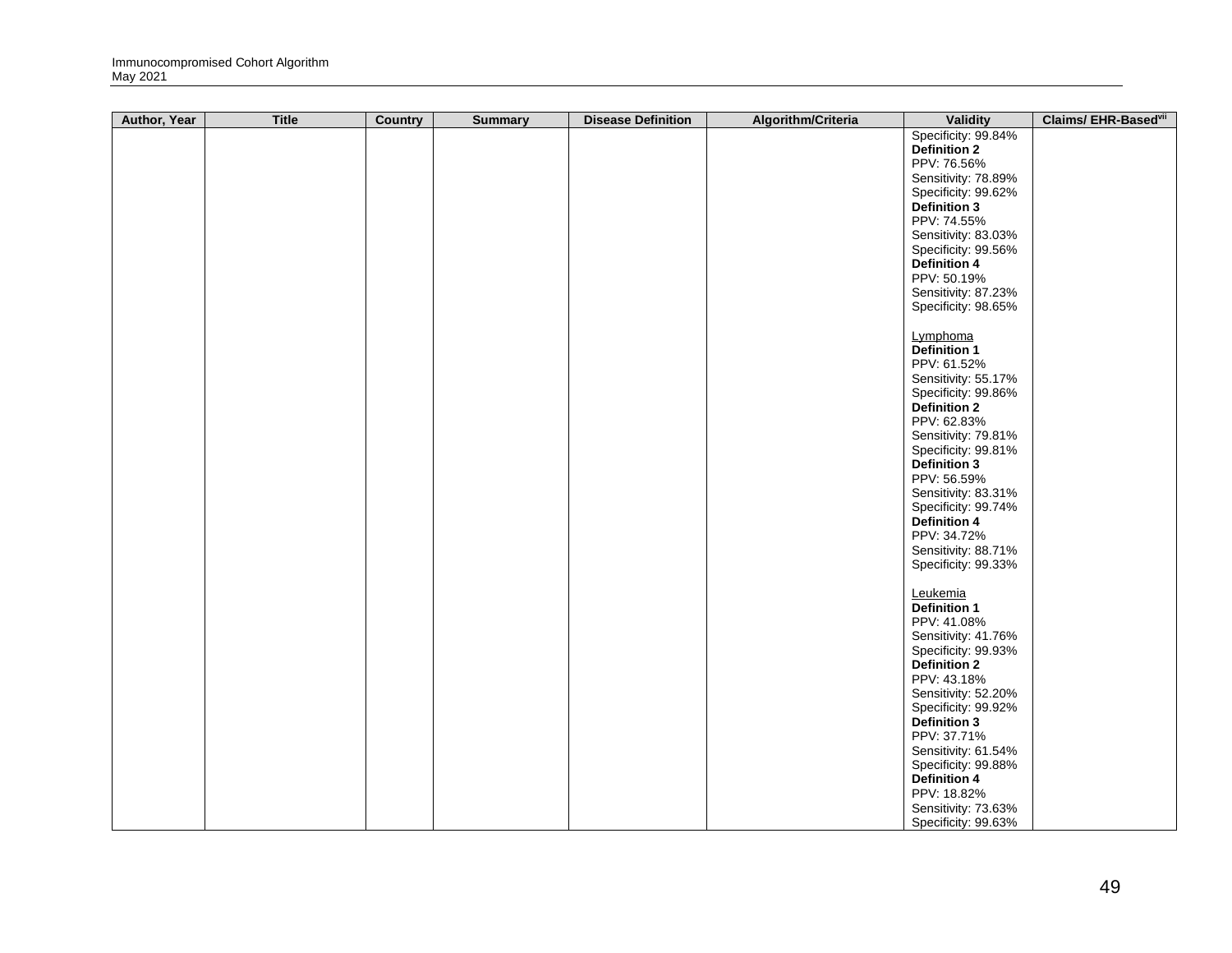| Author, Year | Title | Country | Summary | Disease Definition | Algorithm/Criteria | Validity | Claims/ EHR-Based[vii] |
|---|---|---|---|---|---|---|---|
| | | | | | | Specificity: 99.84%<br>**Definition 2**<br>PPV: 76.56%<br>Sensitivity: 78.89%<br>Specificity: 99.62%<br>**Definition 3**<br>PPV: 74.55%<br>Sensitivity: 83.03%<br>Specificity: 99.56%<br>**Definition 4**<br>PPV: 50.19%<br>Sensitivity: 87.23%<br>Specificity: 98.65%<br><br>Lymphoma<br>**Definition 1**<br>PPV: 61.52%<br>Sensitivity: 55.17%<br>Specificity: 99.86%<br>**Definition 2**<br>PPV: 62.83%<br>Sensitivity: 79.81%<br>Specificity: 99.81%<br>**Definition 3**<br>PPV: 56.59%<br>Sensitivity: 83.31%<br>Specificity: 99.74%<br>**Definition 4**<br>PPV: 34.72%<br>Sensitivity: 88.71%<br>Specificity: 99.33%<br><br>Leukemia<br>**Definition 1**<br>PPV: 41.08%<br>Sensitivity: 41.76%<br>Specificity: 99.93%<br>**Definition 2**<br>PPV: 43.18%<br>Sensitivity: 52.20%<br>Specificity: 99.92%<br>**Definition 3**<br>PPV: 37.71%<br>Sensitivity: 61.54%<br>Specificity: 99.88%<br>**Definition 4**<br>PPV: 18.82%<br>Sensitivity: 73.63%<br>Specificity: 99.63% | |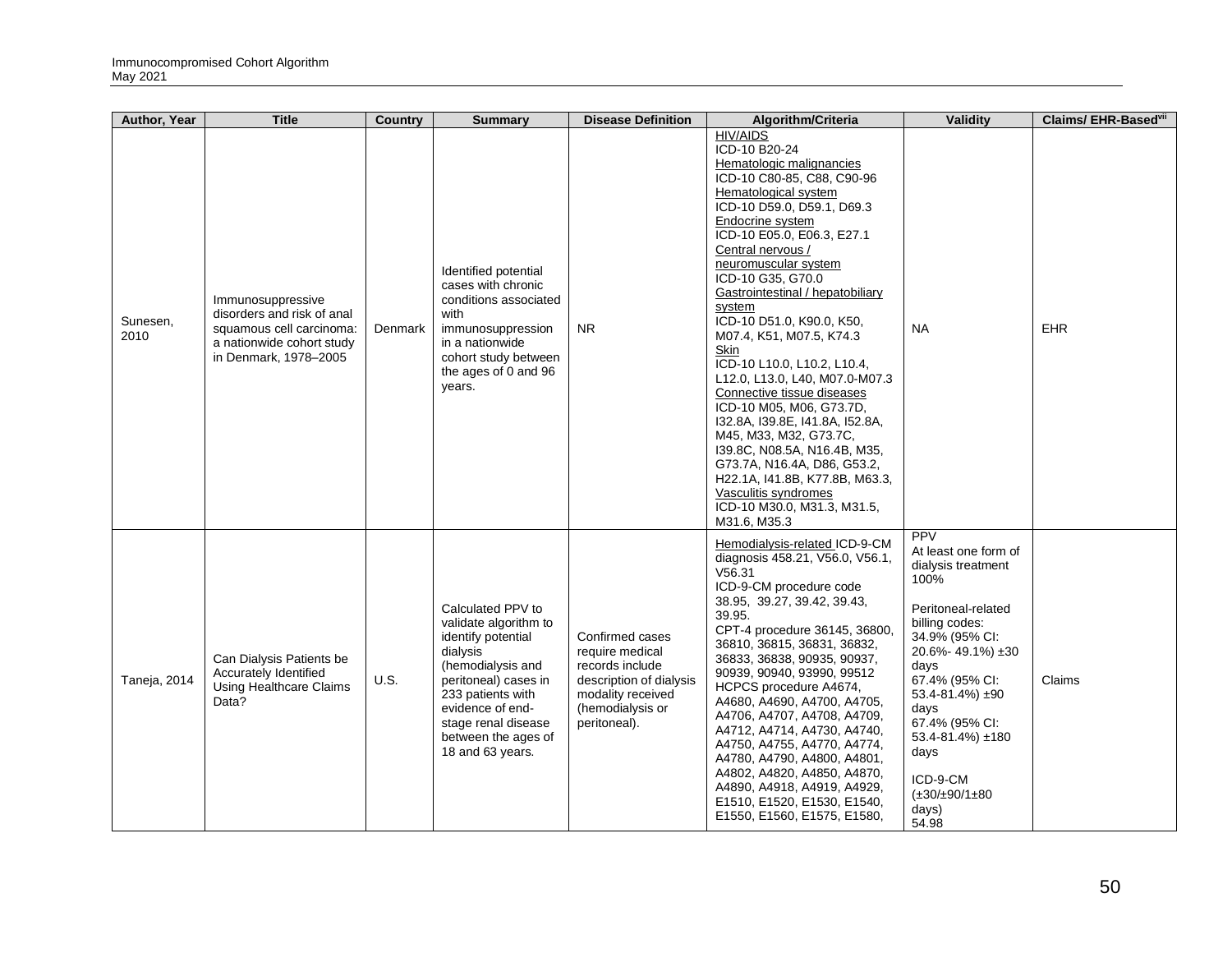| Author, Year | Title | Country | Summary | Disease Definition | Algorithm/Criteria | Validity | Claims/ EHR-Based[vii] |
|---|---|---|---|---|---|---|---|
| Sunesen, 2010 | Immunosuppressive disorders and risk of anal squamous cell carcinoma: a nationwide cohort study in Denmark, 1978–2005 | Denmark | Identified potential cases with chronic conditions associated with immunosuppression in a nationwide cohort study between the ages of 0 and 96 years. | NR | HIV/AIDS<br>ICD-10 B20-24<br>Hematologic malignancies<br>ICD-10 C80-85, C88, C90-96<br>Hematological system<br>ICD-10 D59.0, D59.1, D69.3<br>Endocrine system<br>ICD-10 E05.0, E06.3, E27.1<br>Central nervous / neuromuscular system<br>ICD-10 G35, G70.0<br>Gastrointestinal / hepatobiliary system<br>ICD-10 D51.0, K90.0, K50, M07.4, K51, M07.5, K74.3<br>Skin<br>ICD-10 L10.0, L10.2, L10.4, L12.0, L13.0, L40, M07.0-M07.3<br>Connective tissue diseases<br>ICD-10 M05, M06, G73.7D, I32.8A, I39.8E, I41.8A, I52.8A, M45, M33, M32, G73.7C, I39.8C, N08.5A, N16.4B, M35, G73.7A, N16.4A, D86, G53.2, H22.1A, I41.8B, K77.8B, M63.3,<br>Vasculitis syndromes<br>ICD-10 M30.0, M31.3, M31.5, M31.6, M35.3 | NA | EHR |
| Taneja, 2014 | Can Dialysis Patients be Accurately Identified Using Healthcare Claims Data? | U.S. | Calculated PPV to validate algorithm to identify potential dialysis (hemodialysis and peritoneal) cases in 233 patients with evidence of end-stage renal disease between the ages of 18 and 63 years. | Confirmed cases require medical records include description of dialysis modality received (hemodialysis or peritoneal). | Hemodialysis-related ICD-9-CM diagnosis 458.21, V56.0, V56.1, V56.31<br>ICD-9-CM procedure code 38.95, 39.27, 39.42, 39.43, 39.95.<br>CPT-4 procedure 36145, 36800, 36810, 36815, 36831, 36832, 36833, 36838, 90935, 90937, 90939, 90940, 93990, 99512<br>HCPCS procedure A4674, A4680, A4690, A4700, A4705, A4706, A4707, A4708, A4709, A4712, A4714, A4730, A4740, A4750, A4755, A4770, A4774, A4780, A4790, A4800, A4801, A4802, A4820, A4850, A4870, A4890, A4918, A4919, A4929, E1510, E1520, E1530, E1540, E1550, E1560, E1575, E1580, | PPV<br>At least one form of dialysis treatment<br>100%<br><br>Peritoneal-related billing codes:<br>34.9% (95% CI: 20.6%- 49.1%) ±30 days<br>67.4% (95% CI: 53.4-81.4%) ±90 days<br>67.4% (95% CI: 53.4-81.4%) ±180 days<br><br>ICD-9-CM (±30/±90/1±80 days)<br>54.98 | Claims |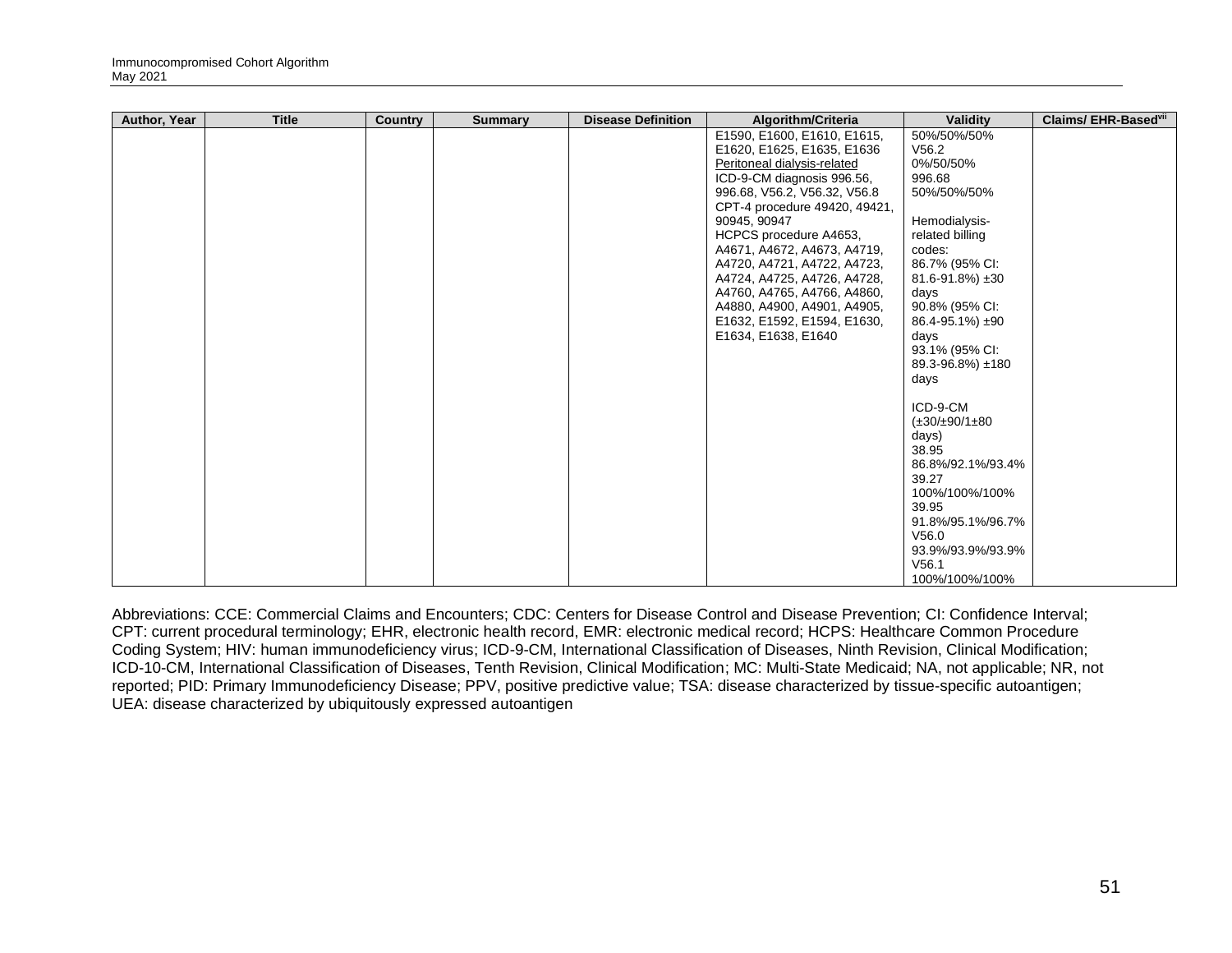| Author, Year | Title | Country | Summary | Disease Definition | Algorithm/Criteria | Validity | Claims/ EHR-Based[vii] |
|---|---|---|---|---|---|---|---|
| | | | | | E1590, E1600, E1610, E1615, E1620, E1625, E1635, E1636<br>Peritoneal dialysis-related<br>ICD-9-CM diagnosis 996.56, 996.68, V56.2, V56.32, V56.8<br>CPT-4 procedure 49420, 49421, 90945, 90947<br>HCPCS procedure A4653, A4671, A4672, A4673, A4719, A4720, A4721, A4722, A4723, A4724, A4725, A4726, A4728, A4760, A4765, A4766, A4860, A4880, A4900, A4901, A4905, E1632, E1592, E1594, E1630, E1634, E1638, E1640 | 50%/50%/50%<br>V56.2<br>0%/50/50%<br>996.68<br>50%/50%/50%<br><br>Hemodialysis-related billing codes:<br>86.7% (95% CI: 81.6-91.8%) ±30 days<br>90.8% (95% CI: 86.4-95.1%) ±90 days<br>93.1% (95% CI: 89.3-96.8%) ±180 days<br><br>ICD-9-CM (±30/±90/1±80 days)<br>38.95<br>86.8%/92.1%/93.4%<br>39.27<br>100%/100%/100%<br>39.95<br>91.8%/95.1%/96.7%<br>V56.0<br>93.9%/93.9%/93.9%<br>V56.1<br>100%/100%/100% | |

Abbreviations: CCE: Commercial Claims and Encounters; CDC: Centers for Disease Control and Disease Prevention; CI: Confidence Interval; CPT: current procedural terminology; EHR, electronic health record, EMR: electronic medical record; HCPS: Healthcare Common Procedure Coding System; HIV: human immunodeficiency virus; ICD-9-CM, International Classification of Diseases, Ninth Revision, Clinical Modification; ICD-10-CM, International Classification of Diseases, Tenth Revision, Clinical Modification; MC: Multi-State Medicaid; NA, not applicable; NR, not reported; PID: Primary Immunodeficiency Disease; PPV, positive predictive value; TSA: disease characterized by tissue-specific autoantigen; UEA: disease characterized by ubiquitously expressed autoantigen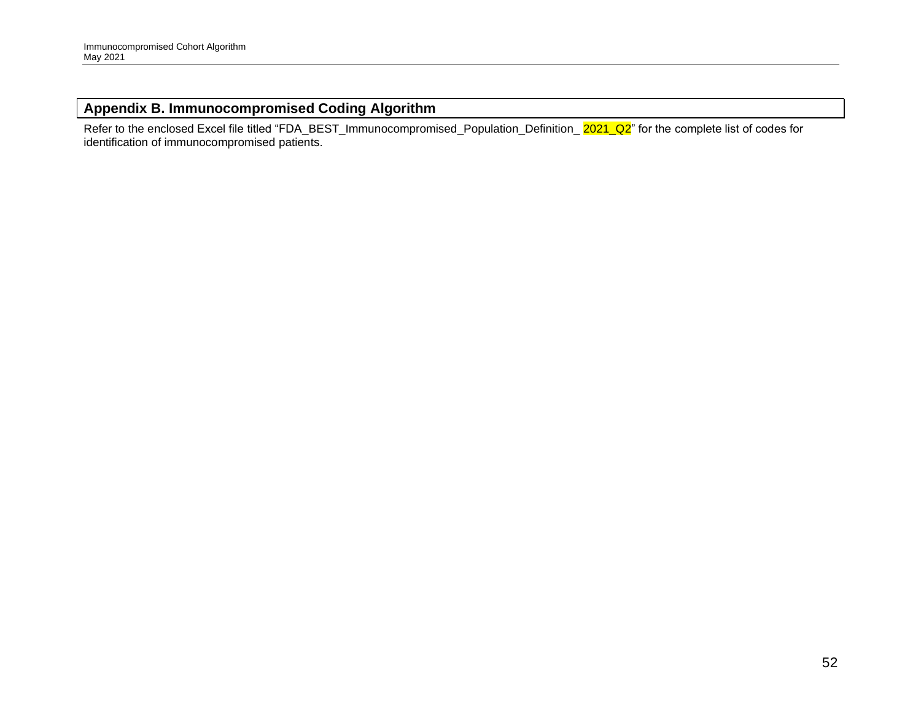## Appendix B. Immunocompromised Coding Algorithm

Refer to the enclosed Excel file titled "FDA_BEST_Immunocompromised_Population_Definition_ 2021_Q2" for the complete list of codes for identification of immunocompromised patients.